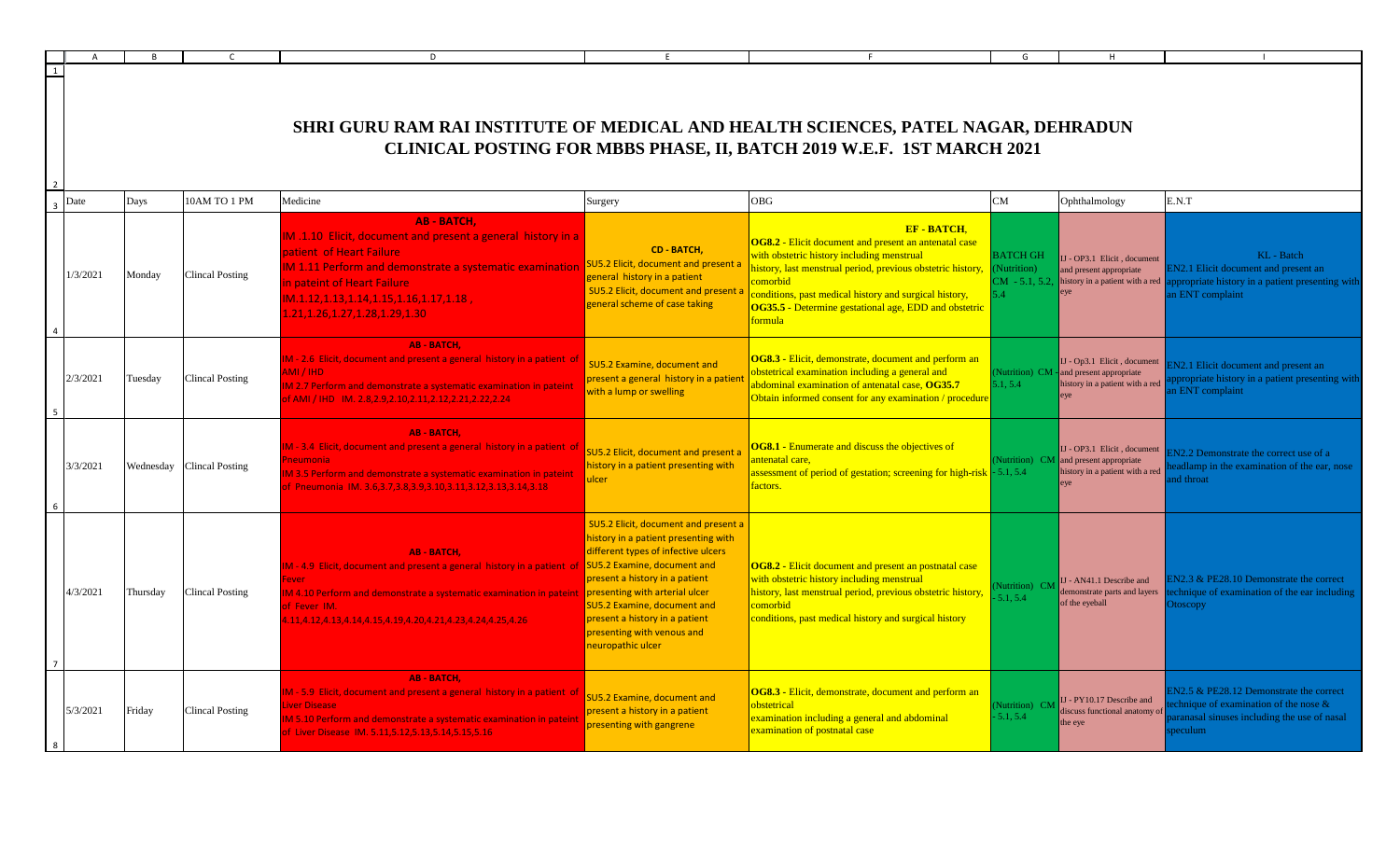# SHRI GURU RAM RAI INSTITUTE OF MEDICAL AND HEALTH SCIENCES, PATEL NAGAR, DEHRADUN

## CLINICAL POSTING FOR MBBS PHASE, II, BATCH 2019 W.E.F. 1ST MARCH 2021

| Date | Days | 10AM TO 1 PM | Medicine | Surgery | OBG | CM | Ophthalmology | E.N.T |
|---|---|---|---|---|---|---|---|---|
| 1/3/2021 | Monday | Clincal Posting | **AB - BATCH,** IM .1.10 Elicit, document and present a general history in a patient of Heart Failure IM 1.11 Perform and demonstrate a systematic examination in pateint of Heart Failure IM.1.12,1.13,1.14,1.15,1.16,1.17,1.18 , 1.21,1.26,1.27,1.28,1.29,1.30 | **CD - BATCH,** SU5.2 Elicit, document and present a general history in a patient SU5.2 Elicit, document and present a general scheme of case taking | **EF - BATCH,** **OG8.2** - Elicit document and present an antenatal case with obstetric history including menstrual history, last menstrual period, previous obstetric history, comorbid conditions, past medical history and surgical history, **OG35.5** - Determine gestational age, EDD and obstetric formula | BATCH GH (Nutrition) CM - 5.1, 5.2, 5.4 | IJ - OP3.1 Elicit , document and present appropriate history in a patient with a red eye | KL - Batch EN2.1 Elicit document and present an appropriate history in a patient presenting with an ENT complaint |
| 2/3/2021 | Tuesday | Clincal Posting | **AB - BATCH,** IM - 2.6 Elicit, document and present a general history in a patient of AMI / IHD IM 2.7 Perform and demonstrate a systematic examination in pateint of AMI / IHD IM. 2.8,2.9,2.10,2.11,2.12,2.21,2.22,2.24 | SU5.2 Examine, document and present a general history in a patient with a lump or swelling | **OG8.3** - Elicit, demonstrate, document and perform an obstetrical examination including a general and abdominal examination of antenatal case, **OG35.7** Obtain informed consent for any examination / procedure | (Nutrition) CM - 5.1, 5.4 | IJ - Op3.1 Elicit , document and present appropriate history in a patient with a red eye | EN2.1 Elicit document and present an appropriate history in a patient presenting with an ENT complaint |
| 3/3/2021 | Wednesday | Clincal Posting | **AB - BATCH,** IM - 3.4 Elicit, document and present a general history in a patient of Pneumonia IM 3.5 Perform and demonstrate a systematic examination in pateint of Pneumonia IM. 3.6,3.7,3.8,3.9,3.10,3.11,3.12,3.13,3.14,3.18 | SU5.2 Elicit, document and present a history in a patient presenting with ulcer | **OG8.1** - Enumerate and discuss the objectives of antenatal care, assessment of period of gestation; screening for high-risk factors. | (Nutrition) CM - 5.1, 5.4 | IJ - OP3.1 Elicit , document and present appropriate history in a patient with a red eye | EN2.2 Demonstrate the correct use of a headlamp in the examination of the ear, nose and throat |
| 4/3/2021 | Thursday | Clincal Posting | **AB - BATCH,** IM - 4.9 Elicit, document and present a general history in a patient of Fever IM 4.10 Perform and demonstrate a systematic examination in pateint of Fever IM. 4.11,4.12,4.13,4.14,4.15,4.19,4.20,4.21,4.23,4.24,4.25,4.26 | SU5.2 Elicit, document and present a history in a patient presenting with different types of infective ulcers SU5.2 Examine, document and present a history in a patient presenting with arterial ulcer SU5.2 Examine, document and present a history in a patient presenting with venous and neuropathic ulcer | **OG8.2** - Elicit document and present an postnatal case with obstetric history including menstrual history, last menstrual period, previous obstetric history, comorbid conditions, past medical history and surgical history | (Nutrition) CM - 5.1, 5.4 | IJ - AN41.1 Describe and demonstrate parts and layers of the eyeball | EN2.3 & PE28.10 Demonstrate the correct technique of examination of the ear including Otoscopy |
| 5/3/2021 | Friday | Clincal Posting | **AB - BATCH,** IM - 5.9 Elicit, document and present a general history in a patient of Liver Disease IM 5.10 Perform and demonstrate a systematic examination in pateint of Liver Disease IM. 5.11,5.12,5.13,5.14,5.15,5.16 | SU5.2 Examine, document and present a history in a patient presenting with gangrene | **OG8.3** - Elicit, demonstrate, document and perform an obstetrical examination including a general and abdominal examination of postnatal case | (Nutrition) CM - 5.1, 5.4 | IJ - PY10.17 Describe and discuss functional anatomy of the eye | EN2.5 & PE28.12 Demonstrate the correct technique of examination of the nose & paranasal sinuses including the use of nasal speculum |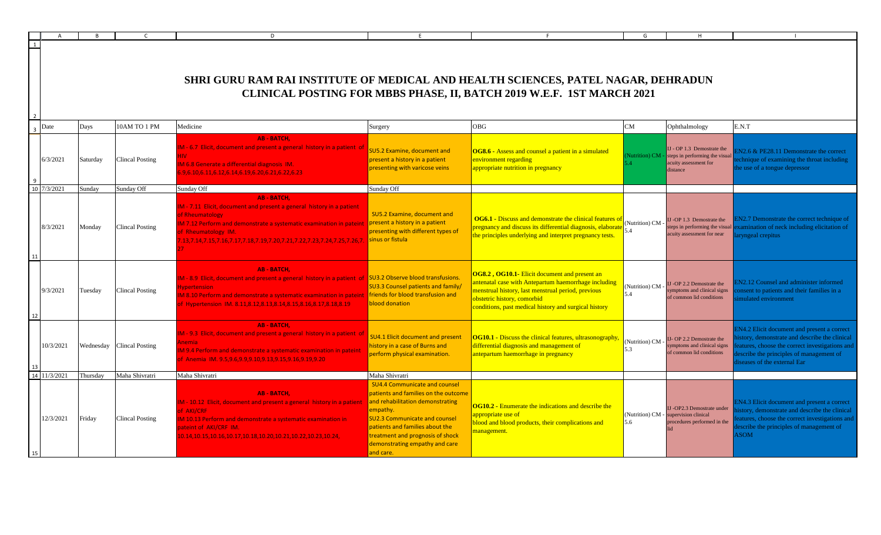# SHRI GURU RAM RAI INSTITUTE OF MEDICAL AND HEALTH SCIENCES, PATEL NAGAR, DEHRADUN

## CLINICAL POSTING FOR MBBS PHASE, II, BATCH 2019 W.E.F. 1ST MARCH 2021

| Date | Days | 10AM TO 1 PM | Medicine | Surgery | OBG | CM | Ophthalmology | E.N.T |
|---|---|---|---|---|---|---|---|---|
| 6/3/2021 | Saturday | Clincal Posting | AB - BATCH, IM - 6.7 Elicit, document and present a general history in a patient of HIV IM 6.8 Generate a differential diagnosis IM. 6.9,6.10,6.11,6.12,6.14,6.19,6.20,6.21,6.22,6.23 | SU5.2 Examine, document and present a history in a patient presenting with varicose veins | **OG8.6** - Assess and counsel a patient in a simulated environment regarding appropriate nutrition in pregnancy | (Nutrition) CM - 5.4 | IJ - OP 1.3 Demostrate the steps in performing the visual acuity assessment for distance | EN2.6 & PE28.11 Demonstrate the correct technique of examining the throat including the use of a tongue depressor |
| 7/3/2021 | Sunday | Sunday Off | Sunday Off | Sunday Off | | | | |
| 8/3/2021 | Monday | Clincal Posting | AB - BATCH, IM - 7.11 Elicit, document and present a general history in a patient of Rheumatology IM 7.12 Perform and demonstrate a systematic examination in pateint of Rheumatology IM. 7.13,7.14,7.15,7.16,7.17,7.18,7.19,7.20,7.21,7.22,7.23,7.24,7.25,7.26,7.27 | SU5.2 Examine, document and present a history in a patient presenting with different types of sinus or fistula | **OG6.1** - Discuss and demonstrate the clinical features of pregnancy and discuss its differential diagnosis, elaborate the principles underlying and interpret pregnancy tests. | (Nutrition) CM - 5.4 | IJ -OP 1.3 Demostrate the steps in performing the visual acuity assessment for near | EN2.7 Demonstrate the correct technique of examination of neck including elicitation of laryngeal crepitus |
| 9/3/2021 | Tuesday | Clincal Posting | AB - BATCH, IM - 8.9 Elicit, document and present a general history in a patient of Hypertension IM 8.10 Perform and demonstrate a systematic examination in pateint of Hypertension IM. 8.11,8.12,8.13,8.14,8.15,8.16,8.17,8.18,8.19 | SU3.2 Observe blood transfusions. SU3.3 Counsel patients and family/ friends for blood transfusion and blood donation | **OG8.2 , OG10.1**- Elicit document and present an antenatal case with Antepartum haemorrhage including menstrual history, last menstrual period, previous obstetric history, comorbid conditions, past medical history and surgical history | (Nutrition) CM - 5.4 | IJ -OP 2.2 Demostrate the symptoms and clinical signs of common lid conditions | EN2.12 Counsel and administer informed consent to patients and their families in a simulated environment |
| 10/3/2021 | Wednesday | Clincal Posting | AB - BATCH, IM - 9.3 Elicit, document and present a general history in a patient of Anemia IM 9.4 Perform and demonstrate a systematic examination in pateint of Anemia IM. 9.5,9.6,9.9,9.10,9.13,9.15,9.16,9.19,9.20 | SU4.1 Elicit document and present history in a case of Burns and perform physical examination. | **OG10.1** - Discuss the clinical features, ultrasonography, differential diagnosis and management of antepartum haemorrhage in pregnancy | (Nutrition) CM - 5.3 | IJ- OP 2.2 Demostrate the symptoms and clinical signs of common lid conditions | EN4.2 Elicit document and present a correct history, demonstrate and describe the clinical features, choose the correct investigations and describe the principles of management of diseases of the external Ear |
| 11/3/2021 | Thursday | Maha Shivratri | Maha Shivratri | Maha Shivratri | | | | |
| 12/3/2021 | Friday | Clincal Posting | AB - BATCH, IM - 10.12 Elicit, document and present a general history in a patient of AKI/CRF IM 10.13 Perform and demonstrate a systematic examination in pateint of AKI/CRF IM. 10.14,10.15,10.16,10.17,10.18,10.20,10.21,10.22,10.23,10.24, | SU4.4 Communicate and counsel patients and families on the outcome and rehabilitation demonstrating empathy. SU2.3 Communicate and counsel patients and families about the treatment and prognosis of shock demonstrating empathy and care and care. | **OG10.2** - Enumerate the indications and describe the appropriate use of blood and blood products, their complications and management. | (Nutrition) CM - 5.6 | IJ -OP2.3 Demostrate under supervision clinical procedures performed in the lid | EN4.3 Elicit document and present a correct history, demonstrate and describe the clinical features, choose the correct investigations and describe the principles of management of ASOM |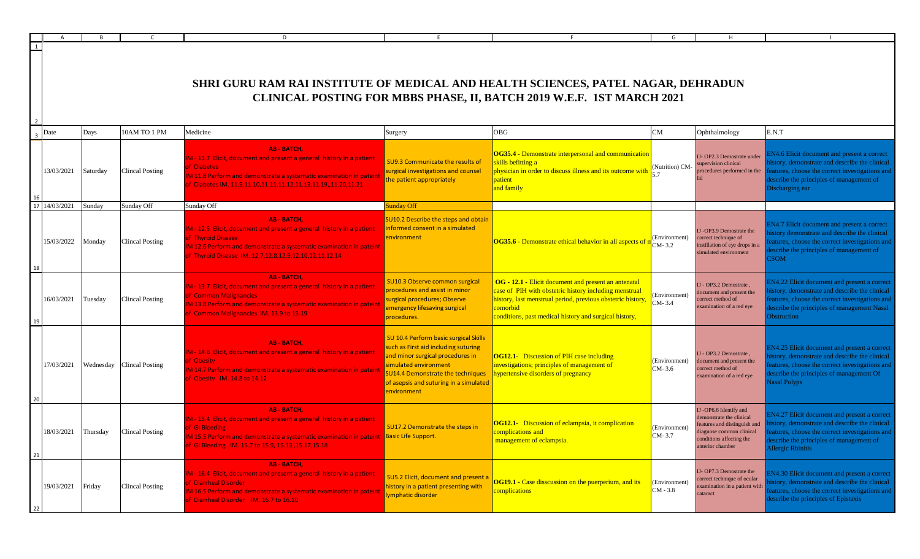# SHRI GURU RAM RAI INSTITUTE OF MEDICAL AND HEALTH SCIENCES, PATEL NAGAR, DEHRADUN

## CLINICAL POSTING FOR MBBS PHASE, II, BATCH 2019 W.E.F. 1ST MARCH 2021

| Date | Days | 10AM TO 1 PM | Medicine | Surgery | OBG | CM | Ophthalmology | E.N.T |
|---|---|---|---|---|---|---|---|---|
| 13/03/2021 | Saturday | Clincal Posting | AB - BATCH, IM - 11.7 Elicit, document and present a general history in a patient of Diabetes IM 11.8 Perform and demonstrate a systematic examination in pateint of Diabetes IM 11.9,11.10,11.11,11.12,11.13,11.19,,11.20,11.21 | SU9.3 Communicate the results of surgical investigations and counsel the patient appropriately | **OG35.4** - Demonstrate interpersonal and communication skills befitting a physician in order to discuss illness and its outcome with patient and family | (Nutrition) CM-5.7 | IJ- OP2.3 Demostrate under supervision clinical procedures performed in the lid | EN4.6 Elicit document and present a correct history, demonstrate and describe the clinical features, choose the correct investigations and describe the principles of management of Discharging ear |
| 14/03/2021 | Sunday | Sunday Off | Sunday Off | Sunday Off | | | | |
| 15/03/2022 | Monday | Clincal Posting | AB - BATCH, IM - 12.5 Elicit, document and present a general history in a patient of Thyroid Disease IM 12.6 Perform and demonstrate a systematic examination in pateint of Thyroid Disease IM. 12.7,12.8,12.9,12.10,12.11,12.14 | SU10.2 Describe the steps and obtain informed consent in a simulated environment | **OG35.6** - Demonstrate ethical behavior in all aspects of m | (Environment) CM- 3.2 | IJ -OP3.9 Demostrate the correct technique of instillation of eye drops in a simulated environment | EN4.7 Elicit document and present a correct history demonstrate and describe the clinical features, choose the correct investigations and describe the principles of management of CSOM |
| 16/03/2021 | Tuesday | Clincal Posting | AB - BATCH, IM - 13.7 Elicit, document and present a general history in a patient of Common Malignancies IM 13.8 Perform and demonstrate a systematic examination in pateint of Common Malignancies IM. 13.9 to 13.19 | SU10.3 Observe common surgical procedures and assist in minor surgical procedures; Observe emergency lifesaving surgical procedures. | **OG - 12.1** - Elicit document and present an antenatal case of PIH with obstetric history including menstrual history, last menstrual period, previous obstetric history, comorbid conditions, past medical history and surgical history, | (Environment) CM- 3.4 | IJ - OP3.2 Demostrate , document and present the correct method of examination of a red eye | EN4.22 Elicit document and present a correct history, demonstrate and describe the clinical features, choose the correct investigations and describe the principles of management Nasal Obstruction |
| 17/03/2021 | Wednesday | Clincal Posting | AB - BATCH, IM - 14.6 Elicit, document and present a general history in a patient of Obesity IM 14.7 Perform and demonstrate a systematic examination in pateint of Obesity IM. 14.8 to 14.12 | SU 10.4 Perform basic surgical Skills such as First aid including suturing and minor surgical procedures in simulated environment SU14.4 Demonstrate the techniques of asepsis and suturing in a simulated environment | **OG12.1**- Discussion of PIH case including investigations; principles of management of hypertensive disorders of pregnancy | (Environment) CM- 3.6 | IJ - OP3.2 Demostrate , document and present the correct method of examination of a red eye | EN4.25 Elicit document and present a correct history, demonstrate and describe the clinical features, choose the correct investigations and describe the principles of management Of Nasal Polyps |
| 18/03/2021 | Thursday | Clincal Posting | AB - BATCH, IM - 15.4 Elicit, document and present a general history in a patient of GI Bleeding IM 15.5 Perform and demonstrate a systematic examination in pateint of GI Bleeding IM. 15.7 to 15.9, 15.13 ,15.17,15.18 | SU17.2 Demonstrate the steps in Basic Life Support. | **OG12.1**- Discussion of eclampsia, it complication complications and management of eclampsia. | (Environment) CM- 3.7 | IJ -OP6.6 Identify and demonstrate the clinical features and distinguish and diagnose common clinical conditions affecting the anterior chamber | EN4.27 Elicit document and present a correct history, demonstrate and describe the clinical features, choose the correct investigations and describe the principles of management of Allergic Rhinitis |
| 19/03/2021 | Friday | Clincal Posting | AB - BATCH, IM - 16.4 Elicit, document and present a general history in a patient of Diarrheal Disorder IM 16.5 Perform and demonstrate a systematic examination in pateint of Diarrheal Disorder IM. 16.7 to 16.10 | SU5.2 Elicit, document and present a history in a patient presenting with lymphatic disorder | **OG19.1** - Case disscussion on the puerperium, and its complications | (Environment) CM - 3.8 | IJ- OP7.3 Demostrate the correct technique of ocular examination in a patient with cataract | EN4.30 Elicit document and present a correct history, demonstrate and describe the clinical features, choose the correct investigations and describe the principles of Epistaxis |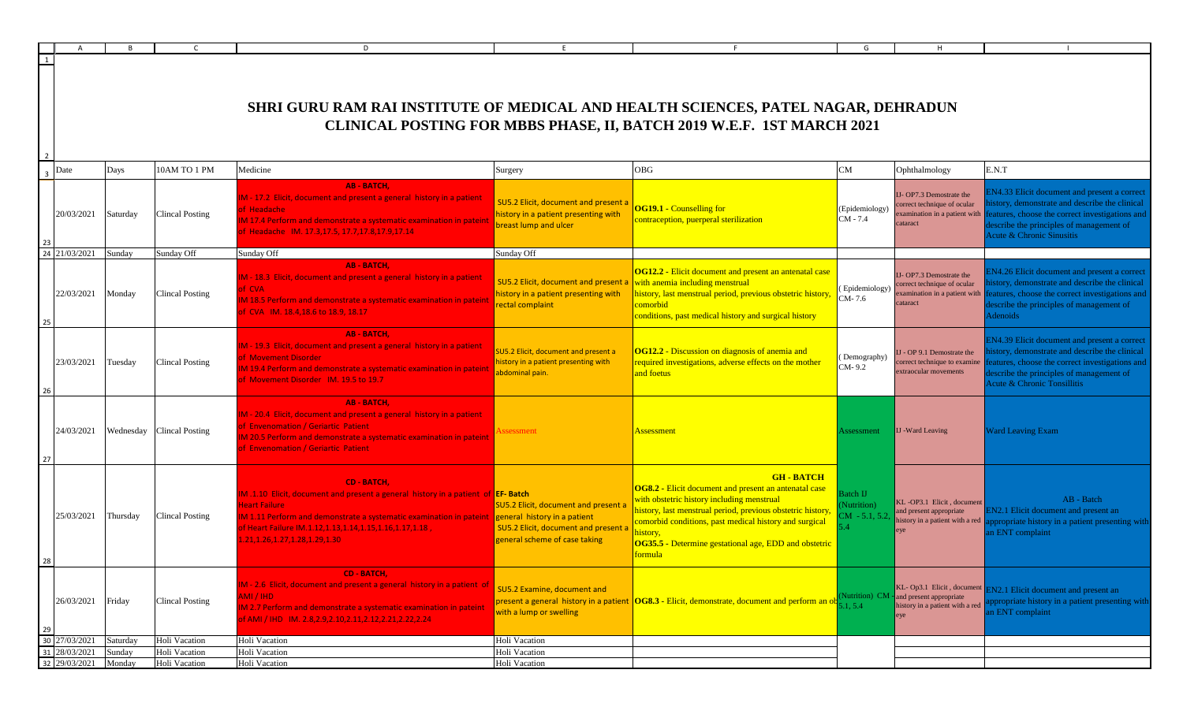# SHRI GURU RAM RAI INSTITUTE OF MEDICAL AND HEALTH SCIENCES, PATEL NAGAR, DEHRADUN

## CLINICAL POSTING FOR MBBS PHASE, II, BATCH 2019 W.E.F. 1ST MARCH 2021

| Date | Days | 10AM TO 1 PM | Medicine | Surgery | OBG | CM | Ophthalmology | E.N.T |
|---|---|---|---|---|---|---|---|---|
| 20/03/2021 | Saturday | Clincal Posting | **AB - BATCH,** IM - 17.2 Elicit, document and present a general history in a patient of Headache IM 17.4 Perform and demonstrate a systematic examination in pateint of Headache IM. 17.3,17.5, 17.7,17.8,17.9,17.14 | SU5.2 Elicit, document and present a history in a patient presenting with breast lump and ulcer | **OG19.1** - Counselling for contraception, puerperal sterilization | (Epidemiology) CM - 7.4 | IJ- OP7.3 Demostrate the correct technique of ocular examination in a patient with cataract | EN4.33 Elicit document and present a correct history, demonstrate and describe the clinical features, choose the correct investigations and describe the principles of management of Acute & Chronic Sinusitis |
| 21/03/2021 | Sunday | Sunday Off | Sunday Off | Sunday Off | | | | |
| 22/03/2021 | Monday | Clincal Posting | **AB - BATCH,** IM - 18.3 Elicit, document and present a general history in a patient of CVA IM 18.5 Perform and demonstrate a systematic examination in pateint of CVA IM. 18.4,18.6 to 18.9, 18.17 | SU5.2 Elicit, document and present a history in a patient presenting with rectal complaint | **OG12.2** - Elicit document and present an antenatal case with anemia including menstrual history, last menstrual period, previous obstetric history, comorbid conditions, past medical history and surgical history | ( Epidemiology) CM- 7.6 | IJ- OP7.3 Demostrate the correct technique of ocular examination in a patient with cataract | EN4.26 Elicit document and present a correct history, demonstrate and describe the clinical features, choose the correct investigations and describe the principles of management of Adenoids |
| 23/03/2021 | Tuesday | Clincal Posting | **AB - BATCH,** IM - 19.3 Elicit, document and present a general history in a patient of Movement Disorder IM 19.4 Perform and demonstrate a systematic examination in pateint of Movement Disorder IM. 19.5 to 19.7 | SU5.2 Elicit, document and present a history in a patient presenting with abdominal pain. | **OG12.2** - Discussion on diagnosis of anemia and required investigations, adverse effects on the mother and foetus | ( Demography) CM- 9.2 | IJ - OP 9.1 Demostrate the correct technique to examine extraocular movements | EN4.39 Elicit document and present a correct history, demonstrate and describe the clinical features, choose the correct investigations and describe the principles of management of Acute & Chronic Tonsillitis |
| 24/03/2021 | Wednesday | Clincal Posting | **AB - BATCH,** IM - 20.4 Elicit, document and present a general history in a patient of Envenomation / Geriatric Patient IM 20.5 Perform and demonstrate a systematic examination in pateint of Envenomation / Geriatric Patient | Assessment | Assessment | Assessment | IJ -Ward Leaving | Ward Leaving Exam |
| 25/03/2021 | Thursday | Clincal Posting | **CD - BATCH,** IM .1.10 Elicit, document and present a general history in a patient of Heart Failure IM 1.11 Perform and demonstrate a systematic examination in pateint of Heart Failure IM.1.12,1.13,1.14,1.15,1.16,1.17,1.18 , 1.21,1.26,1.27,1.28,1.29,1.30 | **EF- Batch** SU5.2 Elicit, document and present a general history in a patient SU5.2 Elicit, document and present a general scheme of case taking | **GH - BATCH** **OG8.2** - Elicit document and present an antenatal case with obstetric history including menstrual history, last menstrual period, previous obstetric history, comorbid conditions, past medical history and surgical history, **OG35.5** - Determine gestational age, EDD and obstetric formula | Batch IJ (Nutrition) CM - 5.1, 5.2, 5.4 | KL -OP3.1 Elicit , document and present appropriate history in a patient with a red eye | AB - Batch EN2.1 Elicit document and present an appropriate history in a patient presenting with an ENT complaint |
| 26/03/2021 | Friday | Clincal Posting | **CD - BATCH,** IM - 2.6 Elicit, document and present a general history in a patient of AMI / IHD IM 2.7 Perform and demonstrate a systematic examination in pateint of AMI / IHD IM. 2.8,2.9,2.10,2.11,2.12,2.21,2.22,2.24 | SU5.2 Examine, document and present a general history in a patient with a lump or swelling | **OG8.3** - Elicit, demonstrate, document and perform an ob | (Nutrition) CM - 5.1, 5.4 | KL- Op3.1 Elicit , document and present appropriate history in a patient with a red eye | EN2.1 Elicit document and present an appropriate history in a patient presenting with an ENT complaint |
| 27/03/2021 | Saturday | Holi Vacation | Holi Vacation | Holi Vacation | | | | |
| 28/03/2021 | Sunday | Holi Vacation | Holi Vacation | Holi Vacation | | | | |
| 29/03/2021 | Monday | Holi Vacation | Holi Vacation | Holi Vacation | | | | |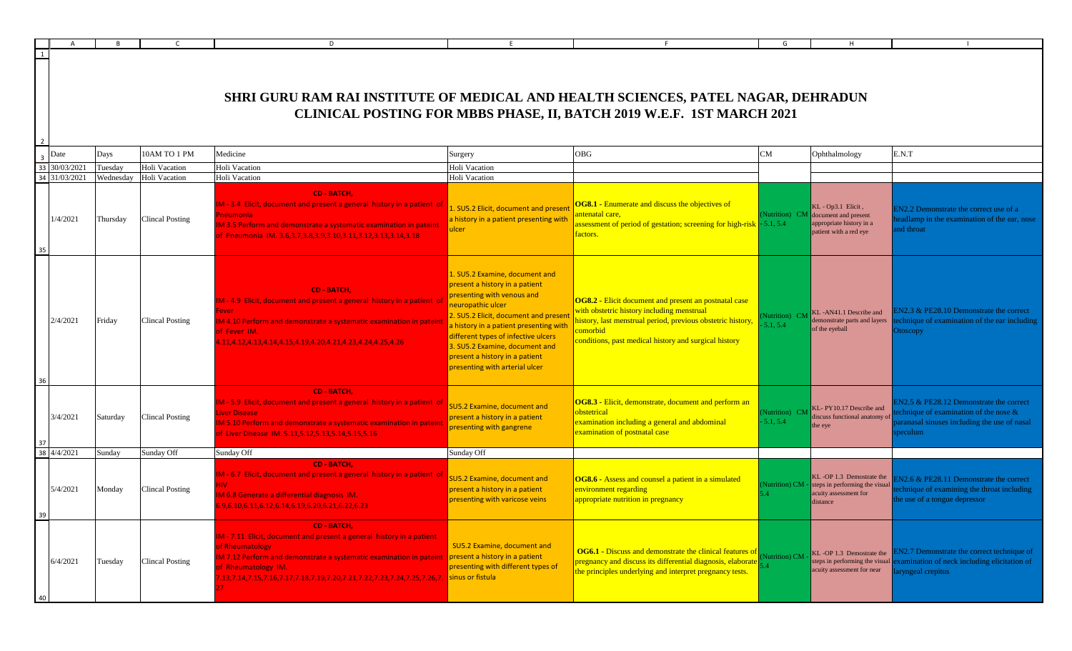# SHRI GURU RAM RAI INSTITUTE OF MEDICAL AND HEALTH SCIENCES, PATEL NAGAR, DEHRADUN

## CLINICAL POSTING FOR MBBS PHASE, II, BATCH 2019 W.E.F. 1ST MARCH 2021

| Date | Days | 10AM TO 1 PM | Medicine | Surgery | OBG | CM | Ophthalmology | E.N.T |
|---|---|---|---|---|---|---|---|---|
| 30/03/2021 | Tuesday | Holi Vacation | Holi Vacation | Holi Vacation | | | | |
| 31/03/2021 | Wednesday | Holi Vacation | Holi Vacation | Holi Vacation | | | | |
| 1/4/2021 | Thursday | Clincal Posting | CD - BATCH, IM - 3.4 Elicit, document and present a general history in a patient of Pneumonia IM 3.5 Perform and demonstrate a systematic examination in pateint of Pneumonia IM. 3.6,3.7,3.8,3.9,3.10,3.11,3.12,3.13,3.14,3.18 | 1. SU5.2 Elicit, document and present a history in a patient presenting with ulcer | **OG8.1** - Enumerate and discuss the objectives of antenatal care, assessment of period of gestation; screening for high-risk factors. | (Nutrition) CM - 5.1, 5.4 | KL - Op3.1 Elicit , document and present appropriate history in a patient with a red eye | EN2.2 Demonstrate the correct use of a headlamp in the examination of the ear, nose and throat |
| 2/4/2021 | Friday | Clincal Posting | CD - BATCH, IM - 4.9 Elicit, document and present a general history in a patient of Fever IM 4.10 Perform and demonstrate a systematic examination in pateint of Fever IM. 4.11,4.12,4.13,4.14,4.15,4.19,4.20,4.21,4.23,4.24,4.25,4.26 | 1. SU5.2 Examine, document and present a history in a patient presenting with venous and neuropathic ulcer 2. SU5.2 Elicit, document and present a history in a patient presenting with different types of infective ulcers 3. SU5.2 Examine, document and present a history in a patient presenting with arterial ulcer | **OG8.2** - Elicit document and present an postnatal case with obstetric history including menstrual history, last menstrual period, previous obstetric history, comorbid conditions, past medical history and surgical history | (Nutrition) CM - 5.1, 5.4 | KL -AN41.1 Describe and demonstrate parts and layers of the eyeball | EN2.3 & PE28.10 Demonstrate the correct technique of examination of the ear including Otoscopy |
| 3/4/2021 | Saturday | Clincal Posting | CD - BATCH, IM - 5.9 Elicit, document and present a general history in a patient of Liver Disease IM 5.10 Perform and demonstrate a systematic examination in pateint of Liver Disease IM. 5.11,5.12,5.13,5.14,5.15,5.16 | SU5.2 Examine, document and present a history in a patient presenting with gangrene | **OG8.3** - Elicit, demonstrate, document and perform an obstetrical examination including a general and abdominal examination of postnatal case | (Nutrition) CM - 5.1, 5.4 | KL- PY10.17 Describe and discuss functional anatomy of the eye | EN2.5 & PE28.12 Demonstrate the correct technique of examination of the nose & paranasal sinuses including the use of nasal speculum |
| 4/4/2021 | Sunday | Sunday Off | Sunday Off | Sunday Off | | | | |
| 5/4/2021 | Monday | Clincal Posting | CD - BATCH, IM - 6.7 Elicit, document and present a general history in a patient of HIV IM 6.8 Generate a differential diagnosis IM. 6.9,6.10,6.11,6.12,6.14,6.19,6.20,6.21,6.22,6.23 | SU5.2 Examine, document and present a history in a patient presenting with varicose veins | **OG8.6** - Assess and counsel a patient in a simulated environment regarding appropriate nutrition in pregnancy | (Nutrition) CM - 5.4 | KL -OP 1.3 Demostrate the steps in performing the visual acuity assessment for distance | EN2.6 & PE28.11 Demonstrate the correct technique of examining the throat including the use of a tongue depressor |
| 6/4/2021 | Tuesday | Clincal Posting | CD - BATCH, IM - 7.11 Elicit, document and present a general history in a patient of Rheumatology IM 7.12 Perform and demonstrate a systematic examination in pateint of Rheumatology IM. 7.13,7.14,7.15,7.16,7.17,7.18,7.19,7.20,7.21,7.22,7.23,7.24,7.25,7.26,7.27 | SU5.2 Examine, document and present a history in a patient presenting with different types of sinus or fistula | **OG6.1** - Discuss and demonstrate the clinical features of pregnancy and discuss its differential diagnosis, elaborate the principles underlying and interpret pregnancy tests. | (Nutrition) CM - 5.4 | KL -OP 1.3 Demostrate the steps in performing the visual acuity assessment for near | EN2.7 Demonstrate the correct technique of examination of neck including elicitation of laryngeal crepitus |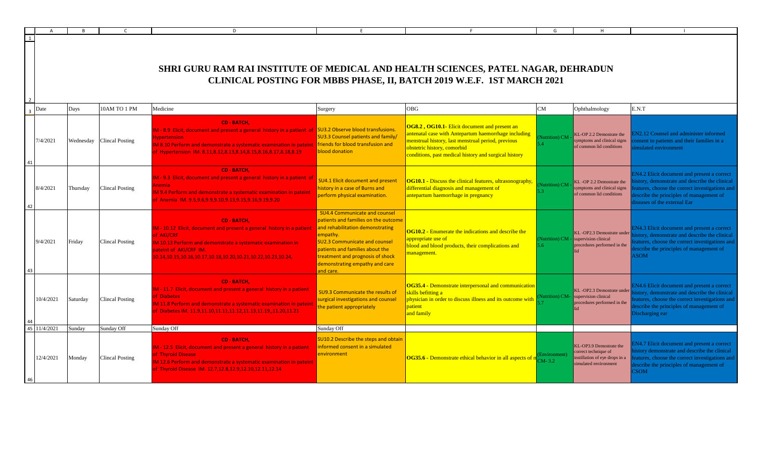# SHRI GURU RAM RAI INSTITUTE OF MEDICAL AND HEALTH SCIENCES, PATEL NAGAR, DEHRADUN

## CLINICAL POSTING FOR MBBS PHASE, II, BATCH 2019 W.E.F. 1ST MARCH 2021

| Date | Days | 10AM TO 1 PM | Medicine | Surgery | OBG | CM | Ophthalmology | E.N.T |
|---|---|---|---|---|---|---|---|---|
| 7/4/2021 | Wednesday | Clincal Posting | CD - BATCH, IM - 8.9 Elicit, document and present a general history in a patient of Hypertension IM 8.10 Perform and demonstrate a systematic examination in pateint of Hypertension IM. 8.11,8.12,8.13,8.14,8.15,8.16,8.17,8.18,8.19 | SU3.2 Observe blood transfusions. SU3.3 Counsel patients and family/ friends for blood transfusion and blood donation | **OG8.2 , OG10.1**- Elicit document and present an antenatal case with Antepartum haemorrhage including menstrual history, last menstrual period, previous obstetric history, comorbid conditions, past medical history and surgical history | (Nutrition) CM - 5.4 | KL-OP 2.2 Demostrate the symptoms and clinical signs of common lid conditions | EN2.12 Counsel and administer informed consent to patients and their families in a simulated environment |
| 8/4/2021 | Thursday | Clincal Posting | CD - BATCH, IM - 9.3 Elicit, document and present a general history in a patient of Anemia IM 9.4 Perform and demonstrate a systematic examination in pateint of Anemia IM. 9.5,9.6,9.9,9.10,9.13,9.15,9.16,9.19,9.20 | SU4.1 Elicit document and present history in a case of Burns and perform physical examination. | **OG10.1** - Discuss the clinical features, ultrasonography, differential diagnosis and management of antepartum haemorrhage in pregnancy | (Nutrition) CM - 5.3 | KL -OP 2.2 Demostrate the symptoms and clinical signs of common lid conditions | EN4.2 Elicit document and present a correct history, demonstrate and describe the clinical features, choose the correct investigations and describe the principles of management of diseases of the external Ear |
| 9/4/2021 | Friday | Clincal Posting | CD - BATCH, IM - 10.12 Elicit, document and present a general history in a patient of AKI/CRF IM 10.13 Perform and demonstrate a systematic examination in pateint of AKI/CRF IM. 10.14,10.15,10.16,10.17,10.18,10.20,10.21,10.22,10.23,10.24, | SU4.4 Communicate and counsel patients and families on the outcome and rehabilitation demonstrating empathy. SU2.3 Communicate and counsel patients and families about the treatment and prognosis of shock demonstrating empathy and care and care. | **OG10.2** - Enumerate the indications and describe the appropriate use of blood and blood products, their complications and management. | (Nutrition) CM - 5.6 | KL -OP2.3 Demostrate under supervision clinical procedures performed in the lid | EN4.3 Elicit document and present a correct history, demonstrate and describe the clinical features, choose the correct investigations and describe the principles of management of ASOM |
| 10/4/2021 | Saturday | Clincal Posting | CD - BATCH, IM - 11.7 Elicit, document and present a general history in a patient of Diabetes IM 11.8 Perform and demonstrate a systematic examination in pateint of Diabetes IM. 11.9,11.10,11.11,11.12,11.13,11.19,,11.20,11.21 | SU9.3 Communicate the results of surgical investigations and counsel the patient appropriately | **OG35.4** - Demonstrate interpersonal and communication skills befitting a physician in order to discuss illness and its outcome with patient and family | (Nutrition) CM- 5.7 | KL -OP2.3 Demostrate under supervision clinical procedures performed in the lid | EN4.6 Elicit document and present a correct history, demonstrate and describe the clinical features, choose the correct investigations and describe the principles of management of Discharging ear |
| 11/4/2021 | Sunday | Sunday Off | Sunday Off | Sunday Off | | | | |
| 12/4/2021 | Monday | Clincal Posting | CD - BATCH, IM - 12.5 Elicit, document and present a general history in a patient of Thyroid Disease IM 12.6 Perform and demonstrate a systematic examination in pateint of Thyroid Disease IM. 12.7,12.8,12.9,12.10,12.11,12.14 | SU10.2 Describe the steps and obtain informed consent in a simulated environment | **OG35.6** - Demonstrate ethical behavior in all aspects of m | (Environment) CM- 3.2 | KL-OP3.9 Demostrate the correct technique of instillation of eye drops in a simulated environment | EN4.7 Elicit document and present a correct history demonstrate and describe the clinical features, choose the correct investigations and describe the principles of management of CSOM |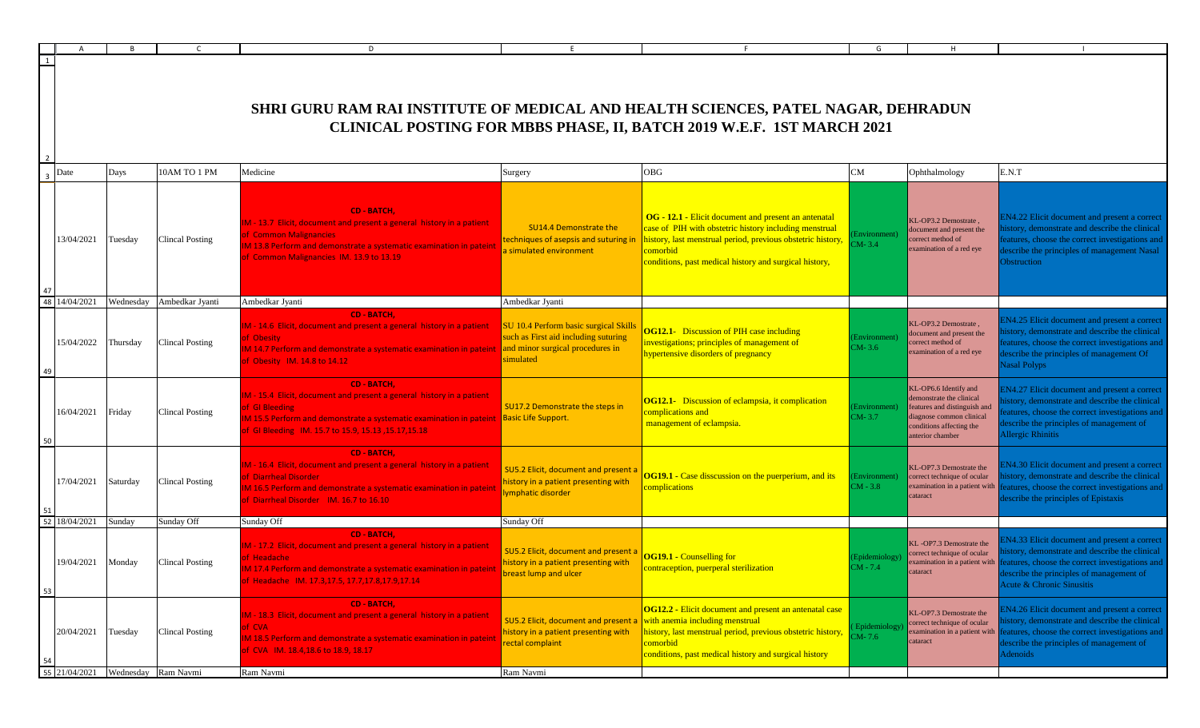# SHRI GURU RAM RAI INSTITUTE OF MEDICAL AND HEALTH SCIENCES, PATEL NAGAR, DEHRADUN

## CLINICAL POSTING FOR MBBS PHASE, II, BATCH 2019 W.E.F. 1ST MARCH 2021

| Date | Days | 10AM TO 1 PM | Medicine | Surgery | OBG | CM | Ophthalmology | E.N.T |
|---|---|---|---|---|---|---|---|---|
| 13/04/2021 | Tuesday | Clincal Posting | CD - BATCH, IM - 13.7 Elicit, document and present a general history in a patient of Common Malignancies IM 13.8 Perform and demonstrate a systematic examination in pateint of Common Malignancies IM. 13.9 to 13.19 | SU14.4 Demonstrate the techniques of asepsis and suturing in a simulated environment | OG - 12.1 - Elicit document and present an antenatal case of PIH with obstetric history including menstrual history, last menstrual period, previous obstetric history, comorbid conditions, past medical history and surgical history, | (Environment) CM- 3.4 | KL-OP3.2 Demostrate , document and present the correct method of examination of a red eye | EN4.22 Elicit document and present a correct history, demonstrate and describe the clinical features, choose the correct investigations and describe the principles of management Nasal Obstruction |
| 14/04/2021 | Wednesday | Ambedkar Jyanti | Ambedkar Jyanti | Ambedkar Jyanti | | | | |
| 15/04/2022 | Thursday | Clincal Posting | CD - BATCH, IM - 14.6 Elicit, document and present a general history in a patient of Obesity IM 14.7 Perform and demonstrate a systematic examination in pateint of Obesity IM. 14.8 to 14.12 | SU 10.4 Perform basic surgical Skills such as First aid including suturing and minor surgical procedures in simulated | OG12.1- Discussion of PIH case including investigations; principles of management of hypertensive disorders of pregnancy | (Environment) CM- 3.6 | KL-OP3.2 Demostrate , document and present the correct method of examination of a red eye | EN4.25 Elicit document and present a correct history, demonstrate and describe the clinical features, choose the correct investigations and describe the principles of management Of Nasal Polyps |
| 16/04/2021 | Friday | Clincal Posting | CD - BATCH, IM - 15.4 Elicit, document and present a general history in a patient of GI Bleeding IM 15.5 Perform and demonstrate a systematic examination in pateint of GI Bleeding IM. 15.7 to 15.9, 15.13 ,15.17,15.18 | SU17.2 Demonstrate the steps in Basic Life Support. | OG12.1- Discussion of eclampsia, it complication complications and management of eclampsia. | (Environment) CM- 3.7 | KL-OP6.6 Identify and demonstrate the clinical features and distinguish and diagnose common clinical conditions affecting the anterior chamber | EN4.27 Elicit document and present a correct history, demonstrate and describe the clinical features, choose the correct investigations and describe the principles of management of Allergic Rhinitis |
| 17/04/2021 | Saturday | Clincal Posting | CD - BATCH, IM - 16.4 Elicit, document and present a general history in a patient of Diarrheal Disorder IM 16.5 Perform and demonstrate a systematic examination in pateint of Diarrheal Disorder IM. 16.7 to 16.10 | SU5.2 Elicit, document and present a history in a patient presenting with lymphatic disorder | OG19.1 - Case disscussion on the puerperium, and its complications | (Environment) CM - 3.8 | KL-OP7.3 Demonstrate the correct technique of ocular examination in a patient with cataract | EN4.30 Elicit document and present a correct history, demonstrate and describe the clinical features, choose the correct investigations and describe the principles of Epistaxis |
| 18/04/2021 | Sunday | Sunday Off | Sunday Off | Sunday Off | | | | |
| 19/04/2021 | Monday | Clincal Posting | CD - BATCH, IM - 17.2 Elicit, document and present a general history in a patient of Headache IM 17.4 Perform and demonstrate a systematic examination in pateint of Headache IM. 17.3,17.5, 17.7,17.8,17.9,17.14 | SU5.2 Elicit, document and present a history in a patient presenting with breast lump and ulcer | OG19.1 - Counselling for contraception, puerperal sterilization | (Epidemiology) CM - 7.4 | KL -OP7.3 Demostrate the correct technique of ocular examination in a patient with cataract | EN4.33 Elicit document and present a correct history, demonstrate and describe the clinical features, choose the correct investigations and describe the principles of management of Acute & Chronic Sinusitis |
| 20/04/2021 | Tuesday | Clincal Posting | CD - BATCH, IM - 18.3 Elicit, document and present a general history in a patient of CVA IM 18.5 Perform and demonstrate a systematic examination in pateint of CVA IM. 18.4,18.6 to 18.9, 18.17 | SU5.2 Elicit, document and present a history in a patient presenting with rectal complaint | OG12.2 - Elicit document and present an antenatal case with anemia including menstrual history, last menstrual period, previous obstetric history, comorbid conditions, past medical history and surgical history | ( Epidemiology) CM- 7.6 | KL-OP7.3 Demonstrate the correct technique of ocular examination in a patient with cataract | EN4.26 Elicit document and present a correct history, demonstrate and describe the clinical features, choose the correct investigations and describe the principles of management of Adenoids |
| 21/04/2021 | Wednesday | Ram Navmi | Ram Navmi | Ram Navmi | | | | |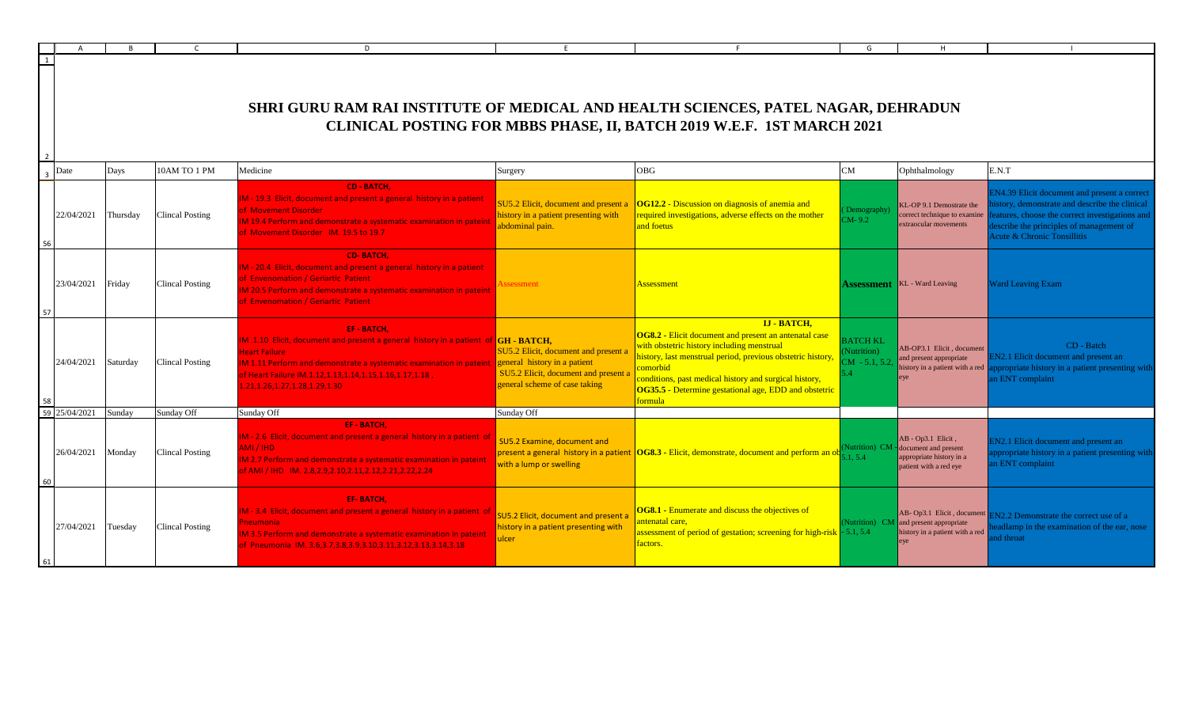# SHRI GURU RAM RAI INSTITUTE OF MEDICAL AND HEALTH SCIENCES, PATEL NAGAR, DEHRADUN

## CLINICAL POSTING FOR MBBS PHASE, II, BATCH 2019 W.E.F. 1ST MARCH 2021

| Date | Days | 10AM TO 1 PM | Medicine | Surgery | OBG | CM | Ophthalmology | E.N.T |
|---|---|---|---|---|---|---|---|---|
| 22/04/2021 | Thursday | Clincal Posting | CD - BATCH, IM - 19.3 Elicit, document and present a general history in a patient of Movement Disorder IM 19.4 Perform and demonstrate a systematic examination in pateint of Movement Disorder IM. 19.5 to 19.7 | SU5.2 Elicit, document and present a history in a patient presenting with abdominal pain. | **OG12.2** - Discussion on diagnosis of anemia and required investigations, adverse effects on the mother and foetus | ( Demography) CM- 9.2 | KL-OP 9.1 Demostrate the correct technique to examine extraocular movements | EN4.39 Elicit document and present a correct history, demonstrate and describe the clinical features, choose the correct investigations and describe the principles of management of Acute & Chronic Tonsillitis |
| 23/04/2021 | Friday | Clincal Posting | CD- BATCH, IM - 20.4 Elicit, document and present a general history in a patient of Envenomation / Geriartic Patient IM 20.5 Perform and demonstrate a systematic examination in pateint of Envenomation / Geriartic Patient | Assessment | Assessment | **Assessment** | KL - Ward Leaving | Ward Leaving Exam |
| 24/04/2021 | Saturday | Clincal Posting | EF - BATCH, IM .1.10 Elicit, document and present a general history in a patient of Heart Failure IM 1.11 Perform and demonstrate a systematic examination in pateint of Heart Failure IM.1.12,1.13,1.14,1.15,1.16,1.17,1.18 , 1.21,1.26,1.27,1.28,1.29,1.30 | **GH - BATCH,** SU5.2 Elicit, document and present a general history in a patient SU5.2 Elicit, document and present a general scheme of case taking | **IJ - BATCH,** **OG8.2** - Elicit document and present an antenatal case with obstetric history including menstrual history, last menstrual period, previous obstetric history, comorbid conditions, past medical history and surgical history, **OG35.5** - Determine gestational age, EDD and obstetric formula | BATCH KL (Nutrition) CM - 5.1, 5.2, 5.4 | AB-OP3.1 Elicit , document and present appropriate history in a patient with a red eye | CD - Batch EN2.1 Elicit document and present an appropriate history in a patient presenting with an ENT complaint |
| 25/04/2021 | Sunday | Sunday Off | Sunday Off | Sunday Off | | | | |
| 26/04/2021 | Monday | Clincal Posting | EF - BATCH, IM - 2.6 Elicit, document and present a general history in a patient of AMI / IHD IM 2.7 Perform and demonstrate a systematic examination in pateint of AMI / IHD IM. 2.8,2.9,2.10,2.11,2.12,2.21,2.22,2.24 | SU5.2 Examine, document and present a general history in a patient with a lump or swelling | **OG8.3** - Elicit, demonstrate, document and perform an ob | (Nutrition) CM - 5.1, 5.4 | AB - Op3.1 Elicit , document and present appropriate history in a patient with a red eye | EN2.1 Elicit document and present an appropriate history in a patient presenting with an ENT complaint |
| 27/04/2021 | Tuesday | Clincal Posting | EF- BATCH, IM - 3.4 Elicit, document and present a general history in a patient of Pneumonia IM 3.5 Perform and demonstrate a systematic examination in pateint of Pneumonia IM. 3.6,3.7,3.8,3.9,3.10,3.11,3.12,3.13,3.14,3.18 | SU5.2 Elicit, document and present a history in a patient presenting with ulcer | **OG8.1** - Enumerate and discuss the objectives of antenatal care, assessment of period of gestation; screening for high-risk factors. | (Nutrition) CM - 5.1, 5.4 | AB- Op3.1 Elicit , document and present appropriate history in a patient with a red eye | EN2.2 Demonstrate the correct use of a headlamp in the examination of the ear, nose and throat |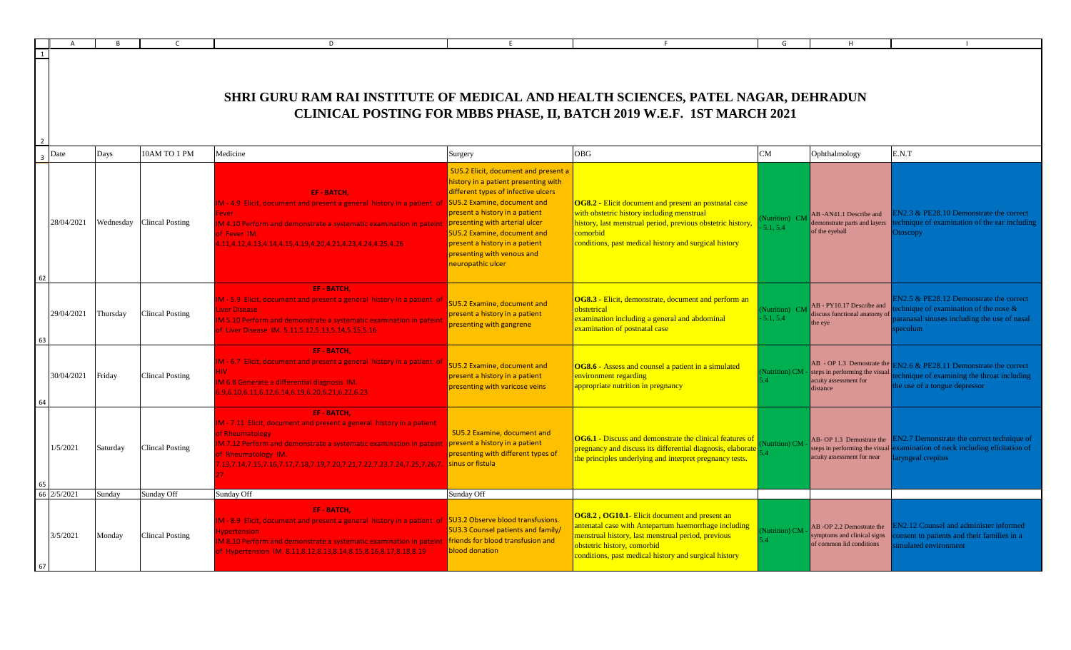# SHRI GURU RAM RAI INSTITUTE OF MEDICAL AND HEALTH SCIENCES, PATEL NAGAR, DEHRADUN

## CLINICAL POSTING FOR MBBS PHASE, II, BATCH 2019 W.E.F. 1ST MARCH 2021

| Date | Days | 10AM TO 1 PM | Medicine | Surgery | OBG | CM | Ophthalmology | E.N.T |
|---|---|---|---|---|---|---|---|---|
| 28/04/2021 | Wednesday | Clincal Posting | EF - BATCH, IM - 4.9 Elicit, document and present a general history in a patient of Fever IM 4.10 Perform and demonstrate a systematic examination in pateint of Fever IM. 4.11,4.12,4.13,4.14,4.15,4.19,4.20,4.21,4.23,4.24,4.25,4.26 | SU5.2 Elicit, document and present a history in a patient presenting with different types of infective ulcers SU5.2 Examine, document and present a history in a patient presenting with arterial ulcer SU5.2 Examine, document and present a history in a patient presenting with venous and neuropathic ulcer | **OG8.2** - Elicit document and present an postnatal case with obstetric history including menstrual history, last menstrual period, previous obstetric history, comorbid conditions, past medical history and surgical history | (Nutrition) CM - 5.1, 5.4 | AB -AN41.1 Describe and demonstrate parts and layers of the eyeball | EN2.3 & PE28.10 Demonstrate the correct technique of examination of the ear including Otoscopy |
| 29/04/2021 | Thursday | Clincal Posting | EF - BATCH, IM - 5.9 Elicit, document and present a general history in a patient of Liver Disease IM 5.10 Perform and demonstrate a systematic examination in pateint of Liver Disease IM. 5.11,5.12,5.13,5.14,5.15,5.16 | SU5.2 Examine, document and present a history in a patient presenting with gangrene | **OG8.3** - Elicit, demonstrate, document and perform an obstetrical examination including a general and abdominal examination of postnatal case | (Nutrition) CM - 5.1, 5.4 | AB - PY10.17 Describe and discuss functional anatomy of the eye | EN2.5 & PE28.12 Demonstrate the correct technique of examination of the nose & paranasal sinuses including the use of nasal speculum |
| 30/04/2021 | Friday | Clincal Posting | EF - BATCH, IM - 6.7 Elicit, document and present a general history in a patient of HIV IM 6.8 Generate a differential diagnosis IM. 6.9,6.10,6.11,6.12,6.14,6.19,6.20,6.21,6.22,6.23 | SU5.2 Examine, document and present a history in a patient presenting with varicose veins | **OG8.6** - Assess and counsel a patient in a simulated environment regarding appropriate nutrition in pregnancy | (Nutrition) CM - 5.4 | AB - OP 1.3 Demostrate the steps in performing the visual acuity assessment for distance | EN2.6 & PE28.11 Demonstrate the correct technique of examining the throat including the use of a tongue depressor |
| 1/5/2021 | Saturday | Clincal Posting | EF - BATCH, IM - 7.11 Elicit, document and present a general history in a patient of Rheumatology IM 7.12 Perform and demonstrate a systematic examination in pateint of Rheumatology IM. 7.13,7.14,7.15,7.16,7.17,7.18,7.19,7.20,7.21,7.22,7.23,7.24,7.25,7.26,7.27 | SU5.2 Examine, document and present a history in a patient presenting with different types of sinus or fistula | **OG6.1** - Discuss and demonstrate the clinical features of pregnancy and discuss its differential diagnosis, elaborate the principles underlying and interpret pregnancy tests. | (Nutrition) CM - 5.4 | AB- OP 1.3 Demostrate the steps in performing the visual acuity assessment for near | EN2.7 Demonstrate the correct technique of examination of neck including elicitation of laryngeal crepitus |
| 2/5/2021 | Sunday | Sunday Off | Sunday Off | Sunday Off | | | | |
| 3/5/2021 | Monday | Clincal Posting | EF - BATCH, IM - 8.9 Elicit, document and present a general history in a patient of Hypertension IM 8.10 Perform and demonstrate a systematic examination in pateint of Hypertension IM. 8.11,8.12,8.13,8.14,8.15,8.16,8.17,8.18,8.19 | SU3.2 Observe blood transfusions. SU3.3 Counsel patients and family/ friends for blood transfusion and blood donation | **OG8.2 , OG10.1**- Elicit document and present an antenatal case with Antepartum haemorrhage including menstrual history, last menstrual period, previous obstetric history, comorbid conditions, past medical history and surgical history | (Nutrition) CM - 5.4 | AB -OP 2.2 Demostrate the symptoms and clinical signs of common lid conditions | EN2.12 Counsel and administer informed consent to patients and their families in a simulated environment |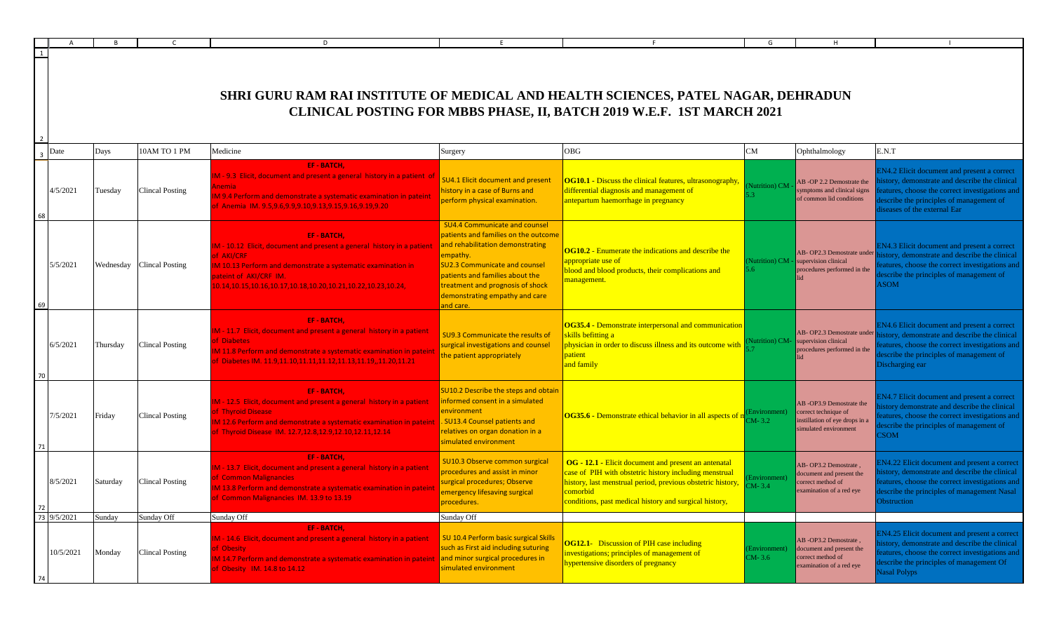# SHRI GURU RAM RAI INSTITUTE OF MEDICAL AND HEALTH SCIENCES, PATEL NAGAR, DEHRADUN

## CLINICAL POSTING FOR MBBS PHASE, II, BATCH 2019 W.E.F. 1ST MARCH 2021

| Date | Days | 10AM TO 1 PM | Medicine | Surgery | OBG | CM | Ophthalmology | E.N.T |
|---|---|---|---|---|---|---|---|---|
| 4/5/2021 | Tuesday | Clincal Posting | EF - BATCH, IM - 9.3 Elicit, document and present a general history in a patient of Anemia IM 9.4 Perform and demonstrate a systematic examination in pateint of Anemia IM. 9.5,9.6,9.9,9.10,9.13,9.15,9.16,9.19,9.20 | SU4.1 Elicit document and present history in a case of Burns and perform physical examination. | **OG10.1** - Discuss the clinical features, ultrasonography, differential diagnosis and management of antepartum haemorrhage in pregnancy | (Nutrition) CM - 5.3 | AB -OP 2.2 Demostrate the symptoms and clinical signs of common lid conditions | EN4.2 Elicit document and present a correct history, demonstrate and describe the clinical features, choose the correct investigations and describe the principles of management of diseases of the external Ear |
| 5/5/2021 | Wednesday | Clincal Posting | EF - BATCH, IM - 10.12 Elicit, document and present a general history in a patient of AKI/CRF IM 10.13 Perform and demonstrate a systematic examination in pateint of AKI/CRF IM. 10.14,10.15,10.16,10.17,10.18,10.20,10.21,10.22,10.23,10.24, | SU4.4 Communicate and counsel patients and families on the outcome and rehabilitation demonstrating empathy. SU2.3 Communicate and counsel patients and families about the treatment and prognosis of shock demonstrating empathy and care and care. | **OG10.2** - Enumerate the indications and describe the appropriate use of blood and blood products, their complications and management. | (Nutrition) CM - 5.6 | AB- OP2.3 Demostrate under supervision clinical procedures performed in the lid | EN4.3 Elicit document and present a correct history, demonstrate and describe the clinical features, choose the correct investigations and describe the principles of management of ASOM |
| 6/5/2021 | Thursday | Clincal Posting | EF - BATCH, IM - 11.7 Elicit, document and present a general history in a patient of Diabetes IM 11.8 Perform and demonstrate a systematic examination in pateint of Diabetes IM. 11.9,11.10,11.11,11.12,11.13,11.19, 11.20,11.21 | SU9.3 Communicate the results of surgical investigations and counsel the patient appropriately | **OG35.4** - Demonstrate interpersonal and communication skills befitting a physician in order to discuss illness and its outcome with patient and family | (Nutrition) CM- 5.7 | AB- OP2.3 Demostrate under supervision clinical procedures performed in the lid | EN4.6 Elicit document and present a correct history, demonstrate and describe the clinical features, choose the correct investigations and describe the principles of management of Discharging ear |
| 7/5/2021 | Friday | Clincal Posting | EF - BATCH, IM - 12.5 Elicit, document and present a general history in a patient of Thyroid Disease IM 12.6 Perform and demonstrate a systematic examination in pateint of Thyroid Disease IM. 12.7,12.8,12.9,12.10,12.11,12.14 | SU10.2 Describe the steps and obtain informed consent in a simulated environment . SU13.4 Counsel patients and relatives on organ donation in a simulated environment | **OG35.6** - Demonstrate ethical behavior in all aspects of m | (Environment) CM- 3.2 | AB -OP3.9 Demostrate the correct technique of instillation of eye drops in a simulated environment | EN4.7 Elicit document and present a correct history demonstrate and describe the clinical features, choose the correct investigations and describe the principles of management of CSOM |
| 8/5/2021 | Saturday | Clincal Posting | EF - BATCH, IM - 13.7 Elicit, document and present a general history in a patient of Common Malignancies IM 13.8 Perform and demonstrate a systematic examination in pateint of Common Malignancies IM. 13.9 to 13.19 | SU10.3 Observe common surgical procedures and assist in minor surgical procedures; Observe emergency lifesaving surgical procedures. | **OG - 12.1** - Elicit document and present an antenatal case of PIH with obstetric history including menstrual history, last menstrual period, previous obstetric history, comorbid conditions, past medical history and surgical history, | (Environment) CM- 3.4 | AB- OP3.2 Demostrate , document and present the correct method of examination of a red eye | EN4.22 Elicit document and present a correct history, demonstrate and describe the clinical features, choose the correct investigations and describe the principles of management Nasal Obstruction |
| 9/5/2021 | Sunday | Sunday Off | Sunday Off | Sunday Off | | | | |
| 10/5/2021 | Monday | Clincal Posting | EF - BATCH, IM - 14.6 Elicit, document and present a general history in a patient of Obesity IM 14.7 Perform and demonstrate a systematic examination in pateint of Obesity IM. 14.8 to 14.12 | SU 10.4 Perform basic surgical Skills such as First aid including suturing and minor surgical procedures in simulated environment | **OG12.1**- Discussion of PIH case including investigations; principles of management of hypertensive disorders of pregnancy | (Environment) CM- 3.6 | AB -OP3.2 Demostrate , document and present the correct method of examination of a red eye | EN4.25 Elicit document and present a correct history, demonstrate and describe the clinical features, choose the correct investigations and describe the principles of management Of Nasal Polyps |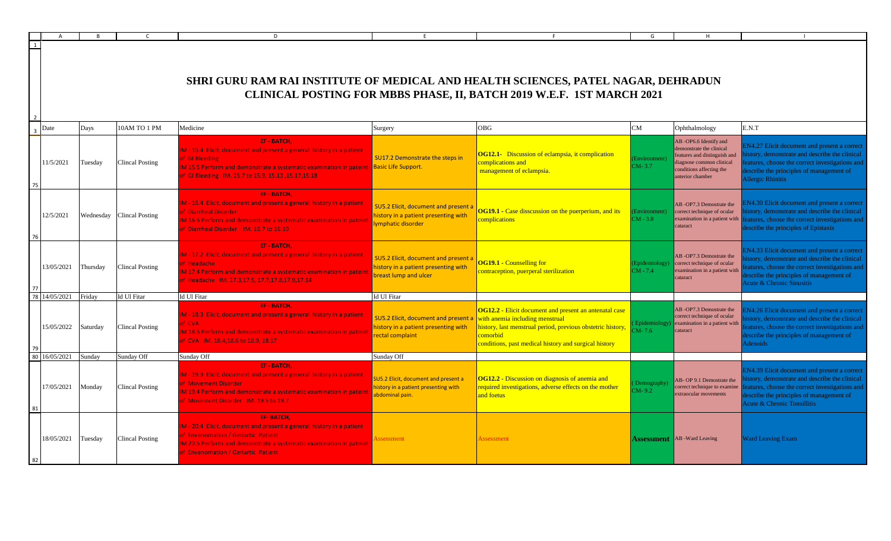# SHRI GURU RAM RAI INSTITUTE OF MEDICAL AND HEALTH SCIENCES, PATEL NAGAR, DEHRADUN

## CLINICAL POSTING FOR MBBS PHASE, II, BATCH 2019 W.E.F. 1ST MARCH 2021

| Date | Days | 10AM TO 1 PM | Medicine | Surgery | OBG | CM | Ophthalmology | E.N.T |
|---|---|---|---|---|---|---|---|---|
| 11/5/2021 | Tuesday | Clincal Posting | EF - BATCH, IM - 15.4 Elicit, document and present a general history in a patient of GI Bleeding IM 15.5 Perform and demonstrate a systematic examination in pateint of GI Bleeding IM. 15.7 to 15.9, 15.13 ,15.17,15.18 | SU17.2 Demonstrate the steps in Basic Life Support. | **OG12.1**- Discussion of eclampsia, it complication complications and management of eclampsia. | (Environment) CM- 3.7 | AB -OP6.6 Identify and demonstrate the clinical features and distinguish and diagnose common clinical conditions affecting the anterior chamber | EN4.27 Elicit document and present a correct history, demonstrate and describe the clinical features, choose the correct investigations and describe the principles of management of Allergic Rhinitis |
| 12/5/2021 | Wednesday | Clincal Posting | EF - BATCH, IM - 16.4 Elicit, document and present a general history in a patient of Diarrheal Disorder IM 16.5 Perform and demonstrate a systematic examination in pateint of Diarrheal Disorder IM. 16.7 to 16.10 | SU5.2 Elicit, document and present a history in a patient presenting with lymphatic disorder | **OG19.1** - Case disscussion on the puerperium, and its complications | (Environment) CM - 3.8 | AB -OP7.3 Demostrate the correct technique of ocular examination in a patient with cataract | EN4.30 Elicit document and present a correct history, demonstrate and describe the clinical features, choose the correct investigations and describe the principles of Epistaxis |
| 13/05/2021 | Thursday | Clincal Posting | EF - BATCH, IM - 17.2 Elicit, document and present a general history in a patient of Headache IM 17.4 Perform and demonstrate a systematic examination in pateint of Headache IM. 17.3,17.5, 17.7,17.8,17.9,17.14 | SU5.2 Elicit, document and present a history in a patient presenting with breast lump and ulcer | **OG19.1** - Counselling for contraception, puerperal sterilization | (Epidemiology) CM - 7.4 | AB -OP7.3 Demostrate the correct technique of ocular examination in a patient with cataract | EN4.33 Elicit document and present a correct history, demonstrate and describe the clinical features, choose the correct investigations and describe the principles of management of Acute & Chronic Sinusitis |
| 14/05/2021 | Friday | Id Ul Fitar | Id Ul Fitar | Id Ul Fitar | | | | |
| 15/05/2022 | Saturday | Clincal Posting | EF - BATCH, IM - 18.3 Elicit, document and present a general history in a patient of CVA IM 18.5 Perform and demonstrate a systematic examination in pateint of CVA IM. 18.4,18.6 to 18.9, 18.17 | SU5.2 Elicit, document and present a history in a patient presenting with rectal complaint | **OG12.2** - Elicit document and present an antenatal case with anemia including menstrual history, last menstrual period, previous obstetric history, comorbid conditions, past medical history and surgical history | ( Epidemiology) CM- 7.6 | AB -OP7.3 Demostrate the correct technique of ocular examination in a patient with cataract | EN4.26 Elicit document and present a correct history, demonstrate and describe the clinical features, choose the correct investigations and describe the principles of management of Adenoids |
| 16/05/2021 | Sunday | Sunday Off | Sunday Off | Sunday Off | | | | |
| 17/05/2021 | Monday | Clincal Posting | EF - BATCH, IM - 19.3 Elicit, document and present a general history in a patient of Movement Disorder IM 19.4 Perform and demonstrate a systematic examination in pateint of Movement Disorder IM. 19.5 to 19.7 | SU5.2 Elicit, document and present a history in a patient presenting with abdominal pain. | **OG12.2** - Discussion on diagnosis of anemia and required investigations, adverse effects on the mother and foetus | ( Demography) CM- 9.2 | AB- OP 9.1 Demostrate the correct technique to examine extraocular movements | EN4.39 Elicit document and present a correct history, demonstrate and describe the clinical features, choose the correct investigations and describe the principles of management of Acute & Chronic Tonsillitis |
| 18/05/2021 | Tuesday | Clincal Posting | EF- BATCH, IM - 20.4 Elicit, document and present a general history in a patient of Envenomation / Geriartic Patient IM 20.5 Perform and demonstrate a systematic examination in pateint of Envenomation / Geriartic Patient | Assessment | Assessment | **Assessment** | AB -Ward Leaving | Ward Leaving Exam |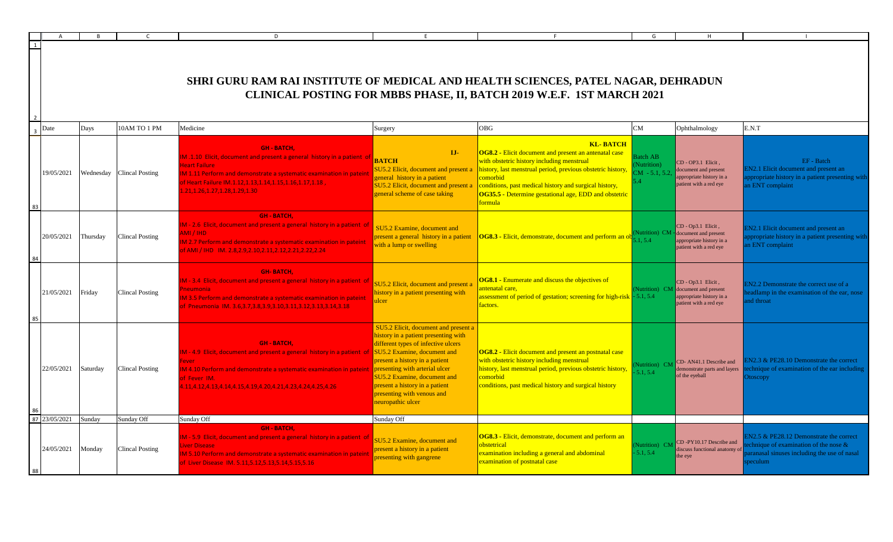# SHRI GURU RAM RAI INSTITUTE OF MEDICAL AND HEALTH SCIENCES, PATEL NAGAR, DEHRADUN

## CLINICAL POSTING FOR MBBS PHASE, II, BATCH 2019 W.E.F. 1ST MARCH 2021

| Date | Days | 10AM TO 1 PM | Medicine | Surgery | OBG | CM | Ophthalmology | E.N.T |
|---|---|---|---|---|---|---|---|---|
| 19/05/2021 | Wednesday | Clincal Posting | **GH - BATCH,** IM .1.10 Elicit, document and present a general history in a patient of Heart Failure IM 1.11 Perform and demonstrate a systematic examination in pateint of Heart Failure IM.1.12,1.13,1.14,1.15,1.16,1.17,1.18 ,1.21,1.26,1.27,1.28,1.29,1.30 | **IJ-BATCH** SU5.2 Elicit, document and present a general history in a patient SU5.2 Elicit, document and present a general scheme of case taking | **KL- BATCH** **OG8.2** - Elicit document and present an antenatal case with obstetric history including menstrual history, last menstrual period, previous obstetric history, comorbid conditions, past medical history and surgical history, **OG35.5** - Determine gestational age, EDD and obstetric formula | Batch AB (Nutrition) CM - 5.1, 5.2, 5.4 | CD - OP3.1 Elicit , document and present appropriate history in a patient with a red eye | EF - Batch EN2.1 Elicit document and present an appropriate history in a patient presenting with an ENT complaint |
| 20/05/2021 | Thursday | Clincal Posting | **GH - BATCH,** IM - 2.6 Elicit, document and present a general history in a patient of AMI / IHD IM 2.7 Perform and demonstrate a systematic examination in pateint of AMI / IHD IM 2.8,2.9,2.10,2.11,2.12,2.21,2.22,2.24 | SU5.2 Examine, document and present a general history in a patient with a lump or swelling | **OG8.3** - Elicit, demonstrate, document and perform an ob | (Nutrition) CM - 5.1, 5.4 | CD - Op3.1 Elicit , document and present appropriate history in a patient with a red eye | EN2.1 Elicit document and present an appropriate history in a patient presenting with an ENT complaint |
| 21/05/2021 | Friday | Clincal Posting | **GH- BATCH,** IM - 3.4 Elicit, document and present a general history in a patient of Pneumonia IM 3.5 Perform and demonstrate a systematic examination in pateint of Pneumonia IM. 3.6,3.7,3.8,3.9,3.10,3.11,3.12,3.13,3.14,3.18 | SU5.2 Elicit, document and present a history in a patient presenting with ulcer | **OG8.1** - Enumerate and discuss the objectives of antenatal care, assessment of period of gestation; screening for high-risk factors. | (Nutrition) CM - 5.1, 5.4 | CD - Op3.1 Elicit , document and present appropriate history in a patient with a red eye | EN2.2 Demonstrate the correct use of a headlamp in the examination of the ear, nose and throat |
| 22/05/2021 | Saturday | Clincal Posting | **GH - BATCH,** IM - 4.9 Elicit, document and present a general history in a patient of Fever IM 4.10 Perform and demonstrate a systematic examination in pateint of Fever IM. 4.11,4.12,4.13,4.14,4.15,4.19,4.20,4.21,4.23,4.24,4.25,4.26 | SU5.2 Elicit, document and present a history in a patient presenting with different types of infective ulcers SU5.2 Examine, document and present a history in a patient presenting with arterial ulcer SU5.2 Examine, document and present a history in a patient presenting with venous and neuropathic ulcer | **OG8.2** - Elicit document and present an postnatal case with obstetric history including menstrual history, last menstrual period, previous obstetric history, comorbid conditions, past medical history and surgical history | (Nutrition) CM - 5.1, 5.4 | CD- AN41.1 Describe and demonstrate parts and layers of the eyeball | EN2.3 & PE28.10 Demonstrate the correct technique of examination of the ear including Otoscopy |
| 23/05/2021 | Sunday | Sunday Off | Sunday Off | Sunday Off | | | | |
| 24/05/2021 | Monday | Clincal Posting | **GH - BATCH,** IM - 5.9 Elicit, document and present a general history in a patient of Liver Disease IM 5.10 Perform and demonstrate a systematic examination in pateint of Liver Disease IM. 5.11,5.12,5.13,5.14,5.15,5.16 | SU5.2 Examine, document and present a history in a patient presenting with gangrene | **OG8.3** - Elicit, demonstrate, document and perform an obstetrical examination including a general and abdominal examination of postnatal case | (Nutrition) CM - 5.1, 5.4 | CD -PY10.17 Describe and discuss functional anatomy of the eye | EN2.5 & PE28.12 Demonstrate the correct technique of examination of the nose & paranasal sinuses including the use of nasal speculum |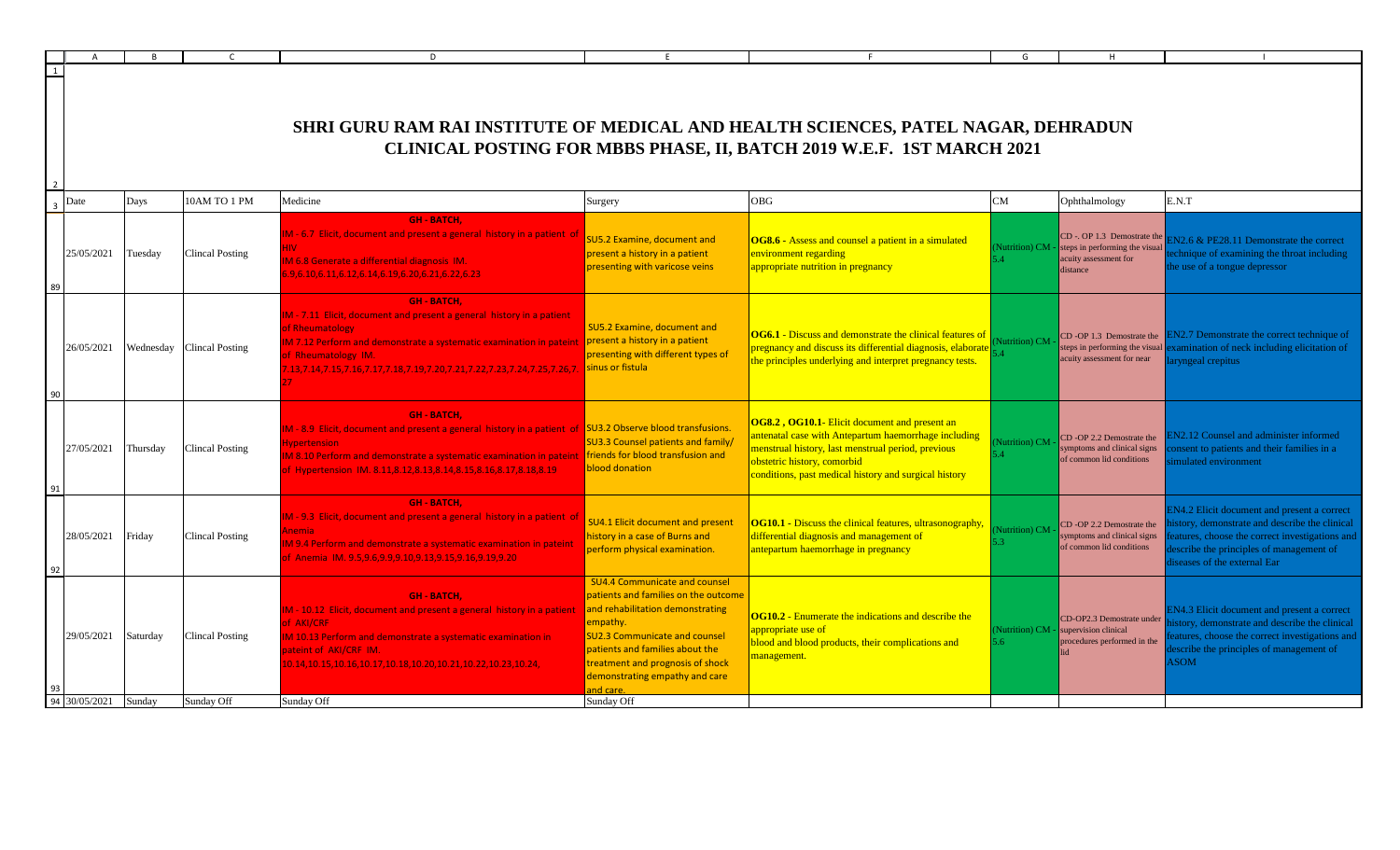# SHRI GURU RAM RAI INSTITUTE OF MEDICAL AND HEALTH SCIENCES, PATEL NAGAR, DEHRADUN

## CLINICAL POSTING FOR MBBS PHASE, II, BATCH 2019 W.E.F. 1ST MARCH 2021

| Date | Days | 10AM TO 1 PM | Medicine | Surgery | OBG | CM | Ophthalmology | E.N.T |
|---|---|---|---|---|---|---|---|---|
| 25/05/2021 | Tuesday | Clincal Posting | **GH - BATCH,** IM - 6.7 Elicit, document and present a general history in a patient of HIV IM 6.8 Generate a differential diagnosis IM. 6.9,6.10,6.11,6.12,6.14,6.19,6.20,6.21,6.22,6.23 | SU5.2 Examine, document and present a history in a patient presenting with varicose veins | **OG8.6** - Assess and counsel a patient in a simulated environment regarding appropriate nutrition in pregnancy | (Nutrition) CM - 5.4 | CD -. OP 1.3 Demostrate the steps in performing the visual acuity assessment for distance | EN2.6 & PE28.11 Demonstrate the correct technique of examining the throat including the use of a tongue depressor |
| 26/05/2021 | Wednesday | Clincal Posting | **GH - BATCH,** IM - 7.11 Elicit, document and present a general history in a patient of Rheumatology IM 7.12 Perform and demonstrate a systematic examination in pateint of Rheumatology IM. 7.13,7.14,7.15,7.16,7.17,7.18,7.19,7.20,7.21,7.22,7.23,7.24,7.25,7.26,7.27 | SU5.2 Examine, document and present a history in a patient presenting with different types of sinus or fistula | **OG6.1** - Discuss and demonstrate the clinical features of pregnancy and discuss its differential diagnosis, elaborate the principles underlying and interpret pregnancy tests. | (Nutrition) CM - 5.4 | CD -OP 1.3 Demostrate the steps in performing the visual acuity assessment for near | EN2.7 Demonstrate the correct technique of examination of neck including elicitation of laryngeal crepitus |
| 27/05/2021 | Thursday | Clincal Posting | **GH - BATCH,** IM - 8.9 Elicit, document and present a general history in a patient of Hypertension IM 8.10 Perform and demonstrate a systematic examination in pateint of Hypertension IM. 8.11,8.12,8.13,8.14,8.15,8.16,8.17,8.18,8.19 | SU3.2 Observe blood transfusions. SU3.3 Counsel patients and family/ friends for blood transfusion and blood donation | **OG8.2 , OG10.1**- Elicit document and present an antenatal case with Antepartum haemorrhage including menstrual history, last menstrual period, previous obstetric history, comorbid conditions, past medical history and surgical history | (Nutrition) CM - 5.4 | CD -OP 2.2 Demostrate the symptoms and clinical signs of common lid conditions | EN2.12 Counsel and administer informed consent to patients and their families in a simulated environment |
| 28/05/2021 | Friday | Clincal Posting | **GH - BATCH,** IM - 9.3 Elicit, document and present a general history in a patient of Anemia IM 9.4 Perform and demonstrate a systematic examination in pateint of Anemia IM. 9.5,9.6,9.9,9.10,9.13,9.15,9.16,9.19,9.20 | SU4.1 Elicit document and present history in a case of Burns and perform physical examination. | **OG10.1** - Discuss the clinical features, ultrasonography, differential diagnosis and management of antepartum haemorrhage in pregnancy | (Nutrition) CM - 5.3 | CD -OP 2.2 Demostrate the symptoms and clinical signs of common lid conditions | EN4.2 Elicit document and present a correct history, demonstrate and describe the clinical features, choose the correct investigations and describe the principles of management of diseases of the external Ear |
| 29/05/2021 | Saturday | Clincal Posting | **GH - BATCH,** IM - 10.12 Elicit, document and present a general history in a patient of AKI/CRF IM 10.13 Perform and demonstrate a systematic examination in pateint of AKI/CRF IM. 10.14,10.15,10.16,10.17,10.18,10.20,10.21,10.22,10.23,10.24, | SU4.4 Communicate and counsel patients and families on the outcome and rehabilitation demonstrating empathy. SU2.3 Communicate and counsel patients and families about the treatment and prognosis of shock demonstrating empathy and care and care. | **OG10.2** - Enumerate the indications and describe the appropriate use of blood and blood products, their complications and management. | (Nutrition) CM - 5.6 | CD-OP2.3 Demostrate under supervision clinical procedures performed in the lid | EN4.3 Elicit document and present a correct history, demonstrate and describe the clinical features, choose the correct investigations and describe the principles of management of ASOM |
| 30/05/2021 | Sunday | Sunday Off | Sunday Off | Sunday Off | | | | |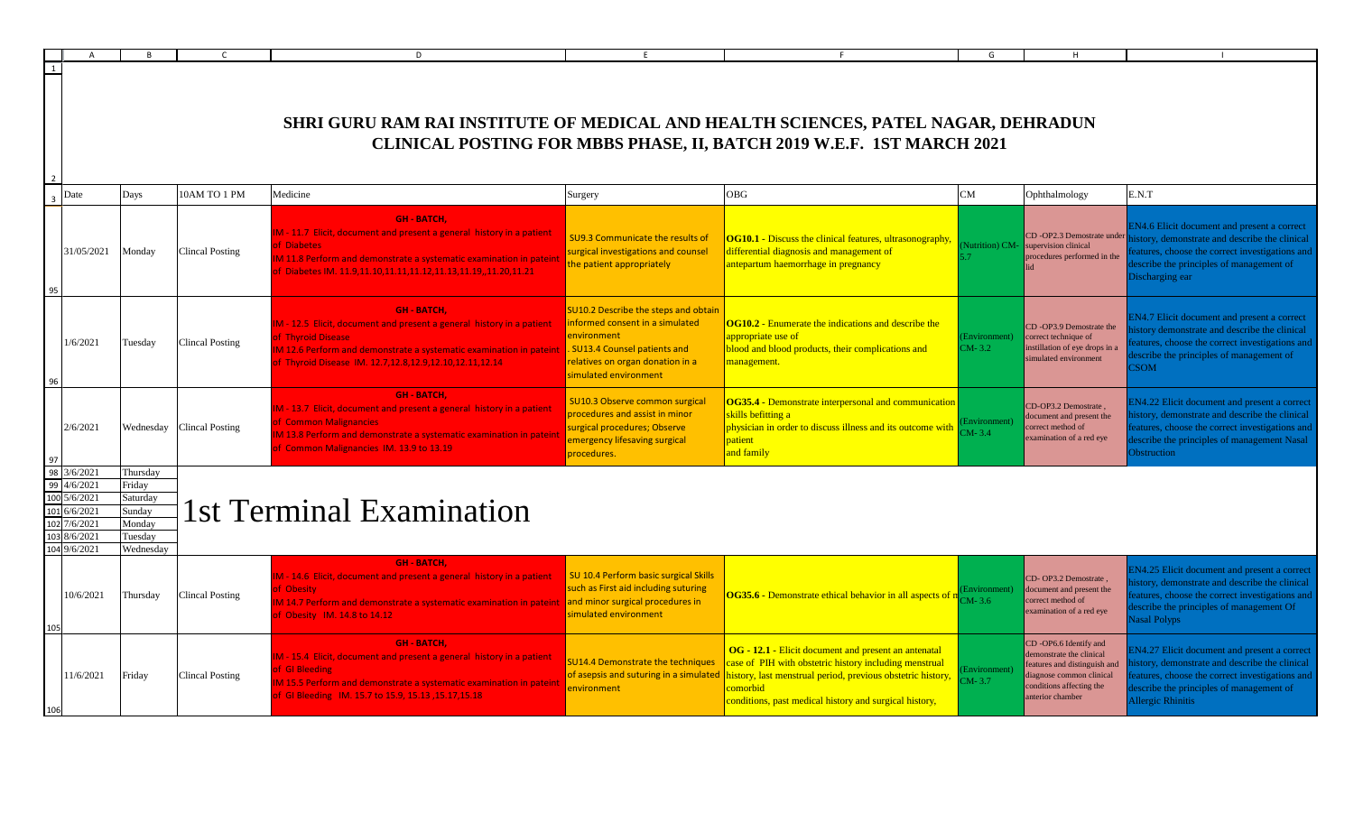# SHRI GURU RAM RAI INSTITUTE OF MEDICAL AND HEALTH SCIENCES, PATEL NAGAR, DEHRADUN

## CLINICAL POSTING FOR MBBS PHASE, II, BATCH 2019 W.E.F. 1ST MARCH 2021

| Date | Days | 10AM TO 1 PM | Medicine | Surgery | OBG | CM | Ophthalmology | E.N.T |
|---|---|---|---|---|---|---|---|---|
| 31/05/2021 | Monday | Clincal Posting | **GH - BATCH,** IM - 11.7 Elicit, document and present a general history in a patient of Diabetes IM 11.8 Perform and demonstrate a systematic examination in pateint of Diabetes IM 11.9,11.10,11.11,11.12,11.13,11.19,,11.20,11.21 | SU9.3 Communicate the results of surgical investigations and counsel the patient appropriately | **OG10.1** - Discuss the clinical features, ultrasonography, differential diagnosis and management of antepartum haemorrhage in pregnancy | (Nutrition) CM-5.7 | CD -OP2.3 Demostrate under supervision clinical procedures performed in the lid | EN4.6 Elicit document and present a correct history, demonstrate and describe the clinical features, choose the correct investigations and describe the principles of management of Discharging ear |
| 1/6/2021 | Tuesday | Clincal Posting | **GH - BATCH,** IM - 12.5 Elicit, document and present a general history in a patient of Thyroid Disease IM 12.6 Perform and demonstrate a systematic examination in pateint of Thyroid Disease IM. 12.7,12.8,12.9,12.10,12.11,12.14 | SU10.2 Describe the steps and obtain informed consent in a simulated environment . SU13.4 Counsel patients and relatives on organ donation in a simulated environment | **OG10.2** - Enumerate the indications and describe the appropriate use of blood and blood products, their complications and management. | (Environment) CM- 3.2 | CD -OP3.9 Demostrate the correct technique of instillation of eye drops in a simulated environment | EN4.7 Elicit document and present a correct history demonstrate and describe the clinical features, choose the correct investigations and describe the principles of management of CSOM |
| 2/6/2021 | Wednesday | Clincal Posting | **GH - BATCH,** IM - 13.7 Elicit, document and present a general history in a patient of Common Malignancies IM 13.8 Perform and demonstrate a systematic examination in pateint of Common Malignancies IM 13.9 to 13.19 | SU10.3 Observe common surgical procedures and assist in minor surgical procedures; Observe emergency lifesaving surgical procedures. | **OG35.4** - Demonstrate interpersonal and communication skills befitting a physician in order to discuss illness and its outcome with patient and family | (Environment) CM- 3.4 | CD-OP3.2 Demostrate , document and present the correct method of examination of a red eye | EN4.22 Elicit document and present a correct history, demonstrate and describe the clinical features, choose the correct investigations and describe the principles of management Nasal Obstruction |
| 3/6/2021 | Thursday | 1st Terminal Examination | | | | | | |
| 4/6/2021 | Friday | | | | | | | |
| 5/6/2021 | Saturday | | | | | | | |
| 6/6/2021 | Sunday | | | | | | | |
| 7/6/2021 | Monday | | | | | | | |
| 8/6/2021 | Tuesday | | | | | | | |
| 9/6/2021 | Wednesday | | | | | | | |
| 10/6/2021 | Thursday | Clincal Posting | **GH - BATCH,** IM - 14.6 Elicit, document and present a general history in a patient of Obesity IM 14.7 Perform and demonstrate a systematic examination in pateint of Obesity IM. 14.8 to 14.12 | SU 10.4 Perform basic surgical Skills such as First aid including suturing and minor surgical procedures in simulated environment | **OG35.6** - Demonstrate ethical behavior in all aspects of m | (Environment) CM- 3.6 | CD- OP3.2 Demostrate , document and present the correct method of examination of a red eye | EN4.25 Elicit document and present a correct history, demonstrate and describe the clinical features, choose the correct investigations and describe the principles of management Of Nasal Polyps |
| 11/6/2021 | Friday | Clincal Posting | **GH - BATCH,** IM - 15.4 Elicit, document and present a general history in a patient of GI Bleeding IM 15.5 Perform and demonstrate a systematic examination in pateint of GI Bleeding IM. 15.7 to 15.9, 15.13 ,15.17,15.18 | SU14.4 Demonstrate the techniques of asepsis and suturing in a simulated environment | **OG - 12.1** - Elicit document and present an antenatal case of PIH with obstetric history including menstrual history, last menstrual period, previous obstetric history, comorbid conditions, past medical history and surgical history, | (Environment) CM- 3.7 | CD -OP6.6 Identify and demonstrate the clinical features and distinguish and diagnose common clinical conditions affecting the anterior chamber | EN4.27 Elicit document and present a correct history, demonstrate and describe the clinical features, choose the correct investigations and describe the principles of management of Allergic Rhinitis |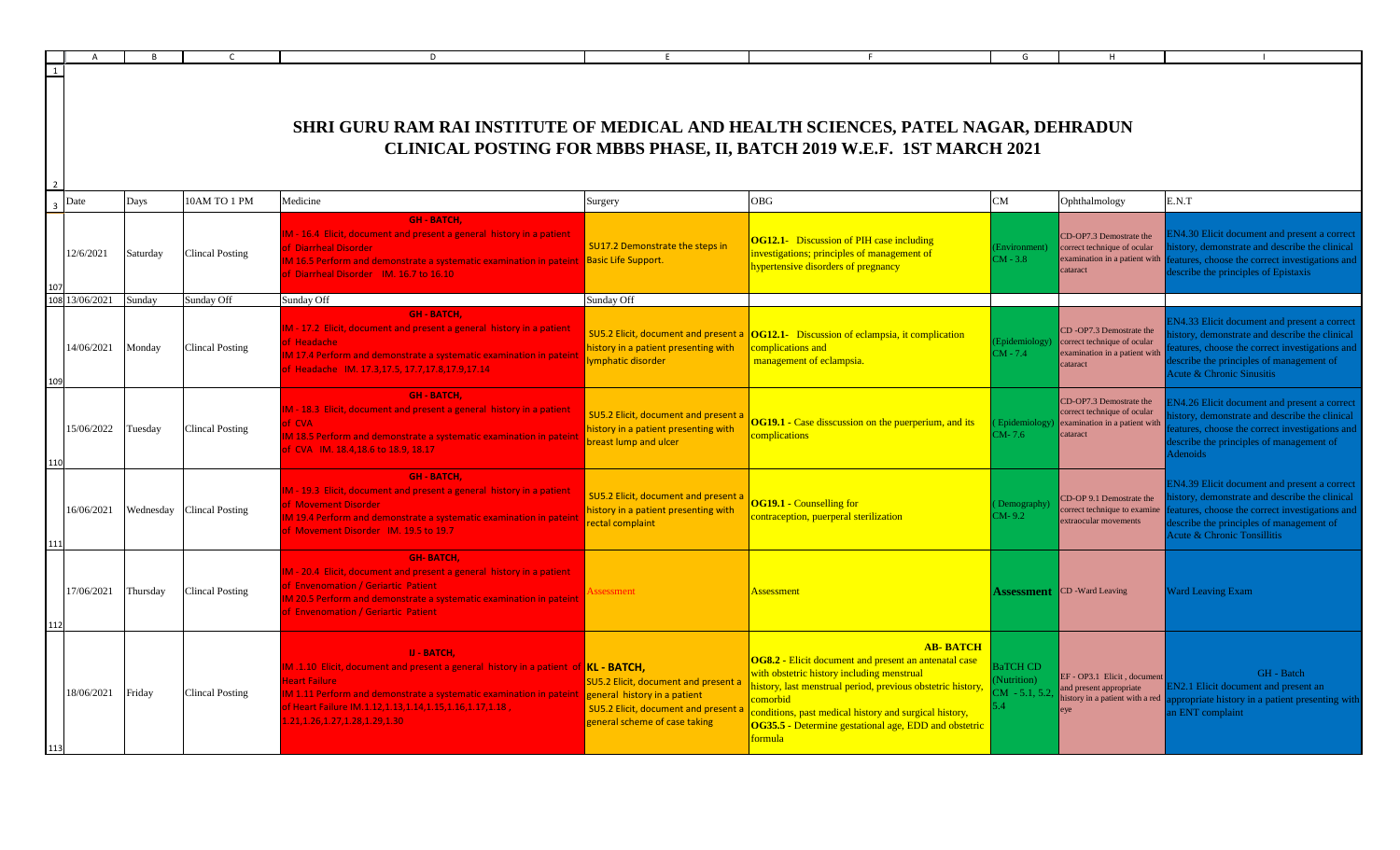# SHRI GURU RAM RAI INSTITUTE OF MEDICAL AND HEALTH SCIENCES, PATEL NAGAR, DEHRADUN

## CLINICAL POSTING FOR MBBS PHASE, II, BATCH 2019 W.E.F. 1ST MARCH 2021

| Date | Days | 10AM TO 1 PM | Medicine | Surgery | OBG | CM | Ophthalmology | E.N.T |
|---|---|---|---|---|---|---|---|---|
| 12/6/2021 | Saturday | Clincal Posting | **GH - BATCH,** IM - 16.4 Elicit, document and present a general history in a patient of Diarrheal Disorder IM 16.5 Perform and demonstrate a systematic examination in pateint of Diarrheal Disorder IM. 16.7 to 16.10 | SU17.2 Demonstrate the steps in Basic Life Support. | **OG12.1-** Discussion of PIH case including investigations; principles of management of hypertensive disorders of pregnancy | (Environment) CM - 3.8 | CD-OP7.3 Demostrate the correct technique of ocular examination in a patient with cataract | EN4.30 Elicit document and present a correct history, demonstrate and describe the clinical features, choose the correct investigations and describe the principles of Epistaxis |
| 13/06/2021 | Sunday | Sunday Off | Sunday Off | Sunday Off | | | | |
| 14/06/2021 | Monday | Clincal Posting | **GH - BATCH,** IM - 17.2 Elicit, document and present a general history in a patient of Headache IM 17.4 Perform and demonstrate a systematic examination in pateint of Headache IM. 17.3,17.5, 17.7,17.8,17.9,17.14 | SU5.2 Elicit, document and present a history in a patient presenting with lymphatic disorder | **OG12.1-** Discussion of eclampsia, it complication complications and management of eclampsia. | (Epidemiology) CM - 7.4 | CD -OP7.3 Demostrate the correct technique of ocular examination in a patient with cataract | EN4.33 Elicit document and present a correct history, demonstrate and describe the clinical features, choose the correct investigations and describe the principles of management of Acute & Chronic Sinusitis |
| 15/06/2022 | Tuesday | Clincal Posting | **GH - BATCH,** IM - 18.3 Elicit, document and present a general history in a patient of CVA IM 18.5 Perform and demonstrate a systematic examination in pateint of CVA IM. 18.4,18.6 to 18.9, 18.17 | SU5.2 Elicit, document and present a history in a patient presenting with breast lump and ulcer | **OG19.1 -** Case disscussion on the puerperium, and its complications | ( Epidemiology) CM- 7.6 | CD-OP7.3 Demostrate the correct technique of ocular examination in a patient with cataract | EN4.26 Elicit document and present a correct history, demonstrate and describe the clinical features, choose the correct investigations and describe the principles of management of Adenoids |
| 16/06/2021 | Wednesday | Clincal Posting | **GH - BATCH,** IM - 19.3 Elicit, document and present a general history in a patient of Movement Disorder IM 19.4 Perform and demonstrate a systematic examination in pateint of Movement Disorder IM. 19.5 to 19.7 | SU5.2 Elicit, document and present a history in a patient presenting with rectal complaint | **OG19.1 -** Counselling for contraception, puerperal sterilization | ( Demography) CM- 9.2 | CD-OP 9.1 Demostrate the correct technique to examine extraocular movements | EN4.39 Elicit document and present a correct history, demonstrate and describe the clinical features, choose the correct investigations and describe the principles of management of Acute & Chronic Tonsillitis |
| 17/06/2021 | Thursday | Clincal Posting | **GH- BATCH,** IM - 20.4 Elicit, document and present a general history in a patient of Envenomation / Geriartic Patient IM 20.5 Perform and demonstrate a systematic examination in pateint of Envenomation / Geriartic Patient | Assessment | Assessment | **Assessment** | CD -Ward Leaving | Ward Leaving Exam |
| 18/06/2021 | Friday | Clincal Posting | **IJ - BATCH,** IM .1.10 Elicit, document and present a general history in a patient of Heart Failure IM 1.11 Perform and demonstrate a systematic examination in pateint of Heart Failure IM.1.12,1.13,1.14,1.16,1.17,1.18 , 1.21,1.26,1.27,1.28,1.29,1.30 | **KL - BATCH,** SU5.2 Elicit, document and present a general history in a patient SU5.2 Elicit, document and present a general scheme of case taking | **AB- BATCH** **OG8.2 -** Elicit document and present an antenatal case with obstetric history including menstrual history, last menstrual period, previous obstetric history, comorbid conditions, past medical history and surgical history, **OG35.5 -** Determine gestational age, EDD and obstetric formula | BaTCH CD (Nutrition) CM - 5.1, 5.2, 5.4 | EF - OP3.1 Elicit , document and present appropriate history in a patient with a red eye | GH - Batch EN2.1 Elicit document and present an appropriate history in a patient presenting with an ENT complaint |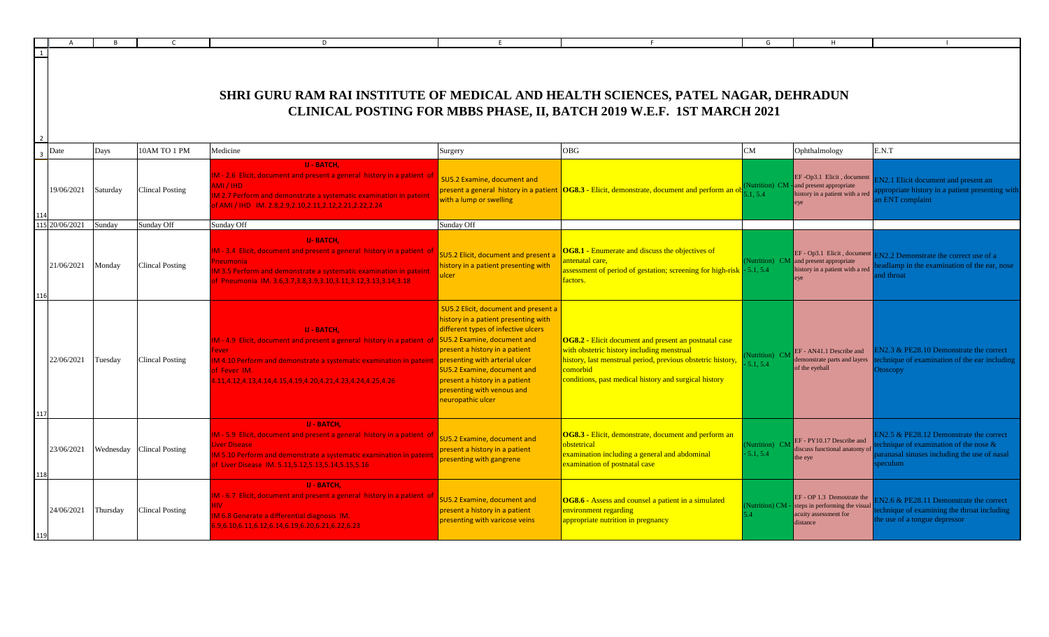# SHRI GURU RAM RAI INSTITUTE OF MEDICAL AND HEALTH SCIENCES, PATEL NAGAR, DEHRADUN

## CLINICAL POSTING FOR MBBS PHASE, II, BATCH 2019 W.E.F. 1ST MARCH 2021

| Date | Days | 10AM TO 1 PM | Medicine | Surgery | OBG | CM | Ophthalmology | E.N.T |
|---|---|---|---|---|---|---|---|---|
| 19/06/2021 | Saturday | Clincal Posting | IJ - BATCH, IM - 2.6 Elicit, document and present a general history in a patient of AMI / IHD IM 2.7 Perform and demonstrate a systematic examination in pateint of AMI / IHD IM. 2.8,2.9,2.10,2.11,2.12,2.21,2.22,2.24 | SU5.2 Examine, document and present a general history in a patient with a lump or swelling | OG8.3 - Elicit, demonstrate, document and perform an ob | (Nutrition) CM - 5.1, 5.4 | EF -Op3.1 Elicit , document and present appropriate history in a patient with a red eye | EN2.1 Elicit document and present an appropriate history in a patient presenting with an ENT complaint |
| 20/06/2021 | Sunday | Sunday Off | Sunday Off | Sunday Off | | | | |
| 21/06/2021 | Monday | Clincal Posting | IJ- BATCH, IM - 3.4 Elicit, document and present a general history in a patient of Pneumonia IM 3.5 Perform and demonstrate a systematic examination in pateint of Pneumonia IM. 3.6,3.7,3.8,3.9,3.10,3.11,3.12,3.13,3.14,3.18 | SU5.2 Elicit, document and present a history in a patient presenting with ulcer | OG8.1 - Enumerate and discuss the objectives of antenatal care, assessment of period of gestation; screening for high-risk factors. | (Nutrition) CM - 5.1, 5.4 | EF - Op3.1 Elicit , document and present appropriate history in a patient with a red eye | EN2.2 Demonstrate the correct use of a headlamp in the examination of the ear, nose and throat |
| 22/06/2021 | Tuesday | Clincal Posting | IJ - BATCH, IM - 4.9 Elicit, document and present a general history in a patient of Fever IM 4.10 Perform and demonstrate a systematic examination in pateint of Fever IM. 4.11,4.12,4.13,4.14,4.15,4.19,4.20,4.21,4.23,4.24,4.25,4.26 | SU5.2 Elicit, document and present a history in a patient presenting with different types of infective ulcers SU5.2 Examine, document and present a history in a patient presenting with arterial ulcer SU5.2 Examine, document and present a history in a patient presenting with venous and neuropathic ulcer | OG8.2 - Elicit document and present an postnatal case with obstetric history including menstrual history, last menstrual period, previous obstetric history, comorbid conditions, past medical history and surgical history | (Nutrition) CM - 5.1, 5.4 | EF - AN41.1 Describe and demonstrate parts and layers of the eyeball | EN2.3 & PE28.10 Demonstrate the correct technique of examination of the ear including Otoscopy |
| 23/06/2021 | Wednesday | Clincal Posting | IJ - BATCH, IM - 5.9 Elicit, document and present a general history in a patient of Liver Disease IM 5.10 Perform and demonstrate a systematic examination in pateint of Liver Disease IM. 5.11,5.12,5.13,5.14,5.15,5.16 | SU5.2 Examine, document and present a history in a patient presenting with gangrene | OG8.3 - Elicit, demonstrate, document and perform an obstetrical examination including a general and abdominal examination of postnatal case | (Nutrition) CM - 5.1, 5.4 | EF - PY10.17 Describe and discuss functional anatomy of the eye | EN2.5 & PE28.12 Demonstrate the correct technique of examination of the nose & paranasal sinuses including the use of nasal speculum |
| 24/06/2021 | Thursday | Clincal Posting | IJ - BATCH, IM - 6.7 Elicit, document and present a general history in a patient of HIV IM 6.8 Generate a differential diagnosis IM. 6.9,6.10,6.11,6.12,6.14,6.19,6.20,6.21,6.22,6.23 | SU5.2 Examine, document and present a history in a patient presenting with varicose veins | OG8.6 - Assess and counsel a patient in a simulated environment regarding appropriate nutrition in pregnancy | (Nutrition) CM - 5.4 | EF - OP 1.3 Demostrate the steps in performing the visual acuity assessment for distance | EN2.6 & PE28.11 Demonstrate the correct technique of examining the throat including the use of a tongue depressor |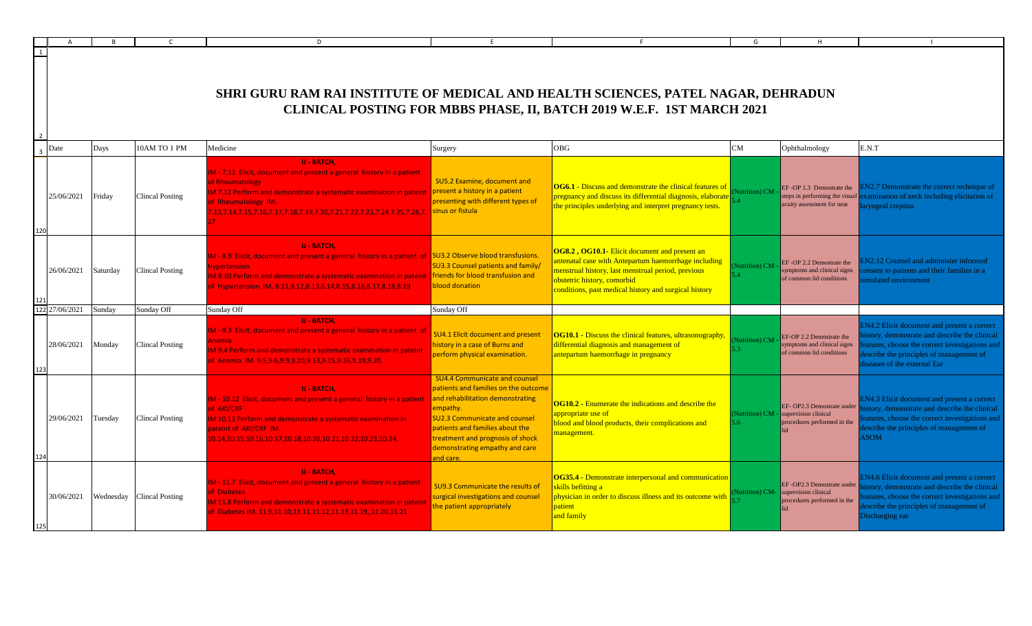# SHRI GURU RAM RAI INSTITUTE OF MEDICAL AND HEALTH SCIENCES, PATEL NAGAR, DEHRADUN

## CLINICAL POSTING FOR MBBS PHASE, II, BATCH 2019 W.E.F. 1ST MARCH 2021

| Date | Days | 10AM TO 1 PM | Medicine | Surgery | OBG | CM | Ophthalmology | E.N.T |
|---|---|---|---|---|---|---|---|---|
| 25/06/2021 | Friday | Clincal Posting | U - BATCH, IM - 7.11 Elicit, document and present a general history in a patient of Rheumatology IM 7.12 Perform and demonstrate a systematic examination in pateint of Rheumatology IM. 7.13,7.14,7.15,7.16,7.17,7.18,7.19,7.20,7.21,7.22,7.23,7.24,7.25,7.26,7.27 | SU5.2 Examine, document and present a history in a patient presenting with different types of sinus or fistula | **OG6.1** - Discuss and demonstrate the clinical features of pregnancy and discuss its differential diagnosis, elaborate the principles underlying and interpret pregnancy tests. | (Nutrition) CM - 5.4 | EF -OP 1.3 Demostrate the steps in performing the visual acuity assessment for near | EN2.7 Demonstrate the correct technique of examination of neck including elicitation of laryngeal crepitus |
| 26/06/2021 | Saturday | Clincal Posting | U - BATCH, IM - 8.9 Elicit, document and present a general history in a patient of Hypertension IM 8.10 Perform and demonstrate a systematic examination in pateint of Hypertension IM. 8.11,8.12,8.13,8.14,8.15,8.16,8.17,8.18,8.19 | SU3.2 Observe blood transfusions. SU3.3 Counsel patients and family/ friends for blood transfusion and blood donation | **OG8.2 , OG10.1**- Elicit document and present an antenatal case with Antepartum haemorrhage including menstrual history, last menstrual period, previous obstetric history, comorbid conditions, past medical history and surgical history | (Nutrition) CM - 5.4 | EF -OP 2.2 Demostrate the symptoms and clinical signs of common lid conditions | EN2.12 Counsel and administer informed consent to patients and their families in a simulated environment |
| 27/06/2021 | Sunday | Sunday Off | Sunday Off | Sunday Off | | | | |
| 28/06/2021 | Monday | Clincal Posting | U - BATCH, IM - 9.3 Elicit, document and present a general history in a patient of Anemia IM 9.4 Perform and demonstrate a systematic examination in pateint of Anemia IM. 9.5,9.6,9.9,9.10,9.13,9.15,9.16,9.19,9.20 | SU4.1 Elicit document and present history in a case of Burns and perform physical examination. | **OG10.1** - Discuss the clinical features, ultrasonography, differential diagnosis and management of antepartum haemorrhage in pregnancy | (Nutrition) CM - 5.3 | EF-OP 2.2 Demostrate the symptoms and clinical signs of common lid conditions | EN4.2 Elicit document and present a correct history, demonstrate and describe the clinical features, choose the correct investigations and describe the principles of management of diseases of the external Ear |
| 29/06/2021 | Tuesday | Clincal Posting | U - BATCH, IM - 10.12 Elicit, document and present a general history in a patient of AKI/CRF IM 10.13 Perform and demonstrate a systematic examination in pateint of AKI/CRF IM. 10.14,10.15,10.16,10.17,10.18,10.20,10.21,10.22,10.23,10.24, | SU4.4 Communicate and counsel patients and families on the outcome and rehabilitation demonstrating empathy. SU2.3 Communicate and counsel patients and families about the treatment and prognosis of shock demonstrating empathy and care and care. | **OG10.2** - Enumerate the indications and describe the appropriate use of blood and blood products, their complications and management. | (Nutrition) CM - 5.6 | EF- OP2.3 Demostrate under supervision clinical procedures performed in the lid | EN4.3 Elicit document and present a correct history, demonstrate and describe the clinical features, choose the correct investigations and describe the principles of management of ASOM |
| 30/06/2021 | Wednesday | Clincal Posting | U - BATCH, IM - 11.7 Elicit, document and present a general history in a patient of Diabetes IM 11.8 Perform and demonstrate a systematic examination in pateint of Diabetes IM. 11.9,11.10,11.11,11.12,11.13,11.19,,11.20,11.21 | SU9.3 Communicate the results of surgical investigations and counsel the patient appropriately | **OG35.4** - Demonstrate interpersonal and communication skills befitting a physician in order to discuss illness and its outcome with patient and family | (Nutrition) CM- 5.7 | EF -OP2.3 Demostrate under supervision clinical procedures performed in the lid | EN4.6 Elicit document and present a correct history, demonstrate and describe the clinical features, choose the correct investigations and describe the principles of management of Discharging ear |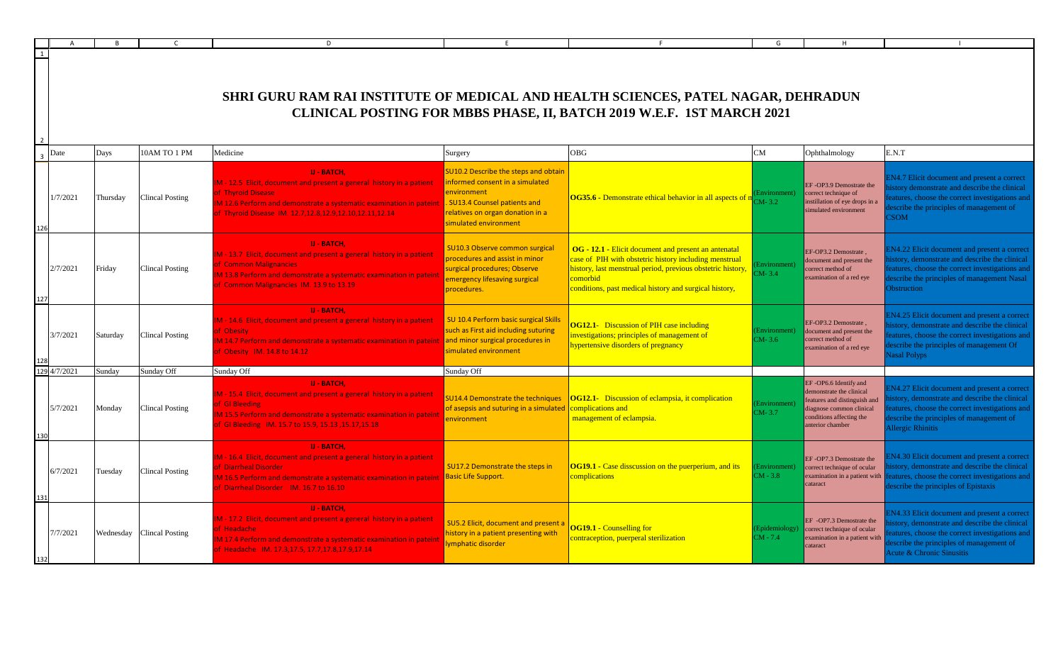# SHRI GURU RAM RAI INSTITUTE OF MEDICAL AND HEALTH SCIENCES, PATEL NAGAR, DEHRADUN

## CLINICAL POSTING FOR MBBS PHASE, II, BATCH 2019 W.E.F. 1ST MARCH 2021

| Date | Days | 10AM TO 1 PM | Medicine | Surgery | OBG | CM | Ophthalmology | E.N.T |
|---|---|---|---|---|---|---|---|---|
| 1/7/2021 | Thursday | Clincal Posting | II - BATCH, IM - 12.5 Elicit, document and present a general history in a patient of Thyroid Disease IM 12.6 Perform and demonstrate a systematic examination in pateint of Thyroid Disease IM. 12.7,12.8,12.9,12.10,12.11,12.14 | SU10.2 Describe the steps and obtain informed consent in a simulated environment . SU13.4 Counsel patients and relatives on organ donation in a simulated environment | **OG35.6** - Demonstrate ethical behavior in all aspects of m | (Environment) CM- 3.2 | EF -OP3.9 Demostrate the correct technique of instillation of eye drops in a simulated environment | EN4.7 Elicit document and present a correct history demonstrate and describe the clinical features, choose the correct investigations and describe the principles of management of CSOM |
| 2/7/2021 | Friday | Clincal Posting | II - BATCH, IM - 13.7 Elicit, document and present a general history in a patient of Common Malignancies IM 13.8 Perform and demonstrate a systematic examination in pateint of Common Malignancies IM. 13.9 to 13.19 | SU10.3 Observe common surgical procedures and assist in minor surgical procedures; Observe emergency lifesaving surgical procedures. | **OG - 12.1** - Elicit document and present an antenatal case of PIH with obstetric history including menstrual history, last menstrual period, previous obstetric history, comorbid conditions, past medical history and surgical history, | (Environment) CM- 3.4 | EF-OP3.2 Demostrate , document and present the correct method of examination of a red eye | EN4.22 Elicit document and present a correct history, demonstrate and describe the clinical features, choose the correct investigations and describe the principles of management Nasal Obstruction |
| 3/7/2021 | Saturday | Clincal Posting | II - BATCH, IM - 14.6 Elicit, document and present a general history in a patient of Obesity IM 14.7 Perform and demonstrate a systematic examination in pateint of Obesity IM. 14.8 to 14.12 | SU 10.4 Perform basic surgical Skills such as First aid including suturing and minor surgical procedures in simulated environment | **OG12.1**- Discussion of PIH case including investigations; principles of management of hypertensive disorders of pregnancy | (Environment) CM- 3.6 | EF-OP3.2 Demostrate , document and present the correct method of examination of a red eye | EN4.25 Elicit document and present a correct history, demonstrate and describe the clinical features, choose the correct investigations and describe the principles of management Of Nasal Polyps |
| 4/7/2021 | Sunday | Sunday Off | Sunday Off | Sunday Off | | | | |
| 5/7/2021 | Monday | Clincal Posting | II - BATCH, IM - 15.4 Elicit, document and present a general history in a patient of GI Bleeding IM 15.5 Perform and demonstrate a systematic examination in pateint of GI Bleeding IM. 15.7 to 15.9, 15.13 ,15.17,15.18 | SU14.4 Demonstrate the techniques of asepsis and suturing in a simulated environment | **OG12.1**- Discussion of eclampsia, it complication complications and management of eclampsia. | (Environment) CM- 3.7 | EF -OP6.6 Identify and demonstrate the clinical features and distinguish and diagnose common clinical conditions affecting the anterior chamber | EN4.27 Elicit document and present a correct history, demonstrate and describe the clinical features, choose the correct investigations and describe the principles of management of Allergic Rhinitis |
| 6/7/2021 | Tuesday | Clincal Posting | II - BATCH, IM - 16.4 Elicit, document and present a general history in a patient of Diarrheal Disorder IM 16.5 Perform and demonstrate a systematic examination in pateint of Diarrheal Disorder IM. 16.7 to 16.10 | SU17.2 Demonstrate the steps in Basic Life Support. | **OG19.1** - Case disscussion on the puerperium, and its complications | (Environment) CM - 3.8 | EF -OP7.3 Demostrate the correct technique of ocular examination in a patient with cataract | EN4.30 Elicit document and present a correct history, demonstrate and describe the clinical features, choose the correct investigations and describe the principles of Epistaxis |
| 7/7/2021 | Wednesday | Clincal Posting | II - BATCH, IM - 17.2 Elicit, document and present a general history in a patient of Headache IM 17.4 Perform and demonstrate a systematic examination in pateint of Headache IM. 17.3,17.5, 17.7,17.8,17.9,17.14 | SU5.2 Elicit, document and present a history in a patient presenting with lymphatic disorder | **OG19.1** - Counselling for contraception, puerperal sterilization | (Epidemiology) CM - 7.4 | EF -OP7.3 Demostrate the correct technique of ocular examination in a patient with cataract | EN4.33 Elicit document and present a correct history, demonstrate and describe the clinical features, choose the correct investigations and describe the principles of management of Acute & Chronic Sinusitis |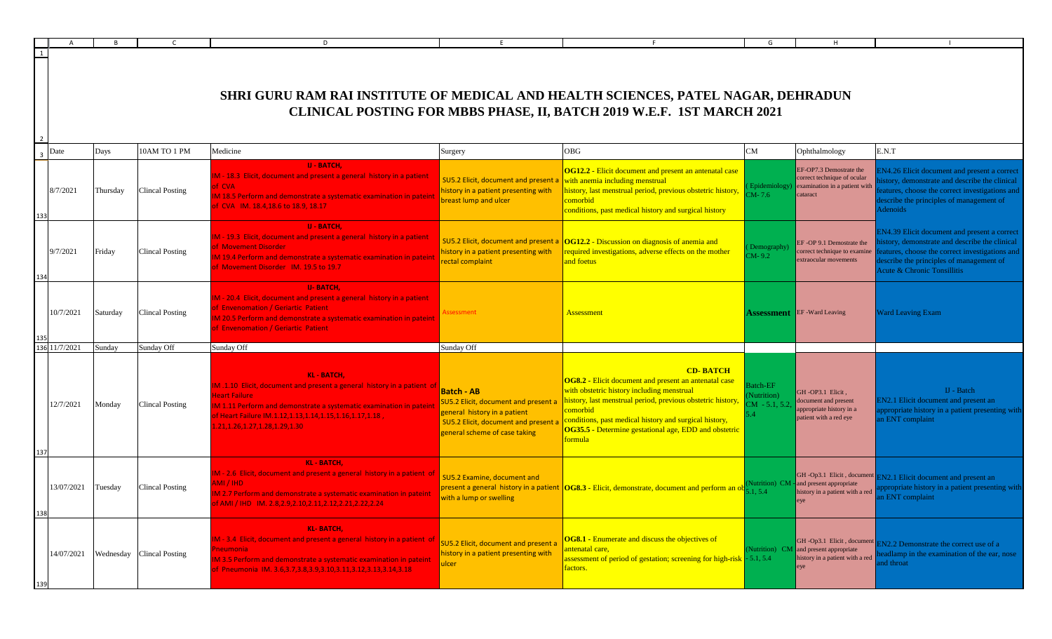# SHRI GURU RAM RAI INSTITUTE OF MEDICAL AND HEALTH SCIENCES, PATEL NAGAR, DEHRADUN

## CLINICAL POSTING FOR MBBS PHASE, II, BATCH 2019 W.E.F. 1ST MARCH 2021

| Date | Days | 10AM TO 1 PM | Medicine | Surgery | OBG | CM | Ophthalmology | E.N.T |
|---|---|---|---|---|---|---|---|---|
| 8/7/2021 | Thursday | Clincal Posting | IJ - BATCH, IM - 18.3 Elicit, document and present a general history in a patient of CVA IM 18.5 Perform and demonstrate a systematic examination in pateint of CVA IM. 18.4,18.6 to 18.9, 18.17 | SU5.2 Elicit, document and present a history in a patient presenting with breast lump and ulcer | **OG12.2** - Elicit document and present an antenatal case with anemia including menstrual history, last menstrual period, previous obstetric history, comorbid conditions, past medical history and surgical history | ( Epidemiology) CM- 7.6 | EF-OP7.3 Demostrate the correct technique of ocular examination in a patient with cataract | EN4.26 Elicit document and present a correct history, demonstrate and describe the clinical features, choose the correct investigations and describe the principles of management of Adenoids |
| 9/7/2021 | Friday | Clincal Posting | IJ - BATCH, IM - 19.3 Elicit, document and present a general history in a patient of Movement Disorder IM 19.4 Perform and demonstrate a systematic examination in pateint of Movement Disorder IM. 19.5 to 19.7 | SU5.2 Elicit, document and present a history in a patient presenting with rectal complaint | **OG12.2** - Discussion on diagnosis of anemia and required investigations, adverse effects on the mother and foetus | ( Demography) CM- 9.2 | EF -OP 9.1 Demostrate the correct technique to examine extraocular movements | EN4.39 Elicit document and present a correct history, demonstrate and describe the clinical features, choose the correct investigations and describe the principles of management of Acute & Chronic Tonsillitis |
| 10/7/2021 | Saturday | Clincal Posting | IJ- BATCH, IM - 20.4 Elicit, document and present a general history in a patient of Envenomation / Geriatric Patient IM 20.5 Perform and demonstrate a systematic examination in pateint of Envenomation / Geriatric Patient | Assessment | Assessment | **Assessment** | EF -Ward Leaving | Ward Leaving Exam |
| 11/7/2021 | Sunday | Sunday Off | Sunday Off | Sunday Off | | | | |
| 12/7/2021 | Monday | Clincal Posting | KL - BATCH, IM .1.10 Elicit, document and present a general history in a patient of Heart Failure IM 1.11 Perform and demonstrate a systematic examination in pateint of Heart Failure IM.1.12,1.13,1.14,1.15,1.16,1.17,1.18 , 1.21,1.26,1.27,1.28,1.29,1.30 | **Batch - AB** SU5.2 Elicit, document and present a general history in a patient SU5.2 Elicit, document and present a general scheme of case taking | **CD- BATCH** **OG8.2** - Elicit document and present an antenatal case with obstetric history including menstrual history, last menstrual period, previous obstetric history, comorbid conditions, past medical history and surgical history, **OG35.5** - Determine gestational age, EDD and obstetric formula | Batch-EF (Nutrition) CM - 5.1, 5.2, 5.4 | GH -OP3.1 Elicit , document and present appropriate history in a patient with a red eye | IJ - Batch EN2.1 Elicit document and present an appropriate history in a patient presenting with an ENT complaint |
| 13/07/2021 | Tuesday | Clincal Posting | KL - BATCH, IM - 2.6 Elicit, document and present a general history in a patient of AMI / IHD IM 2.7 Perform and demonstrate a systematic examination in pateint of AMI / IHD IM. 2.8,2.9,2.10,2.11,2.12,2.21,2.22,2.24 | SU5.2 Examine, document and present a general history in a patient with a lump or swelling | **OG8.3** - Elicit, demonstrate, document and perform an ob | (Nutrition) CM - 5.1, 5.4 | GH -Op3.1 Elicit , document and present appropriate history in a patient with a red eye | EN2.1 Elicit document and present an appropriate history in a patient presenting with an ENT complaint |
| 14/07/2021 | Wednesday | Clincal Posting | KL- BATCH, IM - 3.4 Elicit, document and present a general history in a patient of Pneumonia IM 3.5 Perform and demonstrate a systematic examination in pateint of Pneumonia IM. 3.6,3.7,3.8,3.9,3.10,3.11,3.12,3.13,3.14,3.18 | SU5.2 Elicit, document and present a history in a patient presenting with ulcer | **OG8.1** - Enumerate and discuss the objectives of antenatal care, assessment of period of gestation; screening for high-risk factors. | (Nutrition) CM - 5.1, 5.4 | GH -Op3.1 Elicit , document and present appropriate history in a patient with a red eye | EN2.2 Demonstrate the correct use of a headlamp in the examination of the ear, nose and throat |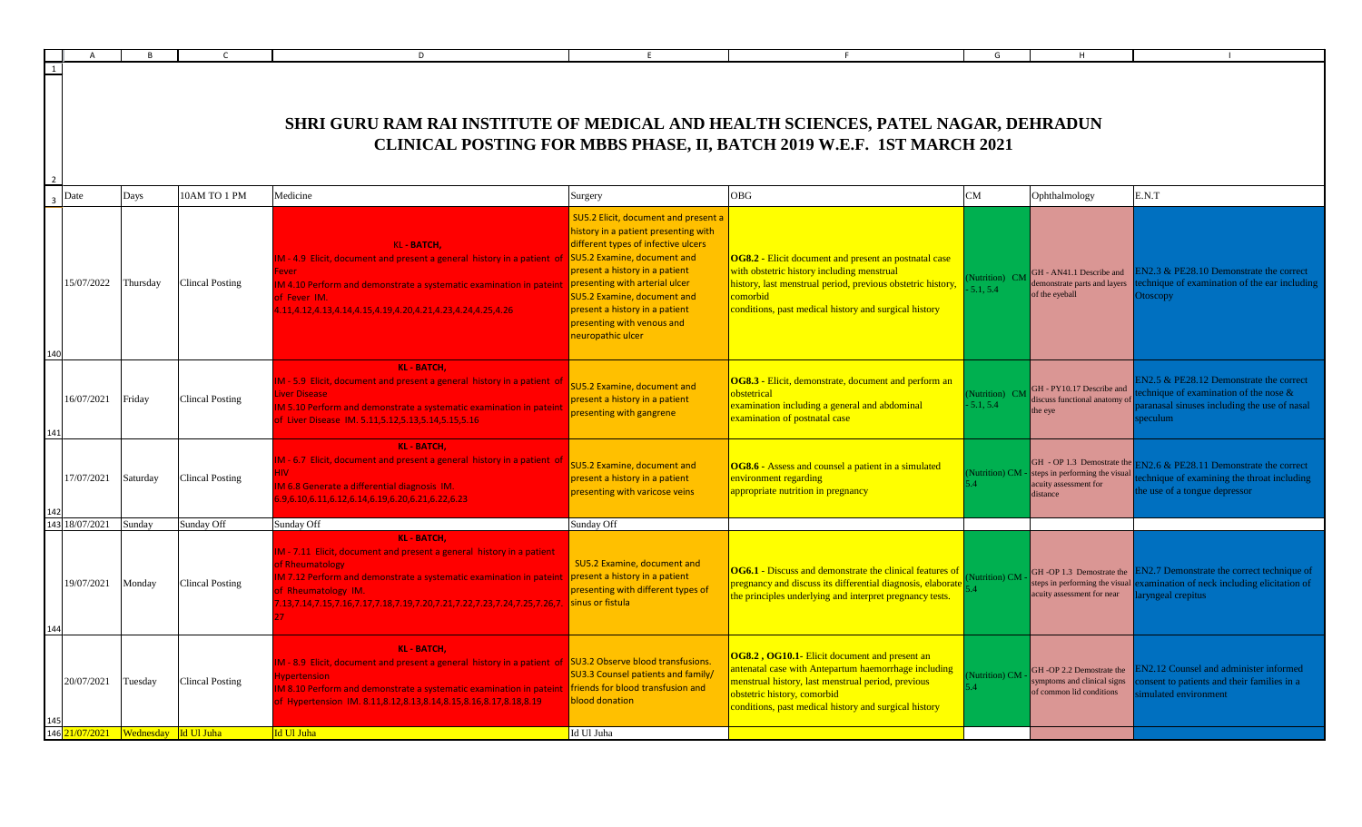# SHRI GURU RAM RAI INSTITUTE OF MEDICAL AND HEALTH SCIENCES, PATEL NAGAR, DEHRADUN

## CLINICAL POSTING FOR MBBS PHASE, II, BATCH 2019 W.E.F. 1ST MARCH 2021

| Date | Days | 10AM TO 1 PM | Medicine | Surgery | OBG | CM | Ophthalmology | E.N.T |
|---|---|---|---|---|---|---|---|---|
| 15/07/2022 | Thursday | Clincal Posting | KL - BATCH, IM - 4.9 Elicit, document and present a general history in a patient of Fever IM 4.10 Perform and demonstrate a systematic examination in pateint of Fever IM. 4.11,4.12,4.13,4.14,4.15,4.19,4.20,4.21,4.23,4.24,4.25,4.26 | SU5.2 Elicit, document and present a history in a patient presenting with different types of infective ulcers SU5.2 Examine, document and present a history in a patient presenting with arterial ulcer SU5.2 Examine, document and present a history in a patient presenting with venous and neuropathic ulcer | **OG8.2** - Elicit document and present an postnatal case with obstetric history including menstrual history, last menstrual period, previous obstetric history, comorbid conditions, past medical history and surgical history | (Nutrition) CM - 5.1, 5.4 | GH - AN41.1 Describe and demonstrate parts and layers of the eyeball | EN2.3 & PE28.10 Demonstrate the correct technique of examination of the ear including Otoscopy |
| 16/07/2021 | Friday | Clincal Posting | KL - BATCH, IM - 5.9 Elicit, document and present a general history in a patient of Liver Disease IM 5.10 Perform and demonstrate a systematic examination in pateint of Liver Disease IM. 5.11,5.12,5.13,5.14,5.15,5.16 | SU5.2 Examine, document and present a history in a patient presenting with gangrene | **OG8.3** - Elicit, demonstrate, document and perform an obstetrical examination including a general and abdominal examination of postnatal case | (Nutrition) CM - 5.1, 5.4 | GH - PY10.17 Describe and discuss functional anatomy of the eye | EN2.5 & PE28.12 Demonstrate the correct technique of examination of the nose & paranasal sinuses including the use of nasal speculum |
| 17/07/2021 | Saturday | Clincal Posting | KL - BATCH, IM - 6.7 Elicit, document and present a general history in a patient of HIV IM 6.8 Generate a differential diagnosis IM. 6.9,6.10,6.11,6.12,6.14,6.19,6.20,6.21,6.22,6.23 | SU5.2 Examine, document and present a history in a patient presenting with varicose veins | **OG8.6** - Assess and counsel a patient in a simulated environment regarding appropriate nutrition in pregnancy | (Nutrition) CM - 5.4 | GH - OP 1.3 Demostrate the steps in performing the visual acuity assessment for distance | EN2.6 & PE28.11 Demonstrate the correct technique of examining the throat including the use of a tongue depressor |
| 18/07/2021 | Sunday | Sunday Off | Sunday Off | Sunday Off | | | | |
| 19/07/2021 | Monday | Clincal Posting | KL - BATCH, IM - 7.11 Elicit, document and present a general history in a patient of Rheumatology IM 7.12 Perform and demonstrate a systematic examination in pateint of Rheumatology IM. 7.13,7.14,7.15,7.16,7.17,7.18,7.19,7.20,7.21,7.22,7.23,7.24,7.25,7.26,7.27 | SU5.2 Examine, document and present a history in a patient presenting with different types of sinus or fistula | **OG6.1** - Discuss and demonstrate the clinical features of pregnancy and discuss its differential diagnosis, elaborate the principles underlying and interpret pregnancy tests. | (Nutrition) CM - 5.4 | GH -OP 1.3 Demostrate the steps in performing the visual acuity assessment for near | EN2.7 Demonstrate the correct technique of examination of neck including elicitation of laryngeal crepitus |
| 20/07/2021 | Tuesday | Clincal Posting | KL - BATCH, IM - 8.9 Elicit, document and present a general history in a patient of Hypertension IM 8.10 Perform and demonstrate a systematic examination in pateint of Hypertension IM. 8.11,8.12,8.13,8.14,8.15,8.16,8.17,8.18,8.19 | SU3.2 Observe blood transfusions. SU3.3 Counsel patients and family/ friends for blood transfusion and blood donation | **OG8.2 , OG10.1**- Elicit document and present an antenatal case with Antepartum haemorrhage including menstrual history, last menstrual period, previous obstetric history, comorbid conditions, past medical history and surgical history | (Nutrition) CM - 5.4 | GH -OP 2.2 Demostrate the symptoms and clinical signs of common lid conditions | EN2.12 Counsel and administer informed consent to patients and their families in a simulated environment |
| 21/07/2021 | Wednesday | Id Ul Juha | Id Ul Juha | Id Ul Juha | | | | |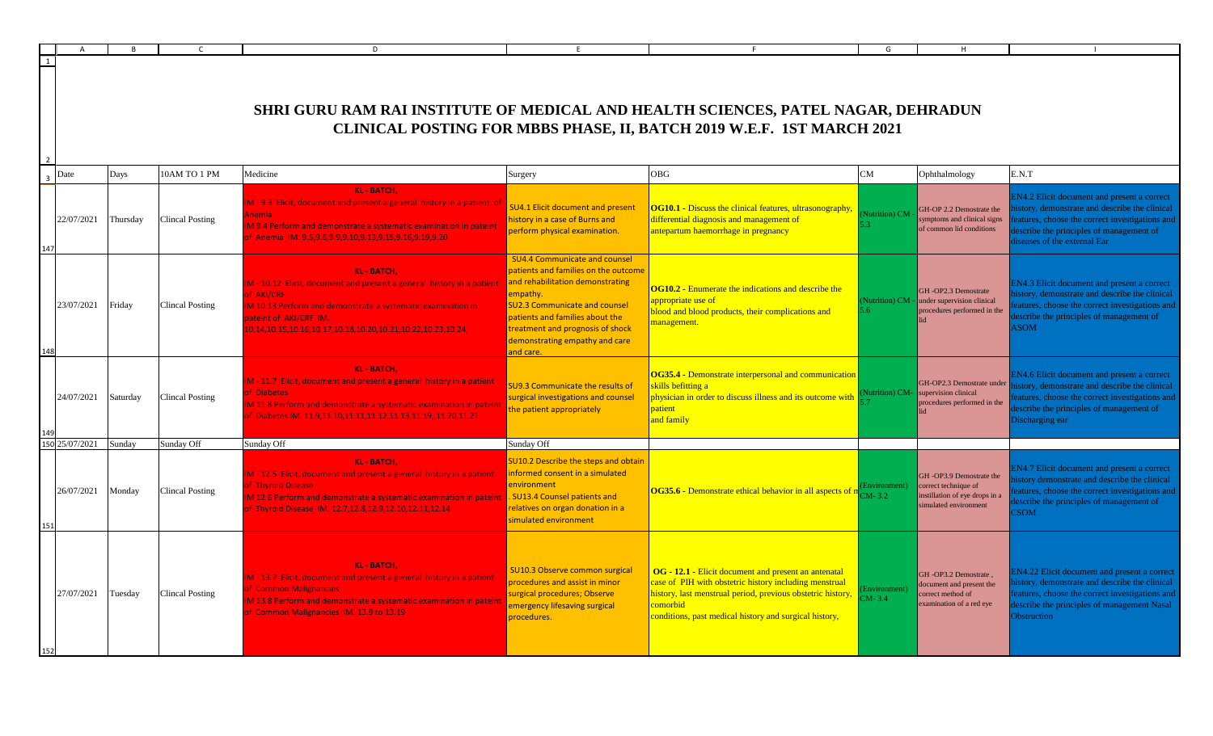# SHRI GURU RAM RAI INSTITUTE OF MEDICAL AND HEALTH SCIENCES, PATEL NAGAR, DEHRADUN

## CLINICAL POSTING FOR MBBS PHASE, II, BATCH 2019 W.E.F. 1ST MARCH 2021

| Date | Days | 10AM TO 1 PM | Medicine | Surgery | OBG | CM | Ophthalmology | E.N.T |
|---|---|---|---|---|---|---|---|---|
| 22/07/2021 | Thursday | Clincal Posting | KL - BATCH, IM - 9.3 Elicit, document and present a general history in a patient of Anemia IM 9.4 Perform and demonstrate a systematic examination in pateint of Anemia IM. 9.5,9.6,9.9,9.10,9.13,9.15,9.16,9.19,9.20 | SU4.1 Elicit document and present history in a case of Burns and perform physical examination. | **OG10.1** - Discuss the clinical features, ultrasonography, differential diagnosis and management of antepartum haemorrhage in pregnancy | (Nutrition) CM - 5.3 | GH-OP 2.2 Demostrate the symptoms and clinical signs of common lid conditions | EN4.2 Elicit document and present a correct history, demonstrate and describe the clinical features, choose the correct investigations and describe the principles of management of diseases of the external Ear |
| 23/07/2021 | Friday | Clincal Posting | KL - BATCH, IM - 10.12 Elicit, document and present a general history in a patient of AKI/CRF IM 10.13 Perform and demonstrate a systematic examination in pateint of AKI/CRF IM. 10.14,10.15,10.16,10.17,10.18,10.20,10.21,10.22,10.23,10.24, | SU4.4 Communicate and counsel patients and families on the outcome and rehabilitation demonstrating empathy. SU2.3 Communicate and counsel patients and families about the treatment and prognosis of shock demonstrating empathy and care and care. | **OG10.2** - Enumerate the indications and describe the appropriate use of blood and blood products, their complications and management. | (Nutrition) CM - 5.6 | GH -OP2.3 Demostrate under supervision clinical procedures performed in the lid | EN4.3 Elicit document and present a correct history, demonstrate and describe the clinical features, choose the correct investigations and describe the principles of management of ASOM |
| 24/07/2021 | Saturday | Clincal Posting | KL - BATCH, IM - 11.7 Elicit, document and present a general history in a patient of Diabetes IM 11.8 Perform and demonstrate a systematic examination in pateint of Diabetes IM. 11.9,11.10,11.11,11.12,11.13,11.19, 11.20,11.21 | SU9.3 Communicate the results of surgical investigations and counsel the patient appropriately | **OG35.4** - Demonstrate interpersonal and communication skills befitting a physician in order to discuss illness and its outcome with patient and family | (Nutrition) CM- 5.7 | GH-OP2.3 Demostrate under supervision clinical procedures performed in the lid | EN4.6 Elicit document and present a correct history, demonstrate and describe the clinical features, choose the correct investigations and describe the principles of management of Discharging ear |
| 25/07/2021 | Sunday | Sunday Off | Sunday Off | Sunday Off | | | | |
| 26/07/2021 | Monday | Clincal Posting | KL - BATCH, IM - 12.5 Elicit, document and present a general history in a patient of Thyroid Disease IM 12.6 Perform and demonstrate a systematic examination in pateint of Thyroid Disease IM. 12.7,12.8,12.9,12.10,12.11,12.14 | SU10.2 Describe the steps and obtain informed consent in a simulated environment . SU13.4 Counsel patients and relatives on organ donation in a simulated environment | **OG35.6** - Demonstrate ethical behavior in all aspects of m | (Environment) CM- 3.2 | GH -OP3.9 Demostrate the correct technique of instillation of eye drops in a simulated environment | EN4.7 Elicit document and present a correct history demonstrate and describe the clinical features, choose the correct investigations and describe the principles of management of CSOM |
| 27/07/2021 | Tuesday | Clincal Posting | KL - BATCH, IM - 13.7 Elicit, document and present a general history in a patient of Common Malignancies IM 13.8 Perform and demonstrate a systematic examination in pateint of Common Malignancies IM. 13.9 to 13.19 | SU10.3 Observe common surgical procedures and assist in minor surgical procedures; Observe emergency lifesaving surgical procedures. | **OG - 12.1** - Elicit document and present an antenatal case of PIH with obstetric history including menstrual history, last menstrual period, previous obstetric history, comorbid conditions, past medical history and surgical history, | (Environment) CM- 3.4 | GH -OP3.2 Demostrate , document and present the correct method of examination of a red eye | EN4.22 Elicit document and present a correct history, demonstrate and describe the clinical features, choose the correct investigations and describe the principles of management Nasal Obstruction |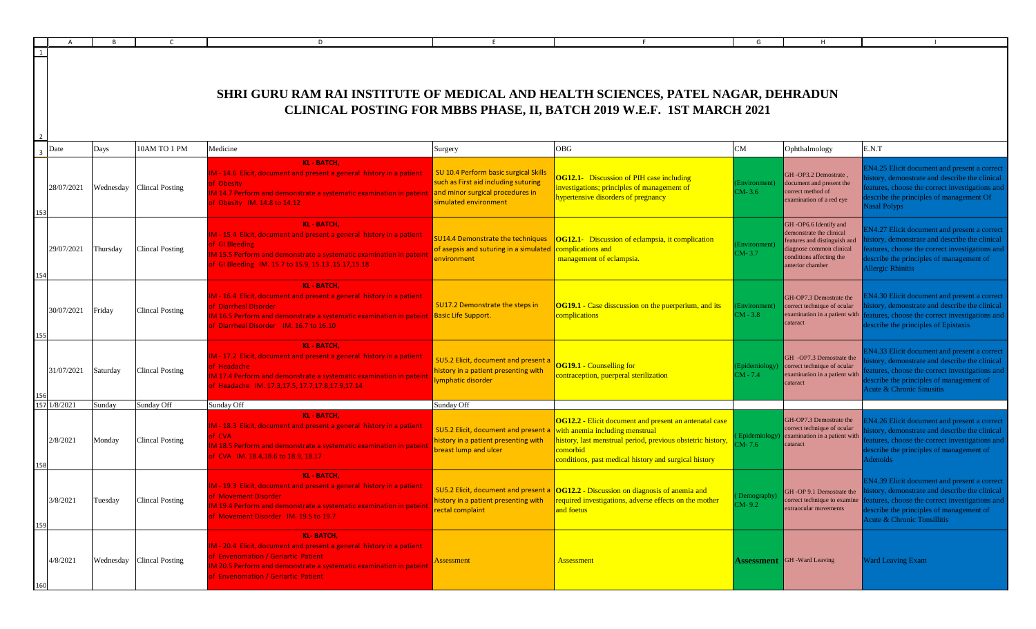# SHRI GURU RAM RAI INSTITUTE OF MEDICAL AND HEALTH SCIENCES, PATEL NAGAR, DEHRADUN

## CLINICAL POSTING FOR MBBS PHASE, II, BATCH 2019 W.E.F. 1ST MARCH 2021

| Date | Days | 10AM TO 1 PM | Medicine | Surgery | OBG | CM | Ophthalmology | E.N.T |
|---|---|---|---|---|---|---|---|---|
| 28/07/2021 | Wednesday | Clincal Posting | **KL - BATCH,** IM - 14.6 Elicit, document and present a general history in a patient of Obesity IM 14.7 Perform and demonstrate a systematic examination in pateint of Obesity IM. 14.8 to 14.12 | SU 10.4 Perform basic surgical Skills such as First aid including suturing and minor surgical procedures in simulated environment | **OG12.1**- Discussion of PIH case including investigations; principles of management of hypertensive disorders of pregnancy | (Environment) CM- 3.6 | GH -OP3.2 Demostrate , document and present the correct method of examination of a red eye | EN4.25 Elicit document and present a correct history, demonstrate and describe the clinical features, choose the correct investigations and describe the principles of management Of Nasal Polyps |
| 29/07/2021 | Thursday | Clincal Posting | **KL - BATCH,** IM - 15.4 Elicit, document and present a general history in a patient of GI Bleeding IM 15.5 Perform and demonstrate a systematic examination in pateint of GI Bleeding IM. 15.7 to 15.9, 15.13 ,15.17,15.18 | SU14.4 Demonstrate the techniques of asepsis and suturing in a simulated environment | **OG12.1**- Discussion of eclampsia, it complication complications and management of eclampsia. | (Environment) CM- 3.7 | GH -OP6.6 Identify and demonstrate the clinical features and distinguish and diagnose common clinical conditions affecting the anterior chamber | EN4.27 Elicit document and present a correct history, demonstrate and describe the clinical features, choose the correct investigations and describe the principles of management of Allergic Rhinitis |
| 30/07/2021 | Friday | Clincal Posting | **KL - BATCH,** IM - 16.4 Elicit, document and present a general history in a patient of Diarrheal Disorder IM 16.5 Perform and demonstrate a systematic examination in pateint of Diarrheal Disorder IM. 16.7 to 16.10 | SU17.2 Demonstrate the steps in Basic Life Support. | **OG19.1** - Case disscussion on the puerperium, and its complications | (Environment) CM - 3.8 | GH-OP7.3 Demostrate the correct technique of ocular examination in a patient with cataract | EN4.30 Elicit document and present a correct history, demonstrate and describe the clinical features, choose the correct investigations and describe the principles of Epistaxis |
| 31/07/2021 | Saturday | Clincal Posting | **KL - BATCH,** IM - 17.2 Elicit, document and present a general history in a patient of Headache IM 17.4 Perform and demonstrate a systematic examination in pateint of Headache IM. 17.3,17.5, 17.7,17.8,17.9,17.14 | SU5.2 Elicit, document and present a history in a patient presenting with lymphatic disorder | **OG19.1** - Counselling for contraception, puerperal sterilization | (Epidemiology) CM - 7.4 | GH -OP7.3 Demostrate the correct technique of ocular examination in a patient with cataract | EN4.33 Elicit document and present a correct history, demonstrate and describe the clinical features, choose the correct investigations and describe the principles of management of Acute & Chronic Sinusitis |
| 1/8/2021 | Sunday | Sunday Off | Sunday Off | Sunday Off | | | | |
| 2/8/2021 | Monday | Clincal Posting | **KL - BATCH,** IM - 18.3 Elicit, document and present a general history in a patient of CVA IM 18.5 Perform and demonstrate a systematic examination in pateint of CVA IM. 18.4,18.6 to 18.9, 18.17 | SU5.2 Elicit, document and present a history in a patient presenting with breast lump and ulcer | **OG12.2** - Elicit document and present an antenatal case with anemia including menstrual history, last menstrual period, previous obstetric history, comorbid conditions, past medical history and surgical history | ( Epidemiology) CM- 7.6 | GH-OP7.3 Demostrate the correct technique of ocular examination in a patient with cataract | EN4.26 Elicit document and present a correct history, demonstrate and describe the clinical features, choose the correct investigations and describe the principles of management of Adenoids |
| 3/8/2021 | Tuesday | Clincal Posting | **KL - BATCH,** IM - 19.3 Elicit, document and present a general history in a patient of Movement Disorder IM 19.4 Perform and demonstrate a systematic examination in pateint of Movement Disorder IM. 19.5 to 19.7 | SU5.2 Elicit, document and present a history in a patient presenting with rectal complaint | **OG12.2** - Discussion on diagnosis of anemia and required investigations, adverse effects on the mother and foetus | ( Demography) CM- 9.2 | GH -OP 9.1 Demostrate the correct technique to examine extraocular movements | EN4.39 Elicit document and present a correct history, demonstrate and describe the clinical features, choose the correct investigations and describe the principles of management of Acute & Chronic Tonsillitis |
| 4/8/2021 | Wednesday | Clincal Posting | **KL- BATCH,** IM - 20.4 Elicit, document and present a general history in a patient of Envenomation / Geriartic Patient IM 20.5 Perform and demonstrate a systematic examination in pateint of Envenomation / Geriartic Patient | Assessment | Assessment | **Assessment** | GH -Ward Leaving | Ward Leaving Exam |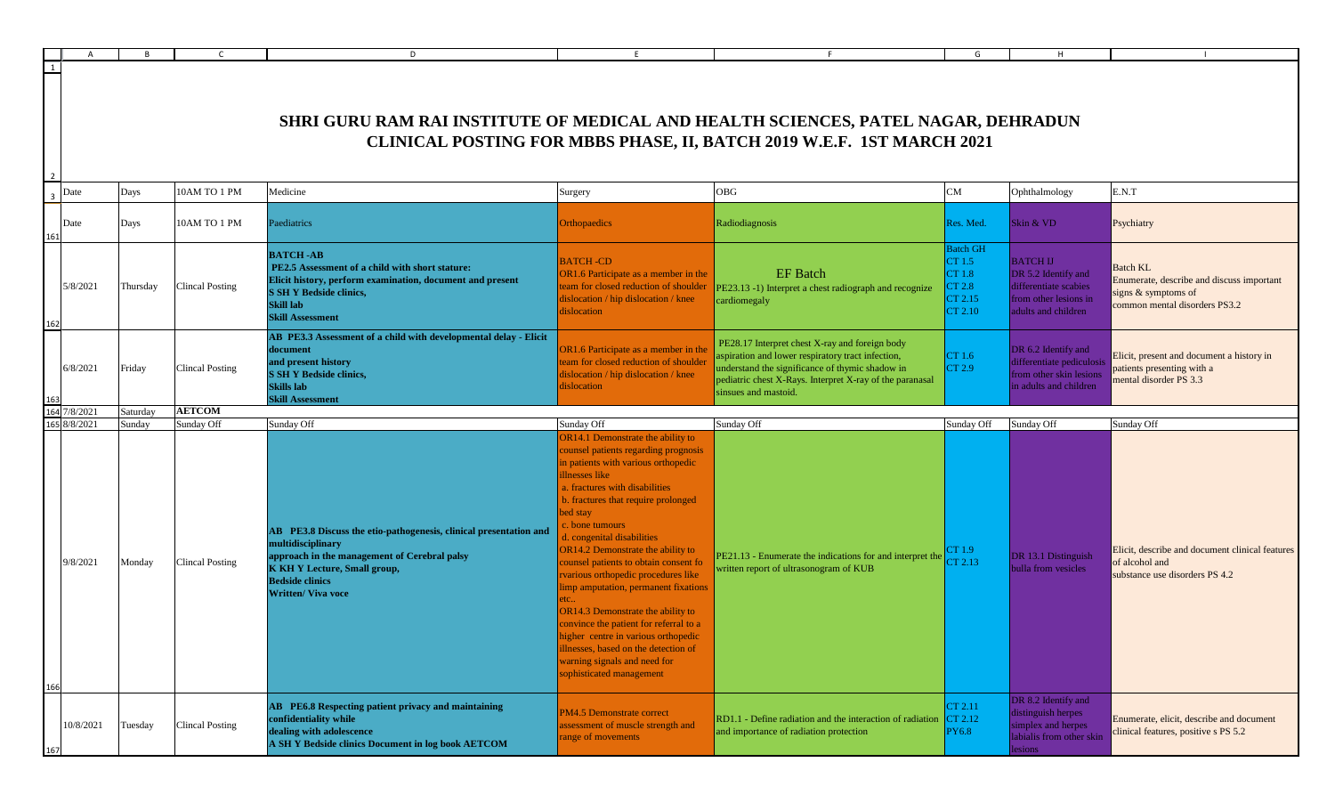# SHRI GURU RAM RAI INSTITUTE OF MEDICAL AND HEALTH SCIENCES, PATEL NAGAR, DEHRADUN

## CLINICAL POSTING FOR MBBS PHASE, II, BATCH 2019 W.E.F. 1ST MARCH 2021

| Date | Days | 10AM TO 1 PM | Medicine | Surgery | OBG | CM | Ophthalmology | E.N.T |
|---|---|---|---|---|---|---|---|---|
| Date | Days | 10AM TO 1 PM | Paediatrics | Orthopaedics | Radiodiagnosis | Res. Med. | Skin & VD | Psychiatry |
| 5/8/2021 | Thursday | Clincal Posting | **BATCH -AB** **PE2.5 Assessment of a child with short stature: Elicit history, perform examination, document and present S SH Y Bedside clinics, Skill lab Skill Assessment** | BATCH -CD OR1.6 Participate as a member in the team for closed reduction of shoulder dislocation / hip dislocation / knee dislocation | EF Batch PE23.13 -1) Interpret a chest radiograph and recognize cardiomegaly | Batch GH CT 1.5 CT 1.8 CT 2.8 CT 2.15 CT 2.10 | BATCH IJ DR 5.2 Identify and differentiate scabies from other lesions in adults and children | Batch KL Enumerate, describe and discuss important signs & symptoms of common mental disorders PS3.2 |
| 6/8/2021 | Friday | Clincal Posting | **AB PE3.3 Assessment of a child with developmental delay - Elicit document and present history S SH Y Bedside clinics, Skills lab Skill Assessment** | OR1.6 Participate as a member in the team for closed reduction of shoulder dislocation / hip dislocation / knee dislocation | PE28.17 Interpret chest X-ray and foreign body aspiration and lower respiratory tract infection, understand the significance of thymic shadow in pediatric chest X-Rays. Interpret X-ray of the paranasal sinsues and mastoid. | CT 1.6 CT 2.9 | DR 6.2 Identify and differentiate pediculosis from other skin lesions in adults and children | Elicit, present and document a history in patients presenting with a mental disorder PS 3.3 |
| 7/8/2021 | Saturday | **AETCOM** | | | | | | |
| 8/8/2021 | Sunday | Sunday Off | Sunday Off | Sunday Off | Sunday Off | Sunday Off | Sunday Off | Sunday Off |
| 9/8/2021 | Monday | Clincal Posting | **AB PE3.8 Discuss the etio-pathogenesis, clinical presentation and multidisciplinary approach in the management of Cerebral palsy K KH Y Lecture, Small group, Bedside clinics Written/ Viva voce** | OR14.1 Demonstrate the ability to counsel patients regarding prognosis in patients with various orthopedic illnesses like a. fractures with disabilities b. fractures that require prolonged bed stay c. bone tumours d. congenital disabilities OR14.2 Demonstrate the ability to counsel patients to obtain consent fo rvarious orthopedic procedures like limp amputation, permanent fixations etc.. OR14.3 Demonstrate the ability to convince the patient for referral to a higher centre in various orthopedic illnesses, based on the detection of warning signals and need for sophisticated management | PE21.13 - Enumerate the indications for and interpret the written report of ultrasonogram of KUB | CT 1.9 CT 2.13 | DR 13.1 Distinguish bulla from vesicles | Elicit, describe and document clinical features of alcohol and substance use disorders PS 4.2 |
| 10/8/2021 | Tuesday | Clincal Posting | **AB PE6.8 Respecting patient privacy and maintaining confidentiality while dealing with adolescence A SH Y Bedside clinics Document in log book AETCOM** | PM4.5 Demonstrate correct assessment of muscle strength and range of movements | RD1.1 - Define radiation and the interaction of radiation and importance of radiation protection | CT 2.11 CT 2.12 PY6.8 | DR 8.2 Identify and distinguish herpes simplex and herpes labialis from other skin lesions | Enumerate, elicit, describe and document clinical features, positive s PS 5.2 |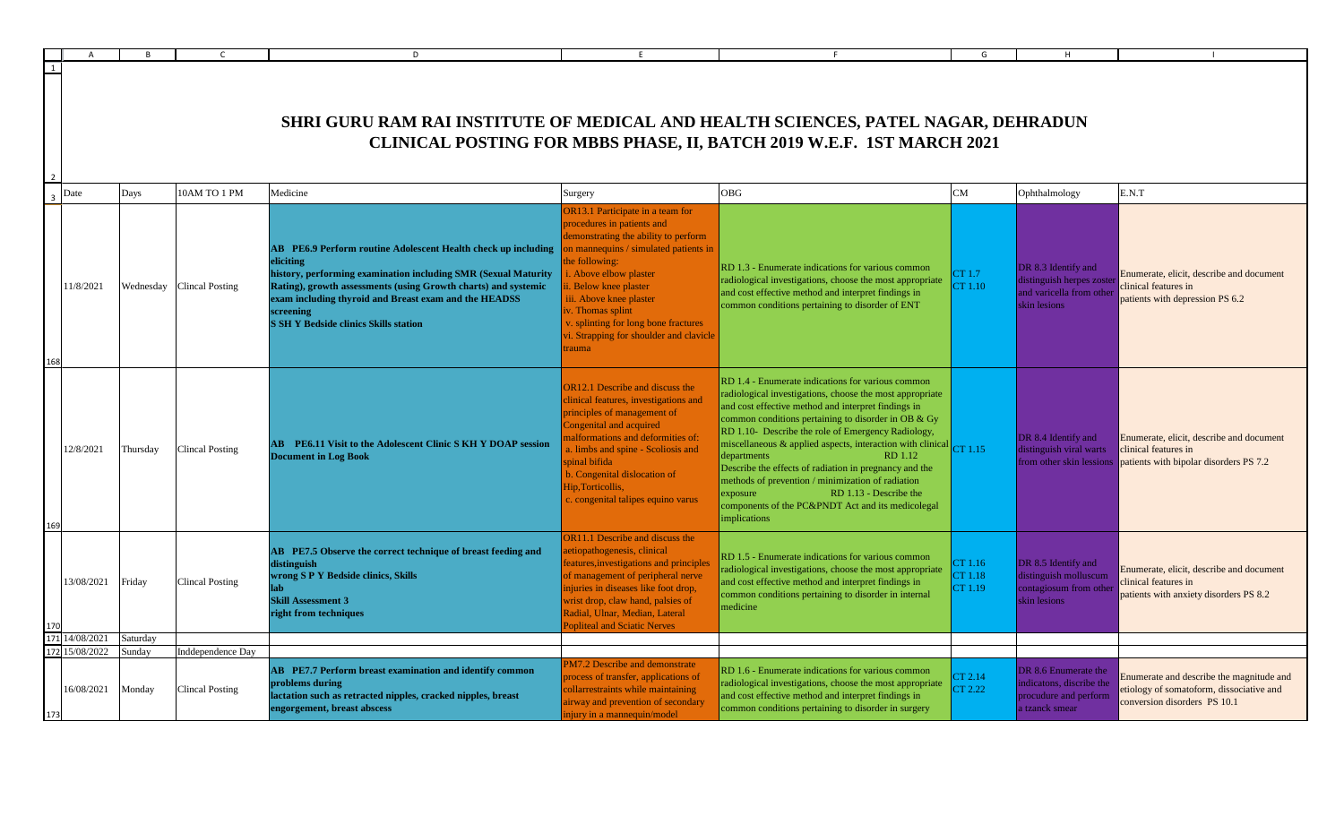# SHRI GURU RAM RAI INSTITUTE OF MEDICAL AND HEALTH SCIENCES, PATEL NAGAR, DEHRADUN

## CLINICAL POSTING FOR MBBS PHASE, II, BATCH 2019 W.E.F. 1ST MARCH 2021

| Date | Days | 10AM TO 1 PM | Medicine | Surgery | OBG | CM | Ophthalmology | E.N.T |
|---|---|---|---|---|---|---|---|---|
| 11/8/2021 | Wednesday | Clincal Posting | **AB PE6.9 Perform routine Adolescent Health check up including eliciting history, performing examination including SMR (Sexual Maturity Rating), growth assessments (using Growth charts) and systemic exam including thyroid and Breast exam and the HEADSS screening S SH Y Bedside clinics Skills station** | OR13.1 Participate in a team for procedures in patients and demonstrating the ability to perform on mannequins / simulated patients in the following: i. Above elbow plaster ii. Below knee plaster iii. Above knee plaster iv. Thomas splint v. splinting for long bone fractures vi. Strapping for shoulder and clavicle trauma | RD 1.3 - Enumerate indications for various common radiological investigations, choose the most appropriate and cost effective method and interpret findings in common conditions pertaining to disorder of ENT | CT 1.7 CT 1.10 | DR 8.3 Identify and distinguish herpes zoster and varicella from other skin lesions | Enumerate, elicit, describe and document clinical features in patients with depression PS 6.2 |
| 12/8/2021 | Thursday | Clincal Posting | **AB PE6.11 Visit to the Adolescent Clinic S KH Y DOAP session Document in Log Book** | OR12.1 Describe and discuss the clinical features, investigations and principles of management of Congenital and acquired malformations and deformities of: a. limbs and spine - Scoliosis and spinal bifida b. Congenital dislocation of Hip,Torticollis, c. congenital talipes equino varus | RD 1.4 - Enumerate indications for various common radiological investigations, choose the most appropriate and cost effective method and interpret findings in common conditions pertaining to disorder in OB & Gy RD 1.10- Describe the role of Emergency Radiology, miscellaneous & applied aspects, interaction with clinical departments RD 1.12 Describe the effects of radiation in pregnancy and the methods of prevention / minimization of radiation exposure RD 1.13 - Describe the components of the PC&PNDT Act and its medicolegal implications | CT 1.15 | DR 8.4 Identify and distinguish viral warts from other skin lessions | Enumerate, elicit, describe and document clinical features in patients with bipolar disorders PS 7.2 |
| 13/08/2021 | Friday | Clincal Posting | **AB PE7.5 Observe the correct technique of breast feeding and distinguish wrong S P Y Bedside clinics, Skills lab Skill Assessment 3 right from techniques** | OR11.1 Describe and discuss the aetiopathogenesis, clinical features,investigations and principles of management of peripheral nerve injuries in diseases like foot drop, wrist drop, claw hand, palsies of Radial, Ulnar, Median, Lateral Popliteal and Sciatic Nerves | RD 1.5 - Enumerate indications for various common radiological investigations, choose the most appropriate and cost effective method and interpret findings in common conditions pertaining to disorder in internal medicine | CT 1.16 CT 1.18 CT 1.19 | DR 8.5 Identify and distinguish molluscum contagiosum from other skin lesions | Enumerate, elicit, describe and document clinical features in patients with anxiety disorders PS 8.2 |
| 14/08/2021 | Saturday | | | | | | | |
| 15/08/2022 | Sunday | Inddependence Day | | | | | | |
| 16/08/2021 | Monday | Clincal Posting | **AB PE7.7 Perform breast examination and identify common problems during lactation such as retracted nipples, cracked nipples, breast engorgement, breast abscess** | PM7.2 Describe and demonstrate process of transfer, applications of collarrestraints while maintaining airway and prevention of secondary injury in a mannequin/model | RD 1.6 - Enumerate indications for various common radiological investigations, choose the most appropriate and cost effective method and interpret findings in common conditions pertaining to disorder in surgery | CT 2.14 CT 2.22 | DR 8.6 Enumerate the indicatons, discribe the procudure and perform a tzanck smear | Enumerate and describe the magnitude and etiology of somatoform, dissociative and conversion disorders PS 10.1 |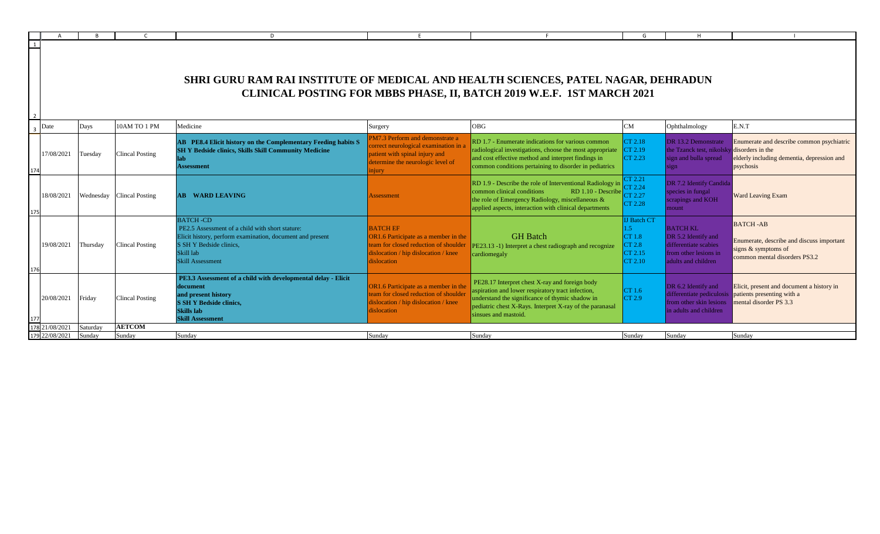# SHRI GURU RAM RAI INSTITUTE OF MEDICAL AND HEALTH SCIENCES, PATEL NAGAR, DEHRADUN

## CLINICAL POSTING FOR MBBS PHASE, II, BATCH 2019 W.E.F. 1ST MARCH 2021

| Date | Days | 10AM TO 1 PM | Medicine | Surgery | OBG | CM | Ophthalmology | E.N.T |
|---|---|---|---|---|---|---|---|---|
| 17/08/2021 | Tuesday | Clincal Posting | **AB PE8.4 Elicit history on the Complementary Feeding habits S SH Y Bedside clinics, Skills Skill Community Medicine lab Assessment** | PM7.3 Perform and demonstrate a correct neurological examination in a patient with spinal injury and determine the neurologic level of injury | RD 1.7 - Enumerate indications for various common radiological investigations, choose the most appropriate and cost effective method and interpret findings in common conditions pertaining to disorder in pediatrics | CT 2.18 CT 2.19 CT 2.23 | DR 13.2 Demonstrate the Tzanck test, nikolsky sign and bulla spread sign | Enumerate and describe common psychiatric disorders in the elderly including dementia, depression and psychosis |
| 18/08/2021 | Wednesday | Clincal Posting | **AB WARD LEAVING** | Assessment | RD 1.9 - Describe the role of Interventional Radiology in common clinical conditions RD 1.10 - Describe the role of Emergency Radiology, miscellaneous & applied aspects, interaction with clinical departments | CT 2.21 CT 2.24 CT 2.27 CT 2.28 | DR 7.2 Identify Candida species in fungal scrapings and KOH mount | Ward Leaving Exam |
| 19/08/2021 | Thursday | Clincal Posting | BATCH -CD PE2.5 Assessment of a child with short stature: Elicit history, perform examination, document and present S SH Y Bedside clinics, Skill lab Skill Assessment | BATCH EF OR1.6 Participate as a member in the team for closed reduction of shoulder dislocation / hip dislocation / knee dislocation | GH Batch PE23.13 -1) Interpret a chest radiograph and recognize cardiomegaly | IJ Batch CT 1.5 CT 1.8 CT 2.8 CT 2.15 CT 2.10 | BATCH KL DR 5.2 Identify and differentiate scabies from other lesions in adults and children | BATCH -AB Enumerate, describe and discuss important signs & symptoms of common mental disorders PS3.2 |
| 20/08/2021 | Friday | Clincal Posting | **PE3.3 Assessment of a child with developmental delay - Elicit document and present history S SH Y Bedside clinics, Skills lab Skill Assessment** | OR1.6 Participate as a member in the team for closed reduction of shoulder dislocation / hip dislocation / knee dislocation | PE28.17 Interpret chest X-ray and foreign body aspiration and lower respiratory tract infection, understand the significance of thymic shadow in pediatric chest X-Rays. Interpret X-ray of the paranasal sinsues and mastoid. | CT 1.6 CT 2.9 | DR 6.2 Identify and differentiate pediculosis from other skin lesions in adults and children | Elicit, present and document a history in patients presenting with a mental disorder PS 3.3 |
| 21/08/2021 | Saturday | **AETCOM** | | | | | | |
| 22/08/2021 | Sunday | Sunday | Sunday | Sunday | Sunday | Sunday | Sunday | Sunday |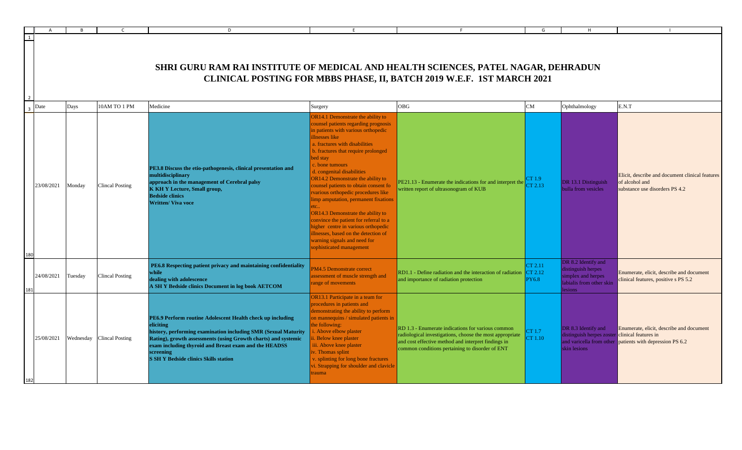# SHRI GURU RAM RAI INSTITUTE OF MEDICAL AND HEALTH SCIENCES, PATEL NAGAR, DEHRADUN

## CLINICAL POSTING FOR MBBS PHASE, II, BATCH 2019 W.E.F. 1ST MARCH 2021

| Date | Days | 10AM TO 1 PM | Medicine | Surgery | OBG | CM | Ophthalmology | E.N.T |
|---|---|---|---|---|---|---|---|---|
| 23/08/2021 | Monday | Clincal Posting | **PE3.8 Discuss the etio-pathogenesis, clinical presentation and multidisciplinary approach in the management of Cerebral palsy K KH Y Lecture, Small group, Bedside clinics Written/ Viva voce** | OR14.1 Demonstrate the ability to counsel patients regarding prognosis in patients with various orthopedic illnesses like a. fractures with disabilities b. fractures that require prolonged bed stay c. bone tumours d. congenital disabilities OR14.2 Demonstrate the ability to counsel patients to obtain consent fo rvarious orthopedic procedures like limp amputation, permanent fixations etc.. OR14.3 Demonstrate the ability to convince the patient for referral to a higher centre in various orthopedic illnesses, based on the detection of warning signals and need for sophisticated management | PE21.13 - Enumerate the indications for and interpret the written report of ultrasonogram of KUB | CT 1.9 CT 2.13 | DR 13.1 Distinguish bulla from vesicles | Elicit, describe and document clinical features of alcohol and substance use disorders PS 4.2 |
| 24/08/2021 | Tuesday | Clincal Posting | **PE6.8 Respecting patient privacy and maintaining confidentiality while dealing with adolescence A SH Y Bedside clinics Document in log book AETCOM** | PM4.5 Demonstrate correct assessment of muscle strength and range of movements | RD1.1 - Define radiation and the interaction of radiation and importance of radiation protection | CT 2.11 CT 2.12 PY6.8 | DR 8.2 Identify and distinguish herpes simplex and herpes labialis from other skin lesions | Enumerate, elicit, describe and document clinical features, positive s PS 5.2 |
| 25/08/2021 | Wednesday | Clincal Posting | **PE6.9 Perform routine Adolescent Health check up including eliciting history, performing examination including SMR (Sexual Maturity Rating), growth assessments (using Growth charts) and systemic exam including thyroid and Breast exam and the HEADSS screening S SH Y Bedside clinics Skills station** | OR13.1 Participate in a team for procedures in patients and demonstrating the ability to perform on mannequins / simulated patients in the following: i. Above elbow plaster ii. Below knee plaster iii. Above knee plaster iv. Thomas splint v. splinting for long bone fractures vi. Strapping for shoulder and clavicle trauma | RD 1.3 - Enumerate indications for various common radiological investigations, choose the most appropriate and cost effective method and interpret findings in common conditions pertaining to disorder of ENT | CT 1.7 CT 1.10 | DR 8.3 Identify and distinguish herpes zoster and varicella from other skin lesions | Enumerate, elicit, describe and document clinical features in patients with depression PS 6.2 |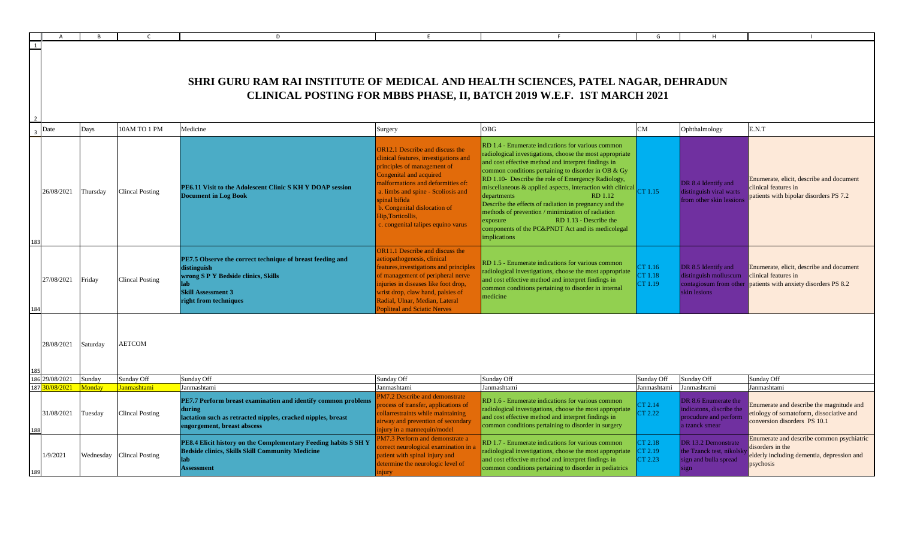# SHRI GURU RAM RAI INSTITUTE OF MEDICAL AND HEALTH SCIENCES, PATEL NAGAR, DEHRADUN

## CLINICAL POSTING FOR MBBS PHASE, II, BATCH 2019 W.E.F. 1ST MARCH 2021

| Date | Days | 10AM TO 1 PM | Medicine | Surgery | OBG | CM | Ophthalmology | E.N.T |
|---|---|---|---|---|---|---|---|---|
| 26/08/2021 | Thursday | Clincal Posting | **PE6.11 Visit to the Adolescent Clinic S KH Y DOAP session Document in Log Book** | OR12.1 Describe and discuss the clinical features, investigations and principles of management of Congenital and acquired malformations and deformities of: a. limbs and spine - Scoliosis and spinal bifida b. Congenital dislocation of Hip,Torticollis, c. congenital talipes equino varus | RD 1.4 - Enumerate indications for various common radiological investigations, choose the most appropriate and cost effective method and interpret findings in common conditions pertaining to disorder in OB & Gy RD 1.10- Describe the role of Emergency Radiology, miscellaneous & applied aspects, interaction with clinical departments RD 1.12 Describe the effects of radiation in pregnancy and the methods of prevention / minimization of radiation exposure RD 1.13 - Describe the components of the PC&PNDT Act and its medicolegal implications | CT 1.15 | DR 8.4 Identify and distinguish viral warts from other skin lesions | Enumerate, elicit, describe and document clinical features in patients with bipolar disorders PS 7.2 |
| 27/08/2021 | Friday | Clincal Posting | **PE7.5 Observe the correct technique of breast feeding and distinguish wrong S P Y Bedside clinics, Skills lab Skill Assessment 3 right from techniques** | OR11.1 Describe and discuss the aetiopathogenesis, clinical features,investigations and principles of management of peripheral nerve injuries in diseases like foot drop, wrist drop, claw hand, palsies of Radial, Ulnar, Median, Lateral Popliteal and Sciatic Nerves | RD 1.5 - Enumerate indications for various common radiological investigations, choose the most appropriate and cost effective method and interpret findings in common conditions pertaining to disorder in internal medicine | CT 1.16 CT 1.18 CT 1.19 | DR 8.5 Identify and distinguish molluscum contagiosum from other skin lesions | Enumerate, elicit, describe and document clinical features in patients with anxiety disorders PS 8.2 |
| 28/08/2021 | Saturday | AETCOM | | | | | | |
| 29/08/2021 | Sunday | Sunday Off | Sunday Off | Sunday Off | Sunday Off | Sunday Off | Sunday Off | Sunday Off |
| 30/08/2021 | Monday | Janmashtami | Janmashtami | Janmashtami | Janmashtami | Janmashtami | Janmashtami | Janmashtami |
| 31/08/2021 | Tuesday | Clincal Posting | **PE7.7 Perform breast examination and identify common problems during lactation such as retracted nipples, cracked nipples, breast engorgement, breast abscess** | PM7.2 Describe and demonstrate process of transfer, applications of collarrestraints while maintaining airway and prevention of secondary injury in a mannequin/model | RD 1.6 - Enumerate indications for various common radiological investigations, choose the most appropriate and cost effective method and interpret findings in common conditions pertaining to disorder in surgery | CT 2.14 CT 2.22 | DR 8.6 Enumerate the indicatons, discribe the procudure and perform a tzanck smear | Enumerate and describe the magnitude and etiology of somatoform, dissociative and conversion disorders PS 10.1 |
| 1/9/2021 | Wednesday | Clincal Posting | **PE8.4 Elicit history on the Complementary Feeding habits S SH Y Bedside clinics, Skills Skill Community Medicine lab Assessment** | PM7.3 Perform and demonstrate a correct neurological examination in a patient with spinal injury and determine the neurologic level of injury | RD 1.7 - Enumerate indications for various common radiological investigations, choose the most appropriate and cost effective method and interpret findings in common conditions pertaining to disorder in pediatrics | CT 2.18 CT 2.19 CT 2.23 | DR 13.2 Demonstrate the Tzanck test, nikolsky sign and bulla spread sign | Enumerate and describe common psychiatric disorders in the elderly including dementia, depression and psychosis |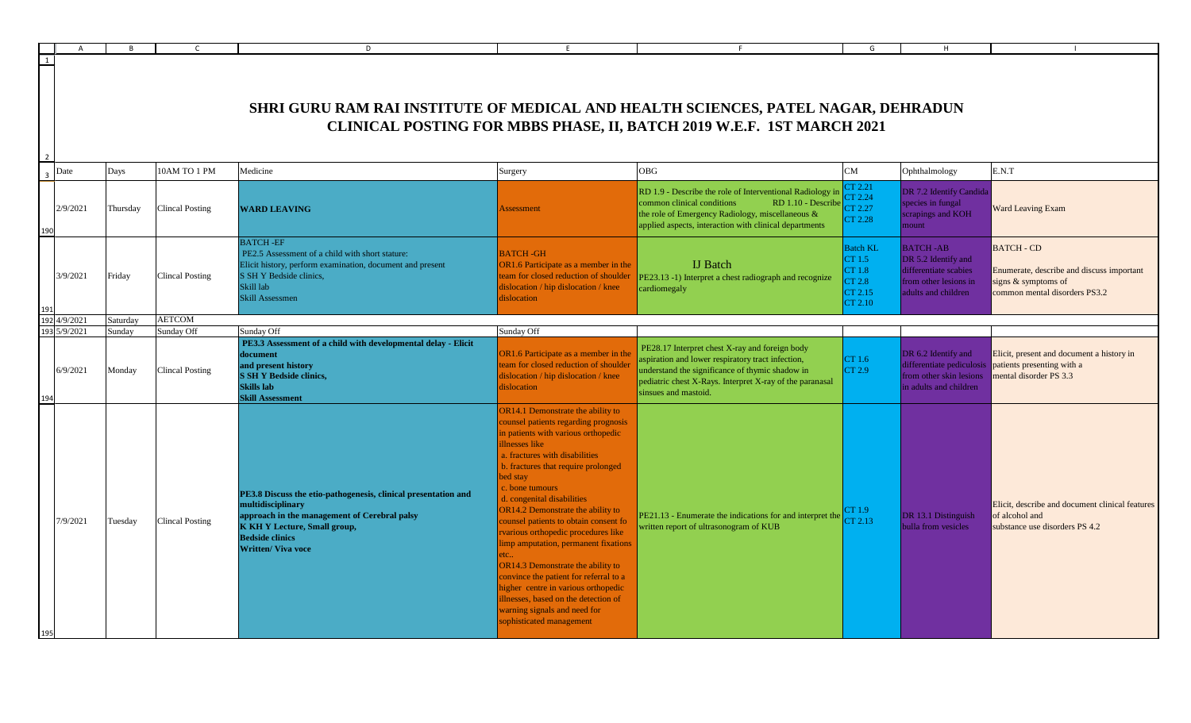# SHRI GURU RAM RAI INSTITUTE OF MEDICAL AND HEALTH SCIENCES, PATEL NAGAR, DEHRADUN

## CLINICAL POSTING FOR MBBS PHASE, II, BATCH 2019 W.E.F. 1ST MARCH 2021

| Date | Days | 10AM TO 1 PM | Medicine | Surgery | OBG | CM | Ophthalmology | E.N.T |
|---|---|---|---|---|---|---|---|---|
| 2/9/2021 | Thursday | Clincal Posting | **WARD LEAVING** | Assessment | RD 1.9 - Describe the role of Interventional Radiology in common clinical conditions RD 1.10 - Describe the role of Emergency Radiology, miscellaneous & applied aspects, interaction with clinical departments | CT 2.21 CT 2.24 CT 2.27 CT 2.28 | DR 7.2 Identify Candida species in fungal scrapings and KOH mount | Ward Leaving Exam |
| 3/9/2021 | Friday | Clincal Posting | BATCH -EF PE2.5 Assessment of a child with short stature: Elicit history, perform examination, document and present S SH Y Bedside clinics, Skill lab Skill Assessmen | BATCH -GH OR1.6 Participate as a member in the team for closed reduction of shoulder dislocation / hip dislocation / knee dislocation | IJ Batch PE23.13 -1) Interpret a chest radiograph and recognize cardiomegaly | Batch KL CT 1.5 CT 1.8 CT 2.8 CT 2.15 CT 2.10 | BATCH -AB DR 5.2 Identify and differentiate scabies from other lesions in adults and children | BATCH - CD Enumerate, describe and discuss important signs & symptoms of common mental disorders PS3.2 |
| 4/9/2021 | Saturday | AETCOM | | | | | | |
| 5/9/2021 | Sunday | Sunday Off | Sunday Off | Sunday Off | | | | |
| 6/9/2021 | Monday | Clincal Posting | **PE3.3 Assessment of a child with developmental delay - Elicit document and present history S SH Y Bedside clinics, Skills lab Skill Assessment** | OR1.6 Participate as a member in the team for closed reduction of shoulder dislocation / hip dislocation / knee dislocation | PE28.17 Interpret chest X-ray and foreign body aspiration and lower respiratory tract infection, understand the significance of thymic shadow in pediatric chest X-Rays. Interpret X-ray of the paranasal sinsues and mastoid. | CT 1.6 CT 2.9 | DR 6.2 Identify and differentiate pediculosis from other skin lesions in adults and children | Elicit, present and document a history in patients presenting with a mental disorder PS 3.3 |
| 7/9/2021 | Tuesday | Clincal Posting | **PE3.8 Discuss the etio-pathogenesis, clinical presentation and multidisciplinary approach in the management of Cerebral palsy K KH Y Lecture, Small group, Bedside clinics Written/ Viva voce** | OR14.1 Demonstrate the ability to counsel patients regarding prognosis in patients with various orthopedic illnesses like a. fractures with disabilities b. fractures that require prolonged bed stay c. bone tumours d. congenital disabilities OR14.2 Demonstrate the ability to counsel patients to obtain consent fo rvarious orthopedic procedures like limp amputation, permanent fixations etc.. OR14.3 Demonstrate the ability to convince the patient for referral to a higher centre in various orthopedic illnesses, based on the detection of warning signals and need for sophisticated management | PE21.13 - Enumerate the indications for and interpret the written report of ultrasonogram of KUB | CT 1.9 CT 2.13 | DR 13.1 Distinguish bulla from vesicles | Elicit, describe and document clinical features of alcohol and substance use disorders PS 4.2 |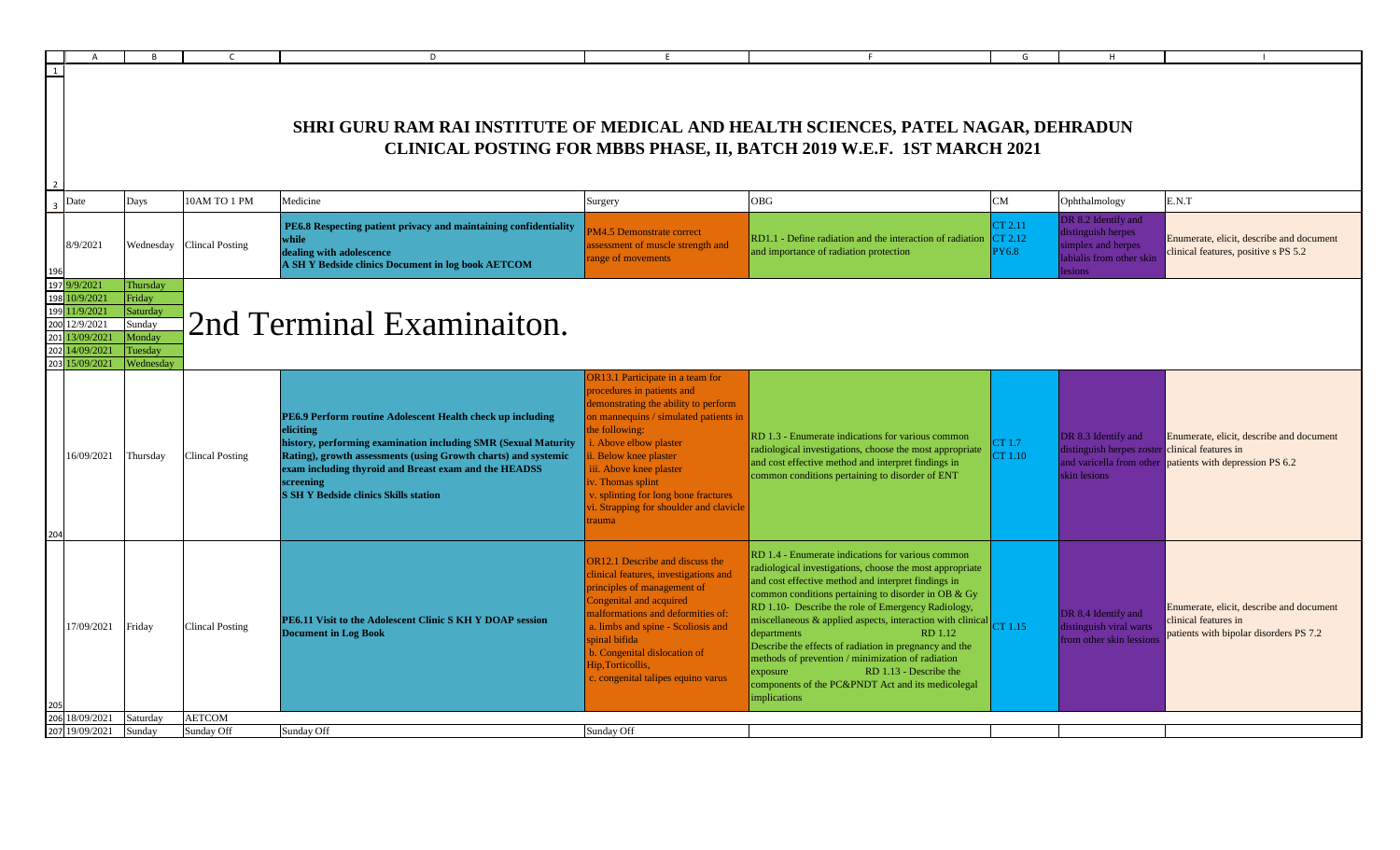# SHRI GURU RAM RAI INSTITUTE OF MEDICAL AND HEALTH SCIENCES, PATEL NAGAR, DEHRADUN

## CLINICAL POSTING FOR MBBS PHASE, II, BATCH 2019 W.E.F. 1ST MARCH 2021

| Date | Days | 10AM TO 1 PM | Medicine | Surgery | OBG | CM | Ophthalmology | E.N.T |
|---|---|---|---|---|---|---|---|---|
| 8/9/2021 | Wednesday | Clincal Posting | **PE6.8 Respecting patient privacy and maintaining confidentiality while dealing with adolescence A SH Y Bedside clinics Document in log book AETCOM** | PM4.5 Demonstrate correct assessment of muscle strength and range of movements | RD1.1 - Define radiation and the interaction of radiation and importance of radiation protection | CT 2.11 CT 2.12 PY6.8 | DR 8.2 Identify and distinguish herpes simplex and herpes labialis from other skin lesions | Enumerate, elicit, describe and document clinical features, positive s PS 5.2 |
| 9/9/2021 | Thursday | 2nd Terminal Examinaiton. | | | | | | |
| 10/9/2021 | Friday | | | | | | | |
| 11/9/2021 | Saturday | | | | | | | |
| 12/9/2021 | Sunday | | | | | | | |
| 13/09/2021 | Monday | | | | | | | |
| 14/09/2021 | Tuesday | | | | | | | |
| 15/09/2021 | Wednesday | | | | | | | |
| 16/09/2021 | Thursday | Clincal Posting | **PE6.9 Perform routine Adolescent Health check up including eliciting history, performing examination including SMR (Sexual Maturity Rating), growth assessments (using Growth charts) and systemic exam including thyroid and Breast exam and the HEADSS screening S SH Y Bedside clinics Skills station** | OR13.1 Participate in a team for procedures in patients and demonstrating the ability to perform on mannequins / simulated patients in the following: i. Above elbow plaster ii. Below knee plaster iii. Above knee plaster iv. Thomas splint v. splinting for long bone fractures vi. Strapping for shoulder and clavicle trauma | RD 1.3 - Enumerate indications for various common radiological investigations, choose the most appropriate and cost effective method and interpret findings in common conditions pertaining to disorder of ENT | CT 1.7 CT 1.10 | DR 8.3 Identify and distinguish herpes zoster and varicella from other skin lesions | Enumerate, elicit, describe and document clinical features in patients with depression PS 6.2 |
| 17/09/2021 | Friday | Clincal Posting | **PE6.11 Visit to the Adolescent Clinic S KH Y DOAP session Document in Log Book** | OR12.1 Describe and discuss the clinical features, investigations and principles of management of Congenital and acquired malformations and deformities of: a. limbs and spine - Scoliosis and spinal bifida b. Congenital dislocation of Hip,Torticollis, c. congenital talipes equino varus | RD 1.4 - Enumerate indications for various common radiological investigations, choose the most appropriate and cost effective method and interpret findings in common conditions pertaining to disorder in OB & Gy RD 1.10- Describe the role of Emergency Radiology, miscellaneous & applied aspects, interaction with clinical departments RD 1.12 Describe the effects of radiation in pregnancy and the methods of prevention / minimization of radiation exposure RD 1.13 - Describe the components of the PC&PNDT Act and its medicolegal implications | CT 1.15 | DR 8.4 Identify and distinguish viral warts from other skin lesions | Enumerate, elicit, describe and document clinical features in patients with bipolar disorders PS 7.2 |
| 18/09/2021 | Saturday | AETCOM | | | | | | |
| 19/09/2021 | Sunday | Sunday Off | Sunday Off | Sunday Off | | | | |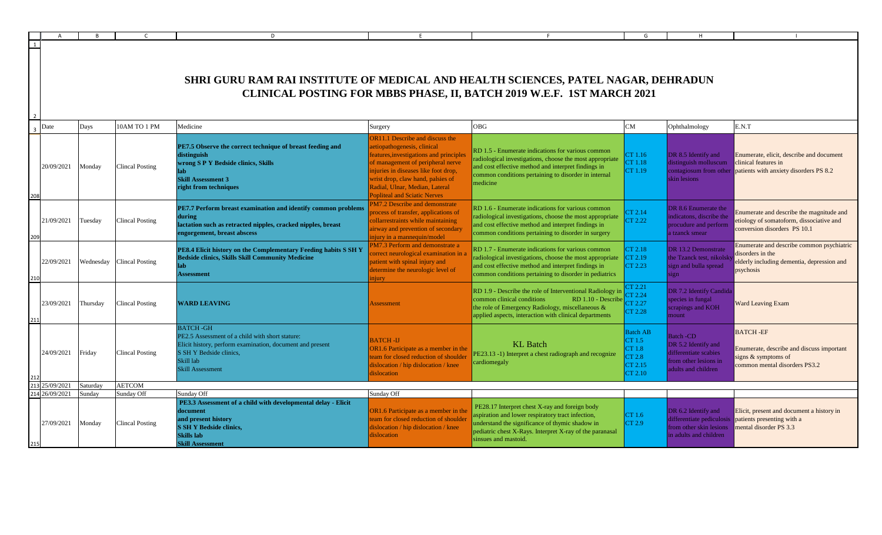# SHRI GURU RAM RAI INSTITUTE OF MEDICAL AND HEALTH SCIENCES, PATEL NAGAR, DEHRADUN

## CLINICAL POSTING FOR MBBS PHASE, II, BATCH 2019 W.E.F. 1ST MARCH 2021

| Date | Days | 10AM TO 1 PM | Medicine | Surgery | OBG | CM | Ophthalmology | E.N.T |
|---|---|---|---|---|---|---|---|---|
| 20/09/2021 | Monday | Clincal Posting | **PE7.5 Observe the correct technique of breast feeding and distinguish wrong S P Y Bedside clinics, Skills lab Skill Assessment 3 right from techniques** | OR11.1 Describe and discuss the aetiopathogenesis, clinical features,investigations and principles of management of peripheral nerve injuries in diseases like foot drop, wrist drop, claw hand, palsies of Radial, Ulnar, Median, Lateral Popliteal and Sciatic Nerves | RD 1.5 - Enumerate indications for various common radiological investigations, choose the most appropriate and cost effective method and interpret findings in common conditions pertaining to disorder in internal medicine | CT 1.16 CT 1.18 CT 1.19 | DR 8.5 Identify and distinguish molluscum contagiosum from other skin lesions | Enumerate, elicit, describe and document clinical features in patients with anxiety disorders PS 8.2 |
| 21/09/2021 | Tuesday | Clincal Posting | **PE7.7 Perform breast examination and identify common problems during lactation such as retracted nipples, cracked nipples, breast engorgement, breast abscess** | PM7.2 Describe and demonstrate process of transfer, applications of collarrestraints while maintaining airway and prevention of secondary injury in a mannequin/model | RD 1.6 - Enumerate indications for various common radiological investigations, choose the most appropriate and cost effective method and interpret findings in common conditions pertaining to disorder in surgery | CT 2.14 CT 2.22 | DR 8.6 Enumerate the indicatons, discribe the procudure and perform a tzanck smear | Enumerate and describe the magnitude and etiology of somatoform, dissociative and conversion disorders PS 10.1 |
| 22/09/2021 | Wednesday | Clincal Posting | **PE8.4 Elicit history on the Complementary Feeding habits S SH Y Bedside clinics, Skills Skill Community Medicine lab Assessment** | PM7.3 Perform and demonstrate a correct neurological examination in a patient with spinal injury and determine the neurologic level of injury | RD 1.7 - Enumerate indications for various common radiological investigations, choose the most appropriate and cost effective method and interpret findings in common conditions pertaining to disorder in pediatrics | CT 2.18 CT 2.19 CT 2.23 | DR 13.2 Demonstrate the Tzanck test, nikolsky sign and bulla spread sign | Enumerate and describe common psychiatric disorders in the elderly including dementia, depression and psychosis |
| 23/09/2021 | Thursday | Clincal Posting | **WARD LEAVING** | Assessment | RD 1.9 - Describe the role of Interventional Radiology in common clinical conditions RD 1.10 - Describe the role of Emergency Radiology, miscellaneous & applied aspects, interaction with clinical departments | CT 2.21 CT 2.24 CT 2.27 CT 2.28 | DR 7.2 Identify Candida species in fungal scrapings and KOH mount | Ward Leaving Exam |
| 24/09/2021 | Friday | Clincal Posting | BATCH -GH PE2.5 Assessment of a child with short stature: Elicit history, perform examination, document and present S SH Y Bedside clinics, Skill lab Skill Assessment | BATCH -IJ OR1.6 Participate as a member in the team for closed reduction of shoulder dislocation / hip dislocation / knee dislocation | KL Batch PE23.13 -1) Interpret a chest radiograph and recognize cardiomegaly | Batch AB CT 1.5 CT 1.8 CT 2.8 CT 2.15 CT 2.10 | Batch -CD DR 5.2 Identify and differentiate scabies from other lesions in adults and children | BATCH -EF Enumerate, describe and discuss important signs & symptoms of common mental disorders PS3.2 |
| 25/09/2021 | Saturday | AETCOM | | | | | | |
| 26/09/2021 | Sunday | Sunday Off | Sunday Off | Sunday Off | | | | |
| 27/09/2021 | Monday | Clincal Posting | **PE3.3 Assessment of a child with developmental delay - Elicit document and present history S SH Y Bedside clinics, Skills lab Skill Assessment** | OR1.6 Participate as a member in the team for closed reduction of shoulder dislocation / hip dislocation / knee dislocation | PE28.17 Interpret chest X-ray and foreign body aspiration and lower respiratory tract infection, understand the significance of thymic shadow in pediatric chest X-Rays. Interpret X-ray of the paranasal sinsues and mastoid. | CT 1.6 CT 2.9 | DR 6.2 Identify and differentiate pediculosis from other skin lesions in adults and children | Elicit, present and document a history in patients presenting with a mental disorder PS 3.3 |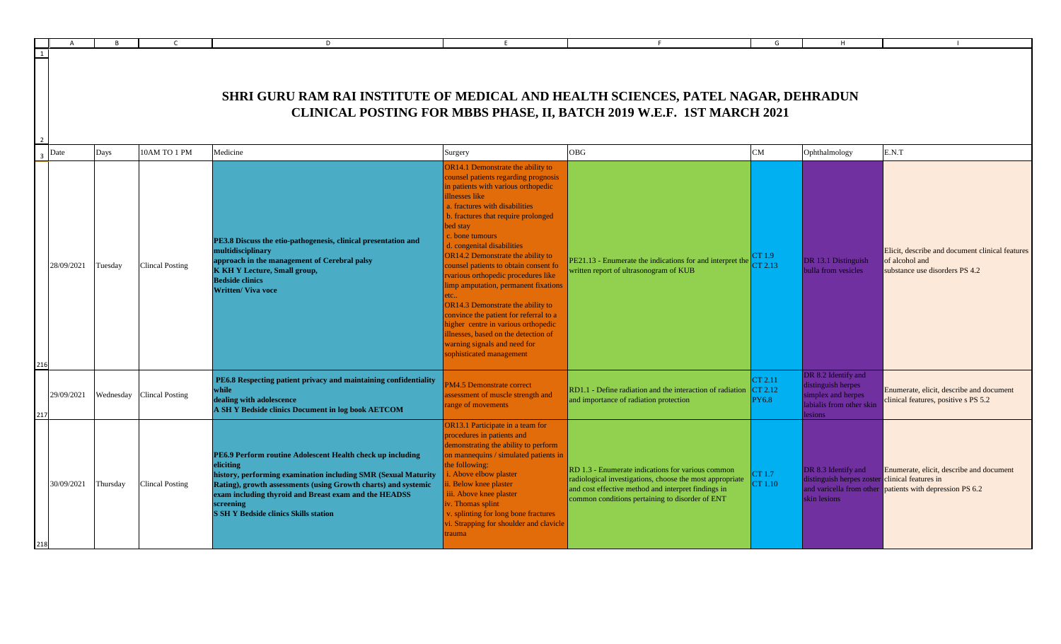# SHRI GURU RAM RAI INSTITUTE OF MEDICAL AND HEALTH SCIENCES, PATEL NAGAR, DEHRADUN

## CLINICAL POSTING FOR MBBS PHASE, II, BATCH 2019 W.E.F. 1ST MARCH 2021

| Date | Days | 10AM TO 1 PM | Medicine | Surgery | OBG | CM | Ophthalmology | E.N.T |
|---|---|---|---|---|---|---|---|---|
| 28/09/2021 | Tuesday | Clincal Posting | **PE3.8 Discuss the etio-pathogenesis, clinical presentation and multidisciplinary approach in the management of Cerebral palsy K KH Y Lecture, Small group, Bedside clinics Written/ Viva voce** | OR14.1 Demonstrate the ability to counsel patients regarding prognosis in patients with various orthopedic illnesses like a. fractures with disabilities b. fractures that require prolonged bed stay c. bone tumours d. congenital disabilities OR14.2 Demonstrate the ability to counsel patients to obtain consent fo rvarious orthopedic procedures like limp amputation, permanent fixations etc.. OR14.3 Demonstrate the ability to convince the patient for referral to a higher centre in various orthopedic illnesses, based on the detection of warning signals and need for sophisticated management | PE21.13 - Enumerate the indications for and interpret the written report of ultrasonogram of KUB | CT 1.9 CT 2.13 | DR 13.1 Distinguish bulla from vesicles | Elicit, describe and document clinical features of alcohol and substance use disorders PS 4.2 |
| 29/09/2021 | Wednesday | Clincal Posting | **PE6.8 Respecting patient privacy and maintaining confidentiality while dealing with adolescence A SH Y Bedside clinics Document in log book AETCOM** | PM4.5 Demonstrate correct assessment of muscle strength and range of movements | RD1.1 - Define radiation and the interaction of radiation and importance of radiation protection | CT 2.11 CT 2.12 PY6.8 | DR 8.2 Identify and distinguish herpes simplex and herpes labialis from other skin lesions | Enumerate, elicit, describe and document clinical features, positive s PS 5.2 |
| 30/09/2021 | Thursday | Clincal Posting | **PE6.9 Perform routine Adolescent Health check up including eliciting history, performing examination including SMR (Sexual Maturity Rating), growth assessments (using Growth charts) and systemic exam including thyroid and Breast exam and the HEADSS screening S SH Y Bedside clinics Skills station** | OR13.1 Participate in a team for procedures in patients and demonstrating the ability to perform on mannequins / simulated patients in the following: i. Above elbow plaster ii. Below knee plaster iii. Above knee plaster iv. Thomas splint v. splinting for long bone fractures vi. Strapping for shoulder and clavicle trauma | RD 1.3 - Enumerate indications for various common radiological investigations, choose the most appropriate and cost effective method and interpret findings in common conditions pertaining to disorder of ENT | CT 1.7 CT 1.10 | DR 8.3 Identify and distinguish herpes zoster and varicella from other skin lesions | Enumerate, elicit, describe and document clinical features in patients with depression PS 6.2 |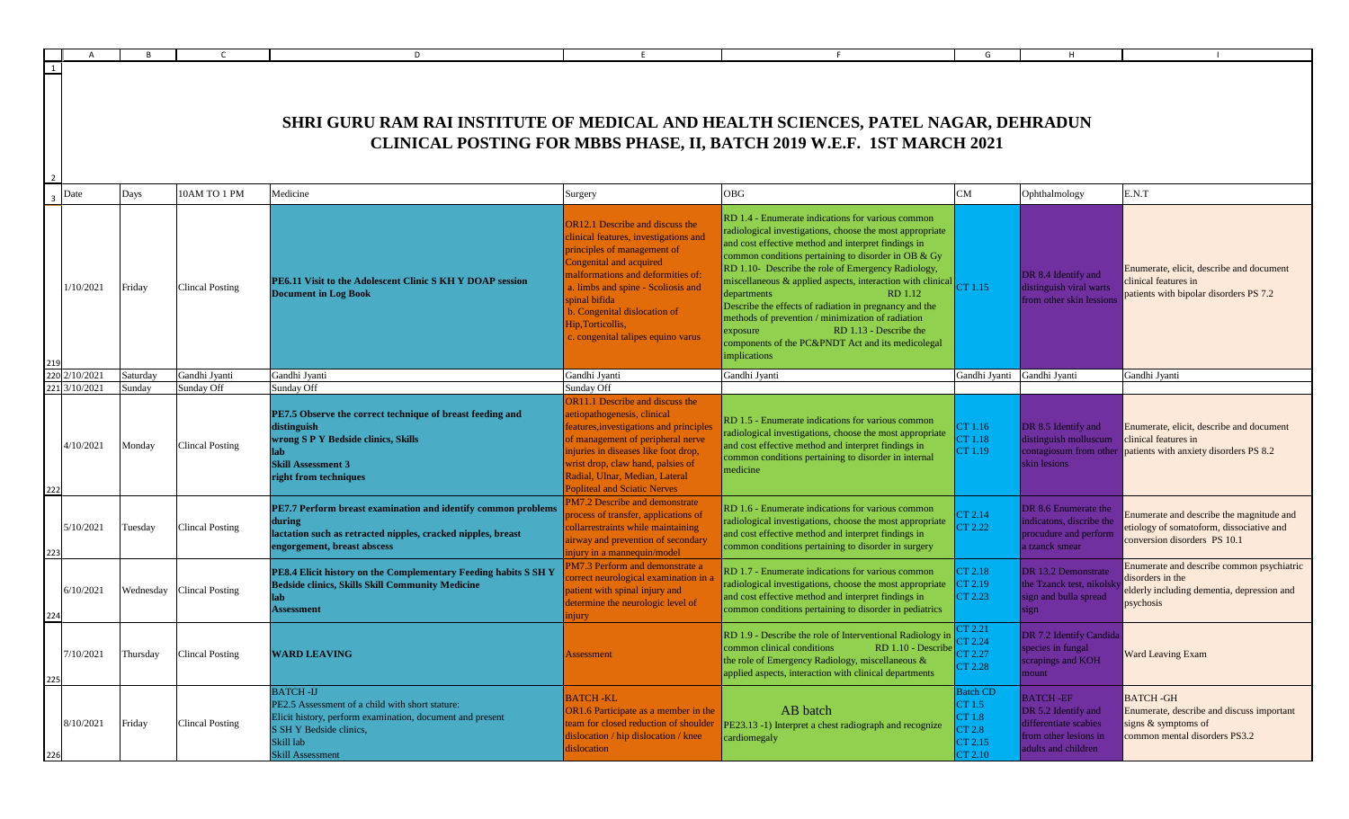# SHRI GURU RAM RAI INSTITUTE OF MEDICAL AND HEALTH SCIENCES, PATEL NAGAR, DEHRADUN

## CLINICAL POSTING FOR MBBS PHASE, II, BATCH 2019 W.E.F. 1ST MARCH 2021

| Date | Days | 10AM TO 1 PM | Medicine | Surgery | OBG | CM | Ophthalmology | E.N.T |
|---|---|---|---|---|---|---|---|---|
| 1/10/2021 | Friday | Clincal Posting | **PE6.11 Visit to the Adolescent Clinic S KH Y DOAP session Document in Log Book** | OR12.1 Describe and discuss the clinical features, investigations and principles of management of Congenital and acquired malformations and deformities of: a. limbs and spine - Scoliosis and spinal bifida b. Congenital dislocation of Hip,Torticollis, c. congenital talipes equino varus | RD 1.4 - Enumerate indications for various common radiological investigations, choose the most appropriate and cost effective method and interpret findings in common conditions pertaining to disorder in OB & Gy RD 1.10- Describe the role of Emergency Radiology, miscellaneous & applied aspects, interaction with clinical departments RD 1.12 Describe the effects of radiation in pregnancy and the methods of prevention / minimization of radiation exposure RD 1.13 - Describe the components of the PC&PNDT Act and its medicolegal implications | CT 1.15 | DR 8.4 Identify and distinguish viral warts from other skin lesions | Enumerate, elicit, describe and document clinical features in patients with bipolar disorders PS 7.2 |
| 2/10/2021 | Saturday | Gandhi Jyanti | Gandhi Jyanti | Gandhi Jyanti | Gandhi Jyanti | Gandhi Jyanti | Gandhi Jyanti | Gandhi Jyanti |
| 3/10/2021 | Sunday | Sunday Off | Sunday Off | Sunday Off | | | | |
| 4/10/2021 | Monday | Clincal Posting | **PE7.5 Observe the correct technique of breast feeding and distinguish wrong S P Y Bedside clinics, Skills lab Skill Assessment 3 right from techniques** | OR11.1 Describe and discuss the aetiopathogenesis, clinical features,investigations and principles of management of peripheral nerve injuries in diseases like foot drop, wrist drop, claw hand, palsies of Radial, Ulnar, Median, Lateral Popliteal and Sciatic Nerves | RD 1.5 - Enumerate indications for various common radiological investigations, choose the most appropriate and cost effective method and interpret findings in common conditions pertaining to disorder in internal medicine | CT 1.16 CT 1.18 CT 1.19 | DR 8.5 Identify and distinguish molluscum contagiosum from other skin lesions | Enumerate, elicit, describe and document clinical features in patients with anxiety disorders PS 8.2 |
| 5/10/2021 | Tuesday | Clincal Posting | **PE7.7 Perform breast examination and identify common problems during lactation such as retracted nipples, cracked nipples, breast engorgement, breast abscess** | PM7.2 Describe and demonstrate process of transfer, applications of collarrestraints while maintaining airway and prevention of secondary injury in a mannequin/model | RD 1.6 - Enumerate indications for various common radiological investigations, choose the most appropriate and cost effective method and interpret findings in common conditions pertaining to disorder in surgery | CT 2.14 CT 2.22 | DR 8.6 Enumerate the indicatons, discribe the procudure and perform a tzanck smear | Enumerate and describe the magnitude and etiology of somatoform, dissociative and conversion disorders PS 10.1 |
| 6/10/2021 | Wednesday | Clincal Posting | **PE8.4 Elicit history on the Complementary Feeding habits S SH Y Bedside clinics, Skills Skill Community Medicine lab Assessment** | PM7.3 Perform and demonstrate a correct neurological examination in a patient with spinal injury and determine the neurologic level of injury | RD 1.7 - Enumerate indications for various common radiological investigations, choose the most appropriate and cost effective method and interpret findings in common conditions pertaining to disorder in pediatrics | CT 2.18 CT 2.19 CT 2.23 | DR 13.2 Demonstrate the Tzanck test, nikolsky sign and bulla spread sign | Enumerate and describe common psychiatric disorders in the elderly including dementia, depression and psychosis |
| 7/10/2021 | Thursday | Clincal Posting | **WARD LEAVING** | Assessment | RD 1.9 - Describe the role of Interventional Radiology in common clinical conditions RD 1.10 - Describe the role of Emergency Radiology, miscellaneous & applied aspects, interaction with clinical departments | CT 2.21 CT 2.24 CT 2.27 CT 2.28 | DR 7.2 Identify Candida species in fungal scrapings and KOH mount | Ward Leaving Exam |
| 8/10/2021 | Friday | Clincal Posting | BATCH -IJ PE2.5 Assessment of a child with short stature: Elicit history, perform examination, document and present S SH Y Bedside clinics, Skill lab Skill Assessment | BATCH -KL OR1.6 Participate as a member in the team for closed reduction of shoulder dislocation / hip dislocation / knee dislocation | AB batch PE23.13 -1) Interpret a chest radiograph and recognize cardiomegaly | Batch CD CT 1.5 CT 1.8 CT 2.8 CT 2.15 CT 2.10 | BATCH -EF DR 5.2 Identify and differentiate scabies from other lesions in adults and children | BATCH -GH Enumerate, describe and discuss important signs & symptoms of common mental disorders PS3.2 |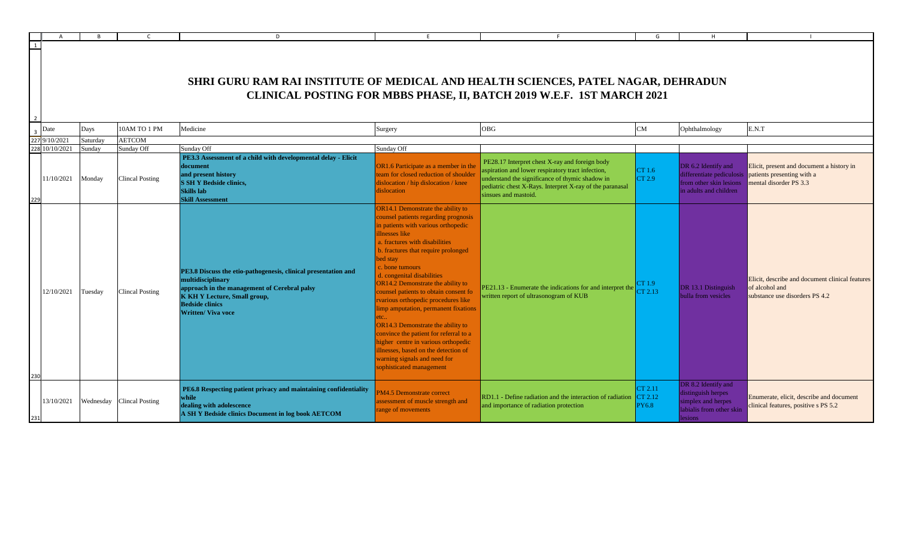# SHRI GURU RAM RAI INSTITUTE OF MEDICAL AND HEALTH SCIENCES, PATEL NAGAR, DEHRADUN

## CLINICAL POSTING FOR MBBS PHASE, II, BATCH 2019 W.E.F. 1ST MARCH 2021

| Date | Days | 10AM TO 1 PM | Medicine | Surgery | OBG | CM | Ophthalmology | E.N.T |
|---|---|---|---|---|---|---|---|---|
| 9/10/2021 | Saturday | AETCOM | | | | | | |
| 10/10/2021 | Sunday | Sunday Off | Sunday Off | Sunday Off | | | | |
| 11/10/2021 | Monday | Clincal Posting | **PE3.3 Assessment of a child with developmental delay - Elicit document and present history S SH Y Bedside clinics, Skills lab Skill Assessment** | OR1.6 Participate as a member in the team for closed reduction of shoulder dislocation / hip dislocation / knee dislocation | PE28.17 Interpret chest X-ray and foreign body aspiration and lower respiratory tract infection, understand the significance of thymic shadow in pediatric chest X-Rays. Interpret X-ray of the paranasal sinsues and mastoid. | CT 1.6 CT 2.9 | DR 6.2 Identify and differentiate pediculosis from other skin lesions in adults and children | Elicit, present and document a history in patients presenting with a mental disorder PS 3.3 |
| 12/10/2021 | Tuesday | Clincal Posting | **PE3.8 Discuss the etio-pathogenesis, clinical presentation and multidisciplinary approach in the management of Cerebral palsy K KH Y Lecture, Small group, Bedside clinics Written/ Viva voce** | OR14.1 Demonstrate the ability to counsel patients regarding prognosis in patients with various orthopedic illnesses like a. fractures with disabilities b. fractures that require prolonged bed stay c. bone tumours d. congenital disabilities OR14.2 Demonstrate the ability to counsel patients to obtain consent fo rvarious orthopedic procedures like limp amputation, permanent fixations etc.. OR14.3 Demonstrate the ability to convince the patient for referral to a higher centre in various orthopedic illnesses, based on the detection of warning signals and need for sophisticated management | PE21.13 - Enumerate the indications for and interpret the written report of ultrasonogram of KUB | CT 1.9 CT 2.13 | DR 13.1 Distinguish bulla from vesicles | Elicit, describe and document clinical features of alcohol and substance use disorders PS 4.2 |
| 13/10/2021 | Wednesday | Clincal Posting | **PE6.8 Respecting patient privacy and maintaining confidentiality while dealing with adolescence A SH Y Bedside clinics Document in log book AETCOM** | PM4.5 Demonstrate correct assessment of muscle strength and range of movements | RD1.1 - Define radiation and the interaction of radiation and importance of radiation protection | CT 2.11 CT 2.12 PY6.8 | DR 8.2 Identify and distinguish herpes simplex and herpes labialis from other skin lesions | Enumerate, elicit, describe and document clinical features, positive s PS 5.2 |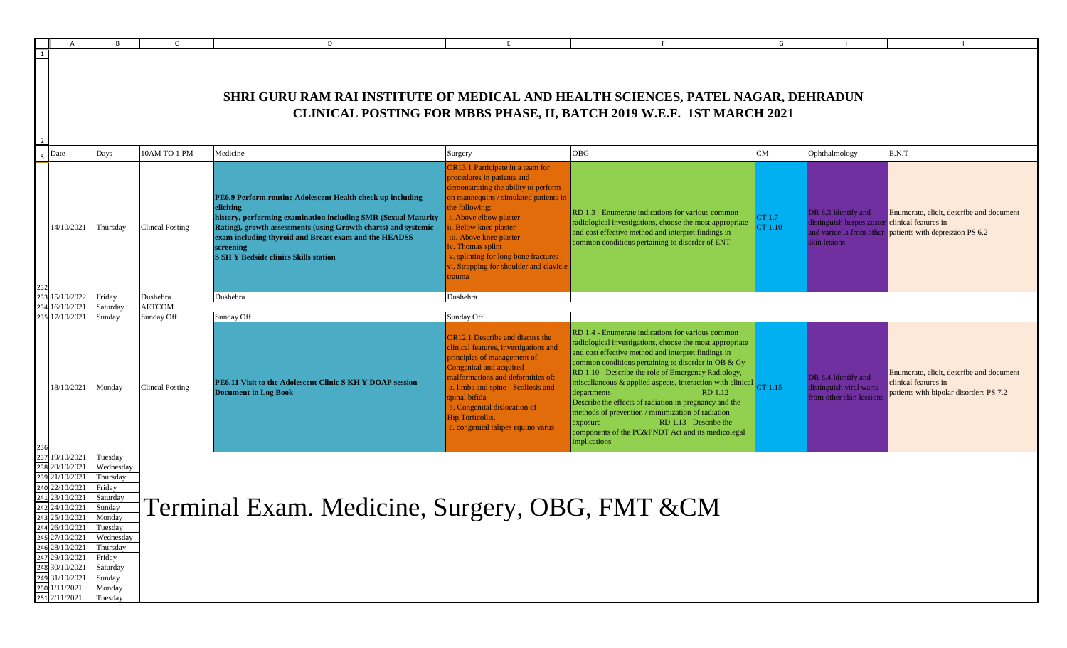# SHRI GURU RAM RAI INSTITUTE OF MEDICAL AND HEALTH SCIENCES, PATEL NAGAR, DEHRADUN

## CLINICAL POSTING FOR MBBS PHASE, II, BATCH 2019 W.E.F. 1ST MARCH 2021

| Date | Days | 10AM TO 1 PM | Medicine | Surgery | OBG | CM | Ophthalmology | E.N.T |
|---|---|---|---|---|---|---|---|---|
| 14/10/2021 | Thursday | Clincal Posting | **PE6.9 Perform routine Adolescent Health check up including eliciting history, performing examination including SMR (Sexual Maturity Rating), growth assessments (using Growth charts) and systemic exam including thyroid and Breast exam and the HEADSS screening S SH Y Bedside clinics Skills station** | OR13.1 Participate in a team for procedures in patients and demonstrating the ability to perform on mannequins / simulated patients in the following: i. Above elbow plaster ii. Below knee plaster iii. Above knee plaster iv. Thomas splint v. splinting for long bone fractures vi. Strapping for shoulder and clavicle trauma | RD 1.3 - Enumerate indications for various common radiological investigations, choose the most appropriate and cost effective method and interpret findings in common conditions pertaining to disorder of ENT | CT 1.7 CT 1.10 | DR 8.3 Identify and distinguish herpes zoster and varicella from other skin lesions | Enumerate, elicit, describe and document clinical features in patients with depression PS 6.2 |
| 15/10/2022 | Friday | Dushehra | Dushehra | Dushehra | | | | |
| 16/10/2021 | Saturday | AETCOM | | | | | | |
| 17/10/2021 | Sunday | Sunday Off | Sunday Off | Sunday Off | | | | |
| 18/10/2021 | Monday | Clincal Posting | **PE6.11 Visit to the Adolescent Clinic S KH Y DOAP session Document in Log Book** | OR12.1 Describe and discuss the clinical features, investigations and principles of management of Congenital and acquired malformations and deformities of: a. limbs and spine - Scoliosis and spinal bifida b. Congenital dislocation of Hip,Torticollis, c. congenital talipes equino varus | RD 1.4 - Enumerate indications for various common radiological investigations, choose the most appropriate and cost effective method and interpret findings in common conditions pertaining to disorder in OB & Gy RD 1.10- Describe the role of Emergency Radiology, miscellaneous & applied aspects, interaction with clinical departments RD 1.12 Describe the effects of radiation in pregnancy and the methods of prevention / minimization of radiation exposure RD 1.13 - Describe the components of the PC&PNDT Act and its medicolegal implications | CT 1.15 | DR 8.4 Identify and distinguish viral warts from other skin lesions | Enumerate, elicit, describe and document clinical features in patients with bipolar disorders PS 7.2 |
| 19/10/2021 | Tuesday | Terminal Exam. Medicine, Surgery, OBG, FMT &CM | | | | | | |
| 20/10/2021 | Wednesday | | | | | | | |
| 21/10/2021 | Thursday | | | | | | | |
| 22/10/2021 | Friday | | | | | | | |
| 23/10/2021 | Saturday | | | | | | | |
| 24/10/2021 | Sunday | | | | | | | |
| 25/10/2021 | Monday | | | | | | | |
| 26/10/2021 | Tuesday | | | | | | | |
| 27/10/2021 | Wednesday | | | | | | | |
| 28/10/2021 | Thursday | | | | | | | |
| 29/10/2021 | Friday | | | | | | | |
| 30/10/2021 | Saturday | | | | | | | |
| 31/10/2021 | Sunday | | | | | | | |
| 1/11/2021 | Monday | | | | | | | |
| 2/11/2021 | Tuesday | | | | | | | |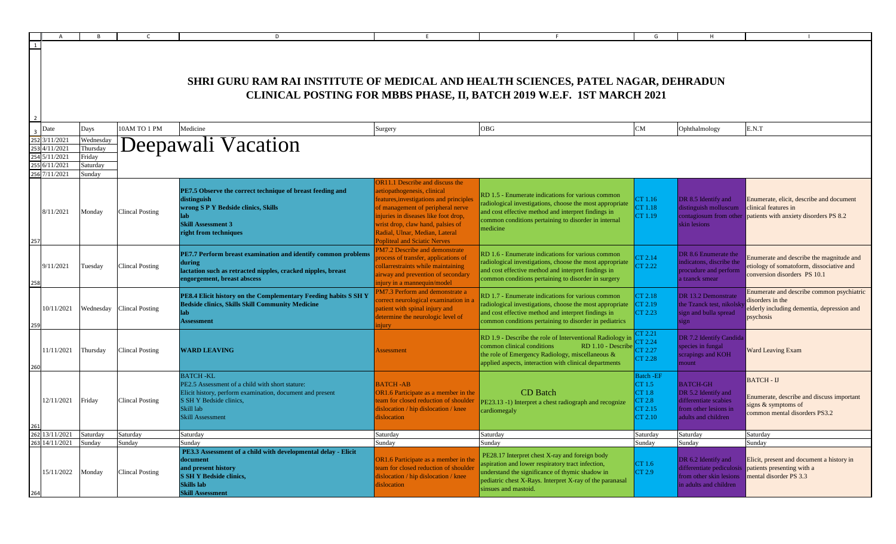# SHRI GURU RAM RAI INSTITUTE OF MEDICAL AND HEALTH SCIENCES, PATEL NAGAR, DEHRADUN

## CLINICAL POSTING FOR MBBS PHASE, II, BATCH 2019 W.E.F. 1ST MARCH 2021

| Date | Days | 10AM TO 1 PM | Medicine | Surgery | OBG | CM | Ophthalmology | E.N.T |
|---|---|---|---|---|---|---|---|---|
| 3/11/2021 | Wednesday | Deepawali Vacation | | | | | | |
| 4/11/2021 | Thursday | | | | | | | |
| 5/11/2021 | Friday | | | | | | | |
| 6/11/2021 | Saturday | | | | | | | |
| 7/11/2021 | Sunday | | | | | | | |
| 8/11/2021 | Monday | Clincal Posting | **PE7.5 Observe the correct technique of breast feeding and distinguish wrong S P Y Bedside clinics, Skills lab Skill Assessment 3 right from techniques** | OR11.1 Describe and discuss the aetiopathogenesis, clinical features,investigations and principles of management of peripheral nerve injuries in diseases like foot drop, wrist drop, claw hand, palsies of Radial, Ulnar, Median, Lateral Popliteal and Sciatic Nerves | RD 1.5 - Enumerate indications for various common radiological investigations, choose the most appropriate and cost effective method and interpret findings in common conditions pertaining to disorder in internal medicine | CT 1.16 CT 1.18 CT 1.19 | DR 8.5 Identify and distinguish molluscum contagiosum from other skin lesions | Enumerate, elicit, describe and document clinical features in patients with anxiety disorders PS 8.2 |
| 9/11/2021 | Tuesday | Clincal Posting | **PE7.7 Perform breast examination and identify common problems during lactation such as retracted nipples, cracked nipples, breast engorgement, breast abscess** | PM7.2 Describe and demonstrate process of transfer, applications of collarrestraints while maintaining airway and prevention of secondary injury in a mannequin/model | RD 1.6 - Enumerate indications for various common radiological investigations, choose the most appropriate and cost effective method and interpret findings in common conditions pertaining to disorder in surgery | CT 2.14 CT 2.22 | DR 8.6 Enumerate the indicatons, discribe the procudure and perform a tzanck smear | Enumerate and describe the magnitude and etiology of somatoform, dissociative and conversion disorders PS 10.1 |
| 10/11/2021 | Wednesday | Clincal Posting | **PE8.4 Elicit history on the Complementary Feeding habits S SH Y Bedside clinics, Skills Skill Community Medicine lab Assessment** | PM7.3 Perform and demonstrate a correct neurological examination in a patient with spinal injury and determine the neurologic level of injury | RD 1.7 - Enumerate indications for various common radiological investigations, choose the most appropriate and cost effective method and interpret findings in common conditions pertaining to disorder in pediatrics | CT 2.18 CT 2.19 CT 2.23 | DR 13.2 Demonstrate the Tzanck test, nikolsky sign and bulla spread sign | Enumerate and describe common psychiatric disorders in the elderly including dementia, depression and psychosis |
| 11/11/2021 | Thursday | Clincal Posting | **WARD LEAVING** | Assessment | RD 1.9 - Describe the role of Interventional Radiology in common clinical conditions RD 1.10 - Describe the role of Emergency Radiology, miscellaneous & applied aspects, interaction with clinical departments | CT 2.21 CT 2.24 CT 2.27 CT 2.28 | DR 7.2 Identify Candida species in fungal scrapings and KOH mount | Ward Leaving Exam |
| 12/11/2021 | Friday | Clincal Posting | BATCH -KL PE2.5 Assessment of a child with short stature: Elicit history, perform examination, document and present S SH Y Bedside clinics, Skill lab Skill Assessment | BATCH -AB OR1.6 Participate as a member in the team for closed reduction of shoulder dislocation / hip dislocation / knee dislocation | CD Batch PE23.13 -1) Interpret a chest radiograph and recognize cardiomegaly | Batch -EF CT 1.5 CT 1.8 CT 2.8 CT 2.15 CT 2.10 | BATCH-GH DR 5.2 Identify and differentiate scabies from other lesions in adults and children | BATCH - IJ Enumerate, describe and discuss important signs & symptoms of common mental disorders PS3.2 |
| 13/11/2021 | Saturday | Saturday | Saturday | Saturday | Saturday | Saturday | Saturday | Saturday |
| 14/11/2021 | Sunday | Sunday | Sunday | Sunday | Sunday | Sunday | Sunday | Sunday |
| 15/11/2022 | Monday | Clincal Posting | **PE3.3 Assessment of a child with developmental delay - Elicit document and present history S SH Y Bedside clinics, Skills lab Skill Assessment** | OR1.6 Participate as a member in the team for closed reduction of shoulder dislocation / hip dislocation / knee dislocation | PE28.17 Interpret chest X-ray and foreign body aspiration and lower respiratory tract infection, understand the significance of thymic shadow in pediatric chest X-Rays. Interpret X-ray of the paranasal sinuses and mastoid. | CT 1.6 CT 2.9 | DR 6.2 Identify and differentiate pediculosis from other skin lesions in adults and children | Elicit, present and document a history in patients presenting with a mental disorder PS 3.3 |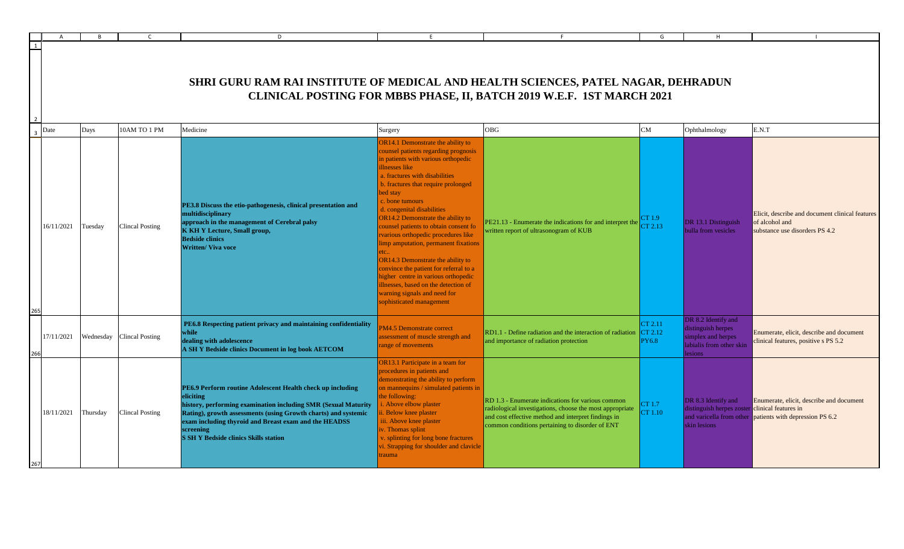# SHRI GURU RAM RAI INSTITUTE OF MEDICAL AND HEALTH SCIENCES, PATEL NAGAR, DEHRADUN

## CLINICAL POSTING FOR MBBS PHASE, II, BATCH 2019 W.E.F. 1ST MARCH 2021

| Date | Days | 10AM TO 1 PM | Medicine | Surgery | OBG | CM | Ophthalmology | E.N.T |
|---|---|---|---|---|---|---|---|---|
| 16/11/2021 | Tuesday | Clincal Posting | **PE3.8 Discuss the etio-pathogenesis, clinical presentation and multidisciplinary approach in the management of Cerebral palsy K KH Y Lecture, Small group, Bedside clinics Written/ Viva voce** | OR14.1 Demonstrate the ability to counsel patients regarding prognosis in patients with various orthopedic illnesses like a. fractures with disabilities b. fractures that require prolonged bed stay c. bone tumours d. congenital disabilities OR14.2 Demonstrate the ability to counsel patients to obtain consent fo rvarious orthopedic procedures like limp amputation, permanent fixations etc.. OR14.3 Demonstrate the ability to convince the patient for referral to a higher centre in various orthopedic illnesses, based on the detection of warning signals and need for sophisticated management | PE21.13 - Enumerate the indications for and interpret the written report of ultrasonogram of KUB | CT 1.9 CT 2.13 | DR 13.1 Distinguish bulla from vesicles | Elicit, describe and document clinical features of alcohol and substance use disorders PS 4.2 |
| 17/11/2021 | Wednesday | Clincal Posting | **PE6.8 Respecting patient privacy and maintaining confidentiality while dealing with adolescence A SH Y Bedside clinics Document in log book AETCOM** | PM4.5 Demonstrate correct assessment of muscle strength and range of movements | RD1.1 - Define radiation and the interaction of radiation and importance of radiation protection | CT 2.11 CT 2.12 PY6.8 | DR 8.2 Identify and distinguish herpes simplex and herpes labialis from other skin lesions | Enumerate, elicit, describe and document clinical features, positive s PS 5.2 |
| 18/11/2021 | Thursday | Clincal Posting | **PE6.9 Perform routine Adolescent Health check up including eliciting history, performing examination including SMR (Sexual Maturity Rating), growth assessments (using Growth charts) and systemic exam including thyroid and Breast exam and the HEADSS screening S SH Y Bedside clinics Skills station** | OR13.1 Participate in a team for procedures in patients and demonstrating the ability to perform on mannequins / simulated patients in the following: i. Above elbow plaster ii. Below knee plaster iii. Above knee plaster iv. Thomas splint v. splinting for long bone fractures vi. Strapping for shoulder and clavicle trauma | RD 1.3 - Enumerate indications for various common radiological investigations, choose the most appropriate and cost effective method and interpret findings in common conditions pertaining to disorder of ENT | CT 1.7 CT 1.10 | DR 8.3 Identify and distinguish herpes zoster and varicella from other skin lesions | Enumerate, elicit, describe and document clinical features in patients with depression PS 6.2 |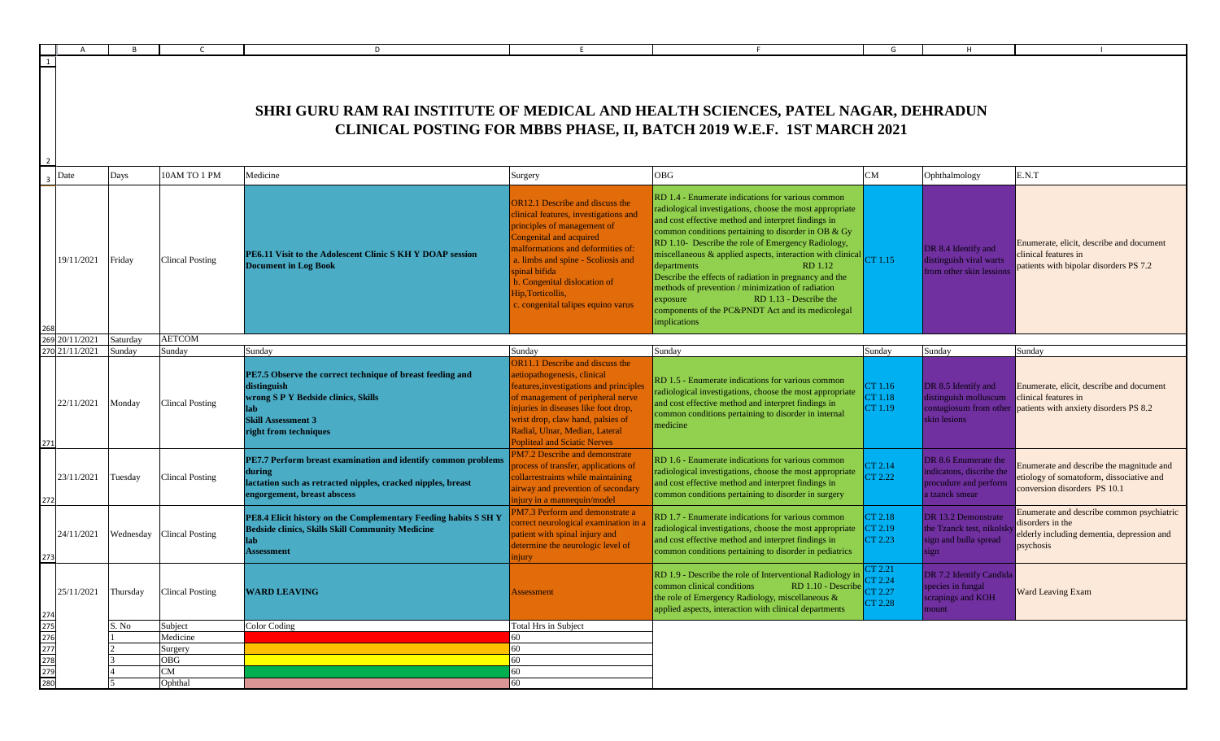# SHRI GURU RAM RAI INSTITUTE OF MEDICAL AND HEALTH SCIENCES, PATEL NAGAR, DEHRADUN

## CLINICAL POSTING FOR MBBS PHASE, II, BATCH 2019 W.E.F. 1ST MARCH 2021

| Date | Days | 10AM TO 1 PM | Medicine | Surgery | OBG | CM | Ophthalmology | E.N.T |
|---|---|---|---|---|---|---|---|---|
| 19/11/2021 | Friday | Clincal Posting | **PE6.11 Visit to the Adolescent Clinic S KH Y DOAP session Document in Log Book** | OR12.1 Describe and discuss the clinical features, investigations and principles of management of Congenital and acquired malformations and deformities of: a. limbs and spine - Scoliosis and spinal bifida b. Congenital dislocation of Hip,Torticollis, c. congenital talipes equino varus | RD 1.4 - Enumerate indications for various common radiological investigations, choose the most appropriate and cost effective method and interpret findings in common conditions pertaining to disorder in OB & Gy RD 1.10- Describe the role of Emergency Radiology, miscellaneous & applied aspects, interaction with clinical departments RD 1.12 Describe the effects of radiation in pregnancy and the methods of prevention / minimization of radiation exposure RD 1.13 - Describe the components of the PC&PNDT Act and its medicolegal implications | CT 1.15 | DR 8.4 Identify and distinguish viral warts from other skin lesions | Enumerate, elicit, describe and document clinical features in patients with bipolar disorders PS 7.2 |
| 20/11/2021 | Saturday | AETCOM | | | | | | |
| 21/11/2021 | Sunday | Sunday | Sunday | Sunday | Sunday | Sunday | Sunday | Sunday |
| 22/11/2021 | Monday | Clincal Posting | **PE7.5 Observe the correct technique of breast feeding and distinguish wrong S P Y Bedside clinics, Skills lab Skill Assessment 3 right from techniques** | OR11.1 Describe and discuss the aetiopathogenesis, clinical features,investigations and principles of management of peripheral nerve injuries in diseases like foot drop, wrist drop, claw hand, palsies of Radial, Ulnar, Median, Lateral Popliteal and Sciatic Nerves | RD 1.5 - Enumerate indications for various common radiological investigations, choose the most appropriate and cost effective method and interpret findings in common conditions pertaining to disorder in internal medicine | CT 1.16 CT 1.18 CT 1.19 | DR 8.5 Identify and distinguish molluscum contagiosum from other skin lesions | Enumerate, elicit, describe and document clinical features in patients with anxiety disorders PS 8.2 |
| 23/11/2021 | Tuesday | Clincal Posting | **PE7.7 Perform breast examination and identify common problems during lactation such as retracted nipples, cracked nipples, breast engorgement, breast abscess** | PM7.2 Describe and demonstrate process of transfer, applications of collarrestraints while maintaining airway and prevention of secondary injury in a mannequin/model | RD 1.6 - Enumerate indications for various common radiological investigations, choose the most appropriate and cost effective method and interpret findings in common conditions pertaining to disorder in surgery | CT 2.14 CT 2.22 | DR 8.6 Enumerate the indicatons, discribe the procudure and perform a tzanck smear | Enumerate and describe the magnitude and etiology of somatoform, dissociative and conversion disorders PS 10.1 |
| 24/11/2021 | Wednesday | Clincal Posting | **PE8.4 Elicit history on the Complementary Feeding habits S SH Y Bedside clinics, Skills Skill Community Medicine lab Assessment** | PM7.3 Perform and demonstrate a correct neurological examination in a patient with spinal injury and determine the neurologic level of injury | RD 1.7 - Enumerate indications for various common radiological investigations, choose the most appropriate and cost effective method and interpret findings in common conditions pertaining to disorder in pediatrics | CT 2.18 CT 2.19 CT 2.23 | DR 13.2 Demonstrate the Tzanck test, nikolsky sign and bulla spread sign | Enumerate and describe common psychiatric disorders in the elderly including dementia, depression and psychosis |
| 25/11/2021 | Thursday | Clincal Posting | **WARD LEAVING** | Assessment | RD 1.9 - Describe the role of Interventional Radiology in common clinical conditions RD 1.10 - Describe the role of Emergency Radiology, miscellaneous & applied aspects, interaction with clinical departments | CT 2.21 CT 2.24 CT 2.27 CT 2.28 | DR 7.2 Identify Candida species in fungal scrapings and KOH mount | Ward Leaving Exam |

| S. No | Subject | Color Coding | Total Hrs in Subject |
|---|---|---|---|
| 1 | Medicine | | 60 |
| 2 | Surgery | | 60 |
| 3 | OBG | | 60 |
| 4 | CM | | 60 |
| 5 | Ophthal | | 60 |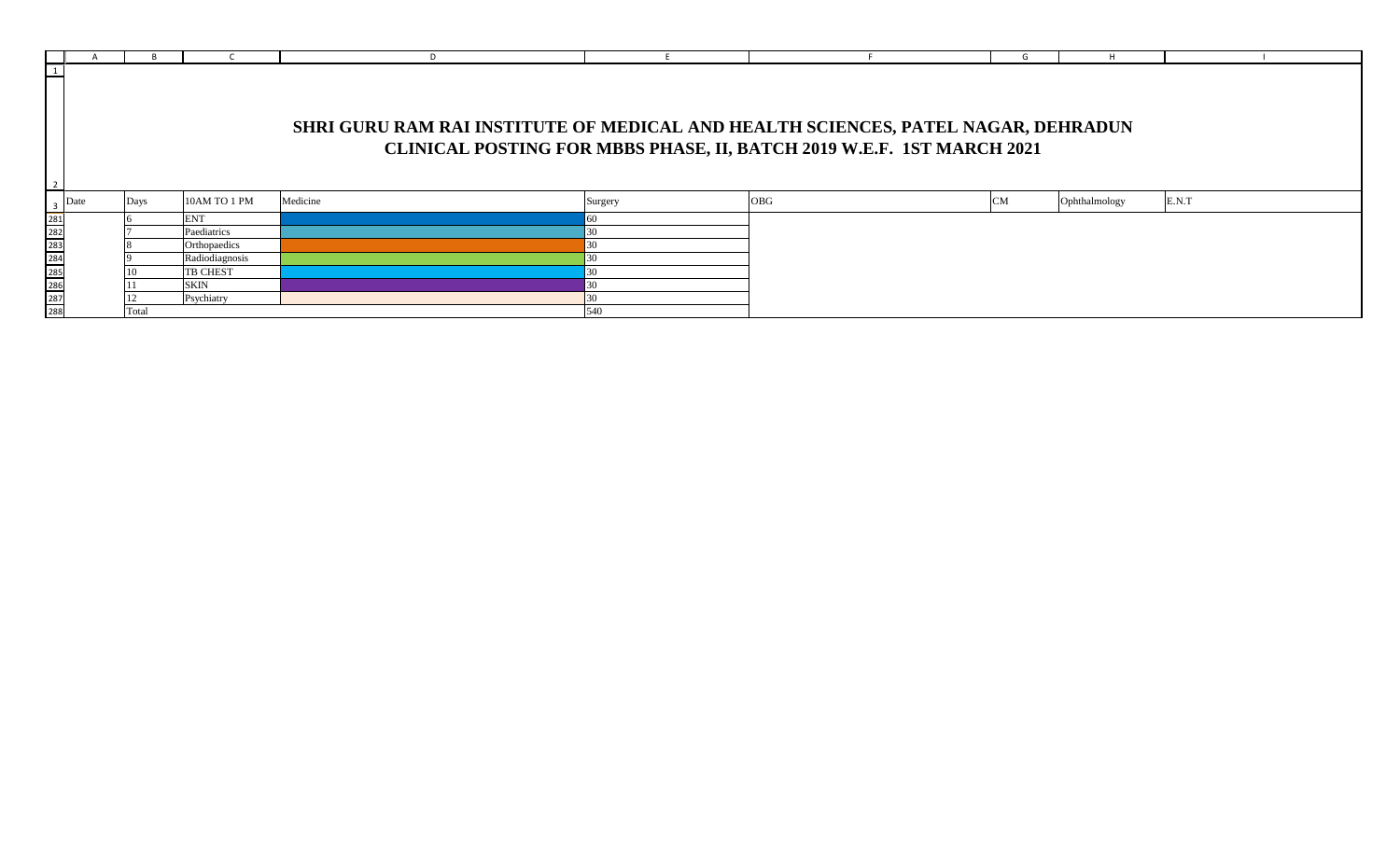# SHRI GURU RAM RAI INSTITUTE OF MEDICAL AND HEALTH SCIENCES, PATEL NAGAR, DEHRADUN

## CLINICAL POSTING FOR MBBS PHASE, II, BATCH 2019 W.E.F. 1ST MARCH 2021

| Date | Days | 10AM TO 1 PM | Medicine | Surgery | OBG | CM | Ophthalmology | E.N.T |
|---|---|---|---|---|---|---|---|---|
| | 6 | ENT | | 60 | | | | |
| | 7 | Paediatrics | | 30 | | | | |
| | 8 | Orthopaedics | | 30 | | | | |
| | 9 | Radiodiagnosis | | 30 | | | | |
| | 10 | TB CHEST | | 30 | | | | |
| | 11 | SKIN | | 30 | | | | |
| | 12 | Psychiatry | | 30 | | | | |
| | Total | | | 540 | | | | |